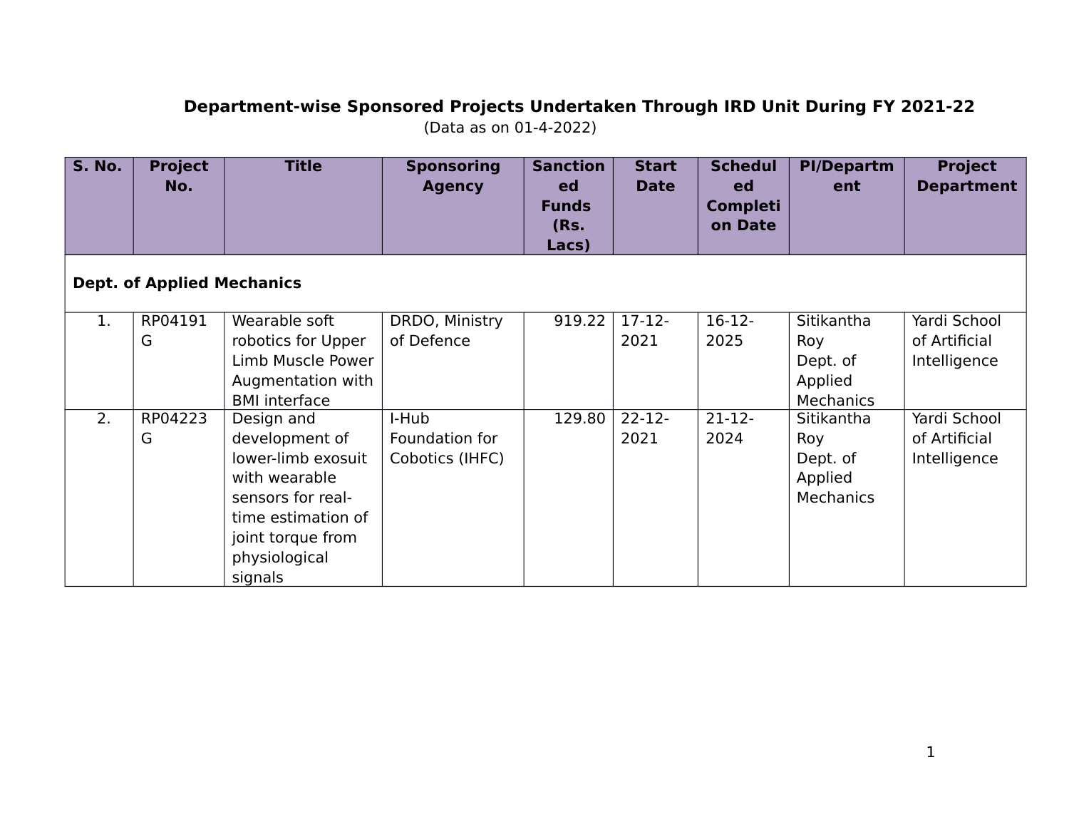# Department-wise Sponsored Projects Undertaken Through IRD Unit During FY 2021-22

(Data as on 01-4-2022)

| S. No. | Project No. | Title | Sponsoring Agency | Sanctioned Funds (Rs. Lacs) | Start Date | Scheduled Completion Date | PI/Department | Project Department |
|---|---|---|---|---|---|---|---|---|
| **Dept. of Applied Mechanics** | | | | | | | | |
| 1. | RP04191G | Wearable soft robotics for Upper Limb Muscle Power Augmentation with BMI interface | DRDO, Ministry of Defence | 919.22 | 17-12-2021 | 16-12-2025 | Sitikantha Roy Dept. of Applied Mechanics | Yardi School of Artificial Intelligence |
| 2. | RP04223G | Design and development of lower-limb exosuit with wearable sensors for real-time estimation of joint torque from physiological signals | I-Hub Foundation for Cobotics (IHFC) | 129.80 | 22-12-2021 | 21-12-2024 | Sitikantha Roy Dept. of Applied Mechanics | Yardi School of Artificial Intelligence |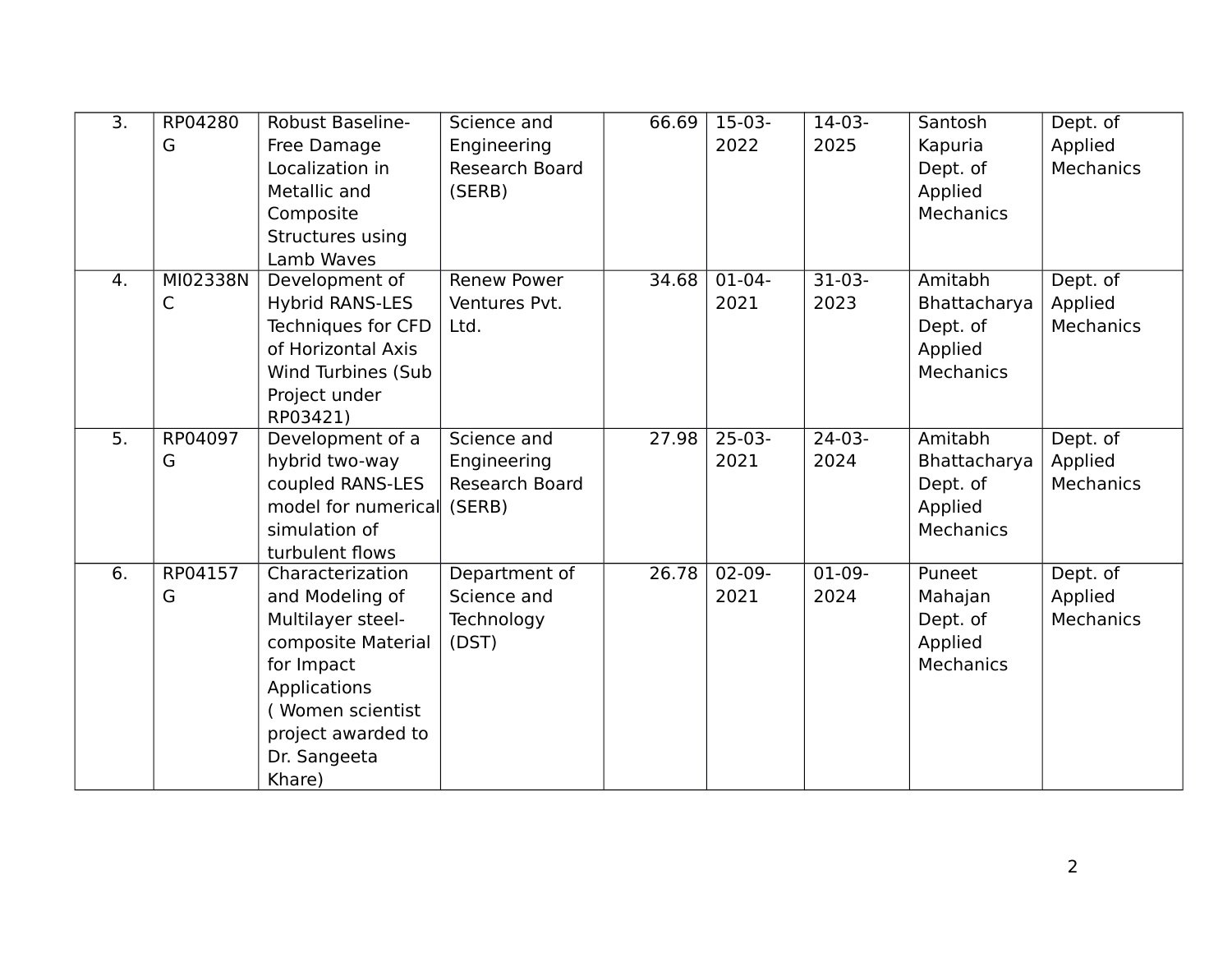| 3. | RP04280G | Robust Baseline-Free Damage Localization in Metallic and Composite Structures using Lamb Waves | Science and Engineering Research Board (SERB) | 66.69 | 15-03-2022 | 14-03-2025 | Santosh Kapuria Dept. of Applied Mechanics | Dept. of Applied Mechanics |
|---|---|---|---|---|---|---|---|---|
| 4. | MI02338NC | Development of Hybrid RANS-LES Techniques for CFD of Horizontal Axis Wind Turbines (Sub Project under RP03421) | Renew Power Ventures Pvt. Ltd. | 34.68 | 01-04-2021 | 31-03-2023 | Amitabh Bhattacharya Dept. of Applied Mechanics | Dept. of Applied Mechanics |
| 5. | RP04097G | Development of a hybrid two-way coupled RANS-LES model for numerical simulation of turbulent flows | Science and Engineering Research Board (SERB) | 27.98 | 25-03-2021 | 24-03-2024 | Amitabh Bhattacharya Dept. of Applied Mechanics | Dept. of Applied Mechanics |
| 6. | RP04157G | Characterization and Modeling of Multilayer steel-composite Material for Impact Applications ( Women scientist project awarded to Dr. Sangeeta Khare) | Department of Science and Technology (DST) | 26.78 | 02-09-2021 | 01-09-2024 | Puneet Mahajan Dept. of Applied Mechanics | Dept. of Applied Mechanics |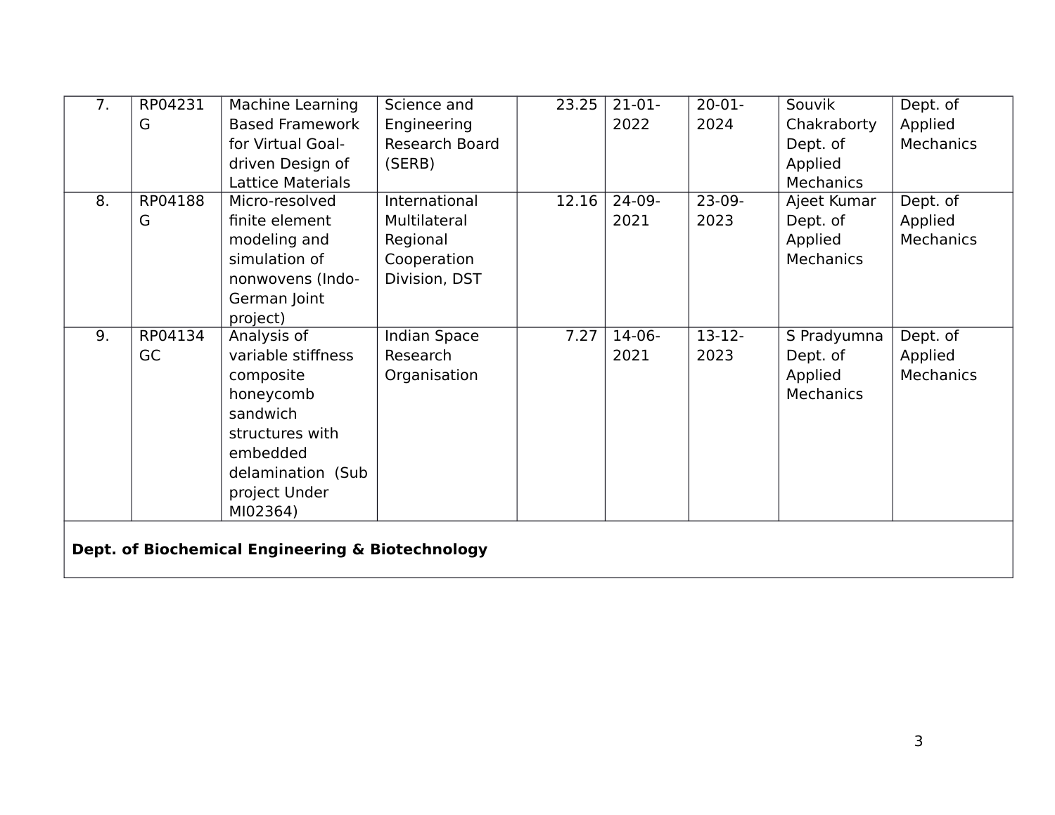| 7. | RP04231G | Machine Learning Based Framework for Virtual Goal-driven Design of Lattice Materials | Science and Engineering Research Board (SERB) | 23.25 | 21-01-2022 | 20-01-2024 | Souvik Chakraborty Dept. of Applied Mechanics | Dept. of Applied Mechanics |
|---|---|---|---|---|---|---|---|---|
| 8. | RP04188G | Micro-resolved finite element modeling and simulation of nonwovens (Indo-German Joint project) | International Multilateral Regional Cooperation Division, DST | 12.16 | 24-09-2021 | 23-09-2023 | Ajeet Kumar Dept. of Applied Mechanics | Dept. of Applied Mechanics |
| 9. | RP04134GC | Analysis of variable stiffness composite honeycomb sandwich structures with embedded delamination (Sub project Under MI02364) | Indian Space Research Organisation | 7.27 | 14-06-2021 | 13-12-2023 | S Pradyumna Dept. of Applied Mechanics | Dept. of Applied Mechanics |
| **Dept. of Biochemical Engineering & Biotechnology** | | | | | | | | |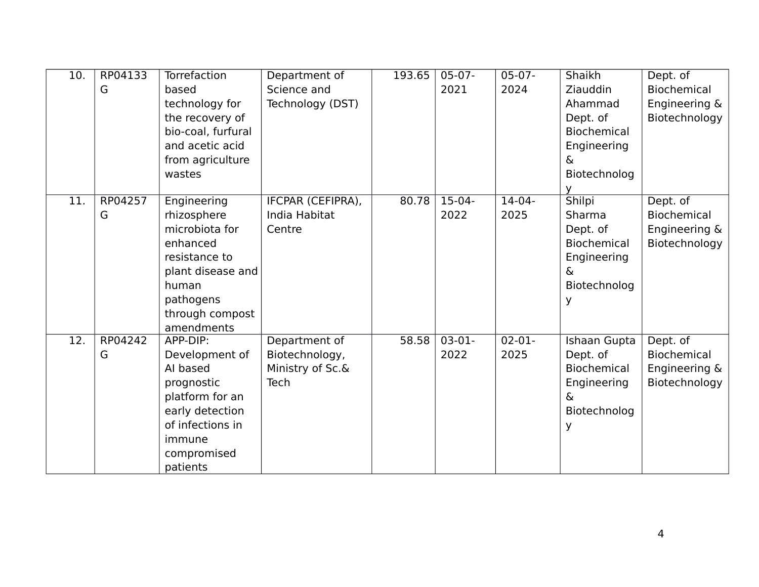| 10. | RP04133G | Torrefaction based technology for the recovery of bio-coal, furfural and acetic acid from agriculture wastes | Department of Science and Technology (DST) | 193.65 | 05-07-2021 | 05-07-2024 | Shaikh Ziauddin Ahammad Dept. of Biochemical Engineering & Biotechnology | Dept. of Biochemical Engineering & Biotechnology |
|---|---|---|---|---|---|---|---|---|
| 11. | RP04257G | Engineering rhizosphere microbiota for enhanced resistance to plant disease and human pathogens through compost amendments | IFCPAR (CEFIPRA), India Habitat Centre | 80.78 | 15-04-2022 | 14-04-2025 | Shilpi Sharma Dept. of Biochemical Engineering & Biotechnology | Dept. of Biochemical Engineering & Biotechnology |
| 12. | RP04242G | APP-DIP: Development of AI based prognostic platform for an early detection of infections in immune compromised patients | Department of Biotechnology, Ministry of Sc.& Tech | 58.58 | 03-01-2022 | 02-01-2025 | Ishaan Gupta Dept. of Biochemical Engineering & Biotechnology | Dept. of Biochemical Engineering & Biotechnology |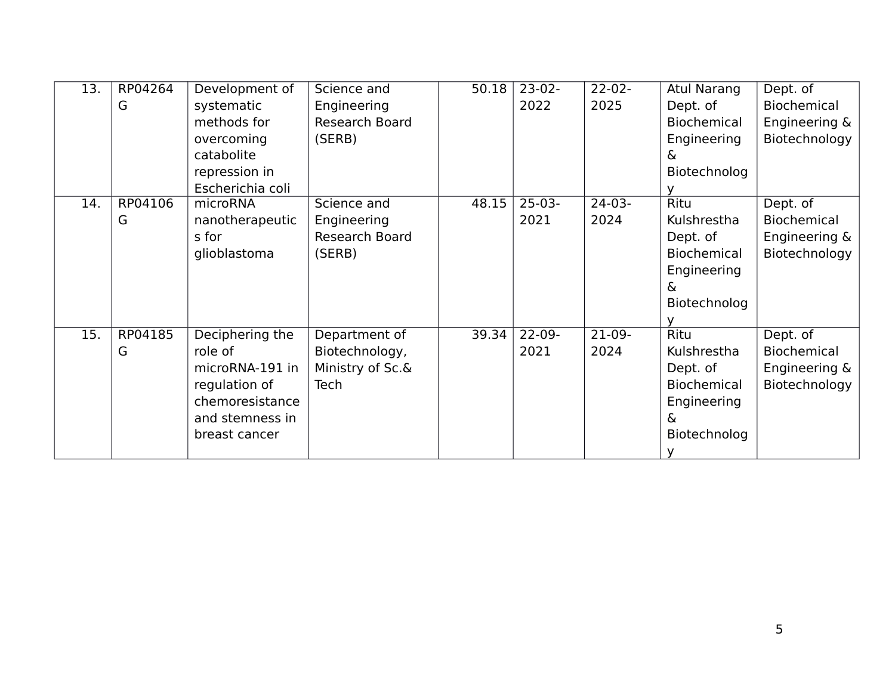| 13. | RP04264G | Development of systematic methods for overcoming catabolite repression in Escherichia coli | Science and Engineering Research Board (SERB) | 50.18 | 23-02-2022 | 22-02-2025 | Atul Narang Dept. of Biochemical Engineering & Biotechnology | Dept. of Biochemical Engineering & Biotechnology |
|---|---|---|---|---|---|---|---|---|
| 14. | RP04106G | microRNA nanotherapeutics for glioblastoma | Science and Engineering Research Board (SERB) | 48.15 | 25-03-2021 | 24-03-2024 | Ritu Kulshrestha Dept. of Biochemical Engineering & Biotechnology | Dept. of Biochemical Engineering & Biotechnology |
| 15. | RP04185G | Deciphering the role of microRNA-191 in regulation of chemoresistance and stemness in breast cancer | Department of Biotechnology, Ministry of Sc.& Tech | 39.34 | 22-09-2021 | 21-09-2024 | Ritu Kulshrestha Dept. of Biochemical Engineering & Biotechnology | Dept. of Biochemical Engineering & Biotechnology |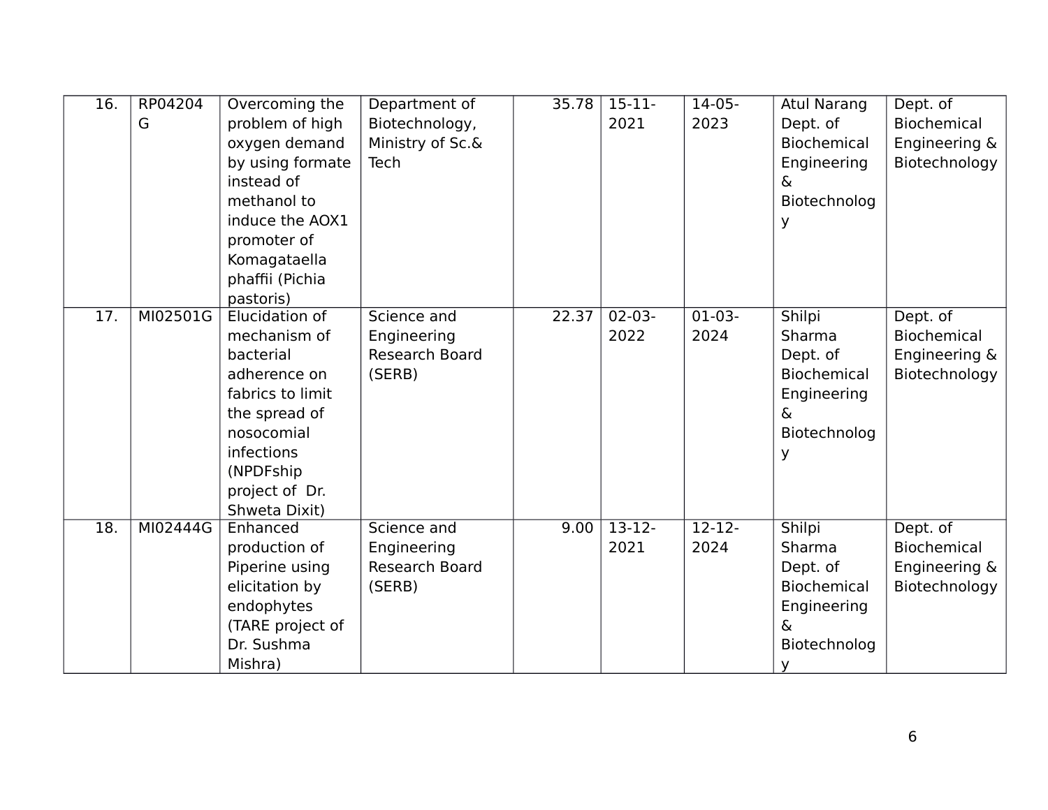| 16. | RP04204G | Overcoming the problem of high oxygen demand by using formate instead of methanol to induce the AOX1 promoter of Komagataella phaffii (Pichia pastoris) | Department of Biotechnology, Ministry of Sc.& Tech | 35.78 | 15-11-2021 | 14-05-2023 | Atul Narang Dept. of Biochemical Engineering & Biotechnology | Dept. of Biochemical Engineering & Biotechnology |
|---|---|---|---|---|---|---|---|---|
| 17. | MI02501G | Elucidation of mechanism of bacterial adherence on fabrics to limit the spread of nosocomial infections (NPDFship project of Dr. Shweta Dixit) | Science and Engineering Research Board (SERB) | 22.37 | 02-03-2022 | 01-03-2024 | Shilpi Sharma Dept. of Biochemical Engineering & Biotechnology | Dept. of Biochemical Engineering & Biotechnology |
| 18. | MI02444G | Enhanced production of Piperine using elicitation by endophytes (TARE project of Dr. Sushma Mishra) | Science and Engineering Research Board (SERB) | 9.00 | 13-12-2021 | 12-12-2024 | Shilpi Sharma Dept. of Biochemical Engineering & Biotechnology | Dept. of Biochemical Engineering & Biotechnology |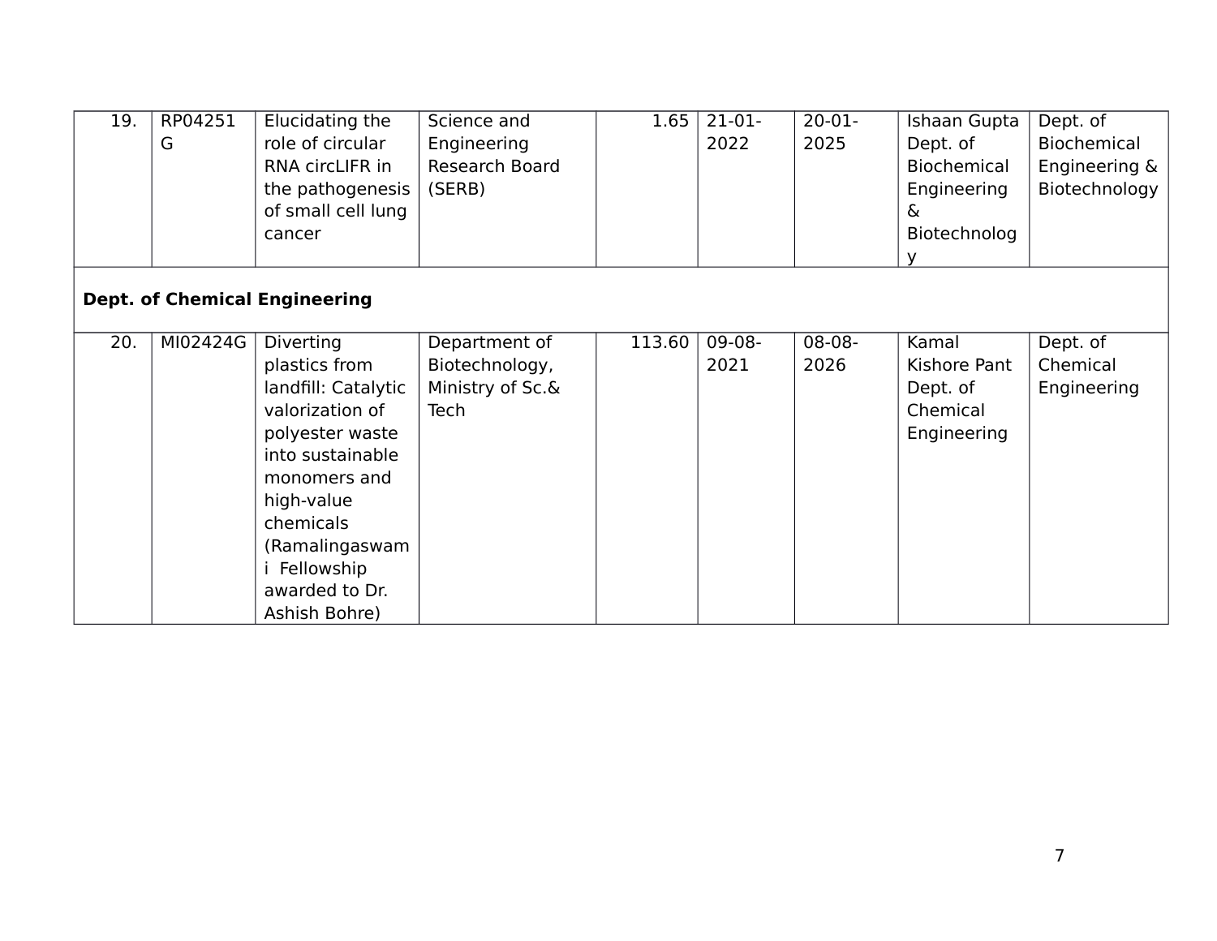| 19. | RP04251G | Elucidating the role of circular RNA circLIFR in the pathogenesis of small cell lung cancer | Science and Engineering Research Board (SERB) | 1.65 | 21-01-2022 | 20-01-2025 | Ishaan Gupta Dept. of Biochemical Engineering & Biotechnology | Dept. of Biochemical Engineering & Biotechnology |
|---|---|---|---|---|---|---|---|---|
| **Dept. of Chemical Engineering** | | | | | | | | |
| 20. | MI02424G | Diverting plastics from landfill: Catalytic valorization of polyester waste into sustainable monomers and high-value chemicals (Ramalingaswami Fellowship awarded to Dr. Ashish Bohre) | Department of Biotechnology, Ministry of Sc.& Tech | 113.60 | 09-08-2021 | 08-08-2026 | Kamal Kishore Pant Dept. of Chemical Engineering | Dept. of Chemical Engineering |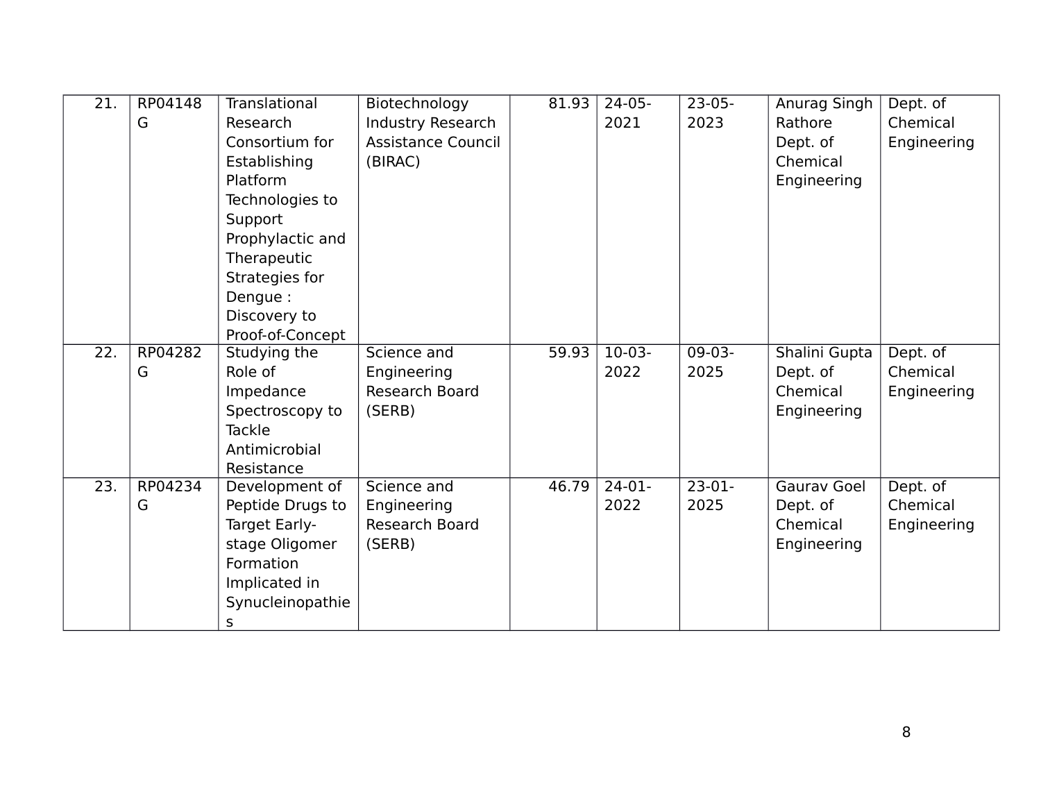| 21. | RP04148G | Translational Research Consortium for Establishing Platform Technologies to Support Prophylactic and Therapeutic Strategies for Dengue : Discovery to Proof-of-Concept | Biotechnology Industry Research Assistance Council (BIRAC) | 81.93 | 24-05-2021 | 23-05-2023 | Anurag Singh Rathore Dept. of Chemical Engineering | Dept. of Chemical Engineering |
|---|---|---|---|---|---|---|---|---|
| 22. | RP04282G | Studying the Role of Impedance Spectroscopy to Tackle Antimicrobial Resistance | Science and Engineering Research Board (SERB) | 59.93 | 10-03-2022 | 09-03-2025 | Shalini Gupta Dept. of Chemical Engineering | Dept. of Chemical Engineering |
| 23. | RP04234G | Development of Peptide Drugs to Target Early-stage Oligomer Formation Implicated in Synucleinopathies | Science and Engineering Research Board (SERB) | 46.79 | 24-01-2022 | 23-01-2025 | Gaurav Goel Dept. of Chemical Engineering | Dept. of Chemical Engineering |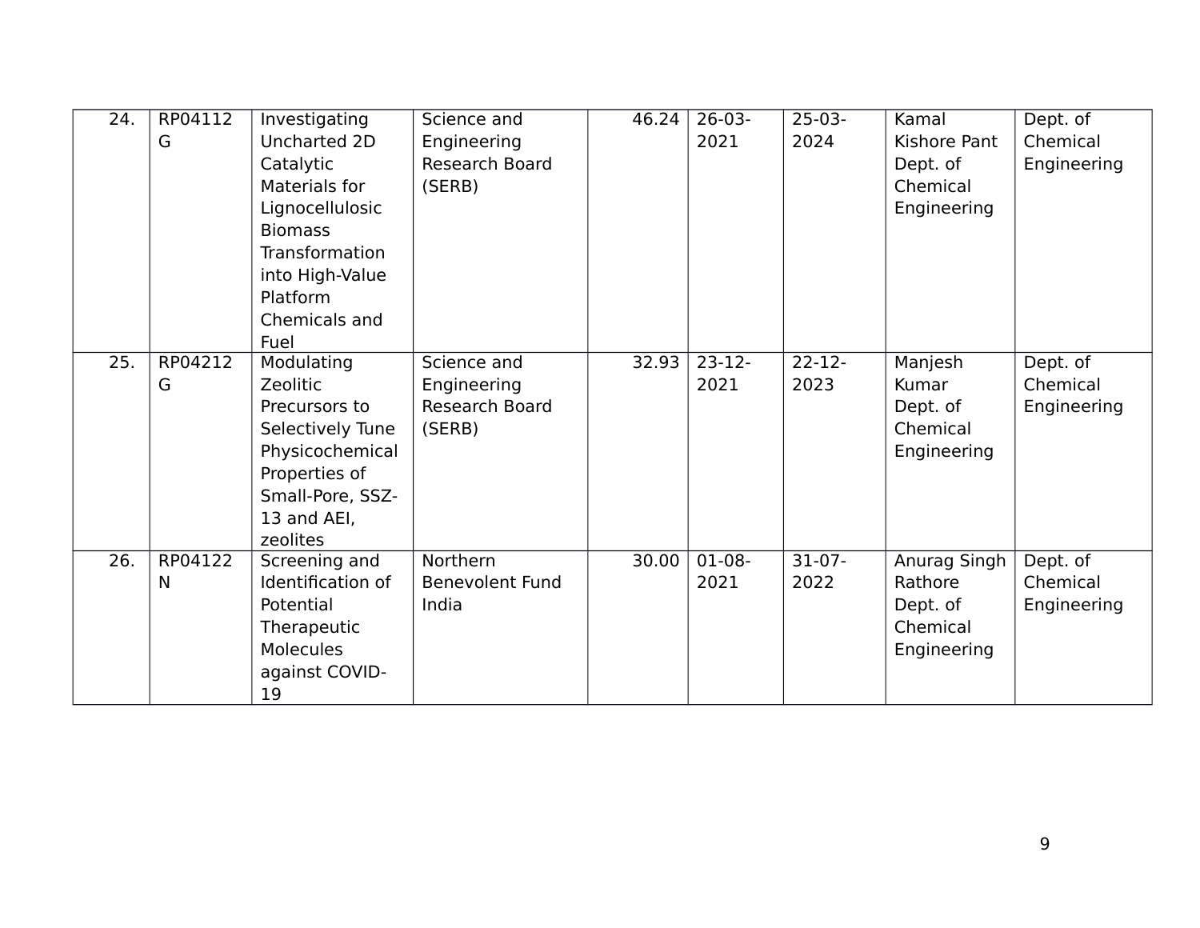| 24. | RP04112G | Investigating Uncharted 2D Catalytic Materials for Lignocellulosic Biomass Transformation into High-Value Platform Chemicals and Fuel | Science and Engineering Research Board (SERB) | 46.24 | 26-03-2021 | 25-03-2024 | Kamal Kishore Pant Dept. of Chemical Engineering | Dept. of Chemical Engineering |
|---|---|---|---|---|---|---|---|---|
| 25. | RP04212G | Modulating Zeolitic Precursors to Selectively Tune Physicochemical Properties of Small-Pore, SSZ-13 and AEI, zeolites | Science and Engineering Research Board (SERB) | 32.93 | 23-12-2021 | 22-12-2023 | Manjesh Kumar Dept. of Chemical Engineering | Dept. of Chemical Engineering |
| 26. | RP04122N | Screening and Identification of Potential Therapeutic Molecules against COVID-19 | Northern Benevolent Fund India | 30.00 | 01-08-2021 | 31-07-2022 | Anurag Singh Rathore Dept. of Chemical Engineering | Dept. of Chemical Engineering |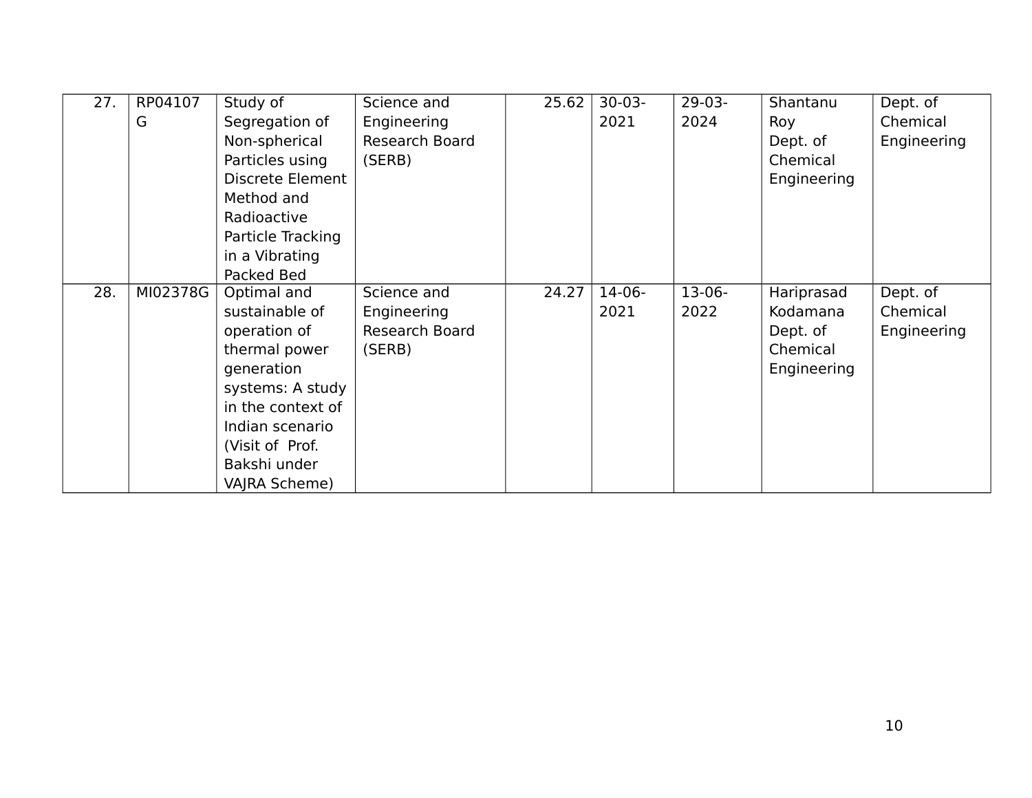| | | | | | | | | |
|---|---|---|---|---|---|---|---|---|
| 27. | RP04107G | Study of Segregation of Non-spherical Particles using Discrete Element Method and Radioactive Particle Tracking in a Vibrating Packed Bed | Science and Engineering Research Board (SERB) | 25.62 | 30-03-2021 | 29-03-2024 | Shantanu Roy Dept. of Chemical Engineering | Dept. of Chemical Engineering |
| 28. | MI02378G | Optimal and sustainable of operation of thermal power generation systems: A study in the context of Indian scenario (Visit of Prof. Bakshi under VAJRA Scheme) | Science and Engineering Research Board (SERB) | 24.27 | 14-06-2021 | 13-06-2022 | Hariprasad Kodamana Dept. of Chemical Engineering | Dept. of Chemical Engineering |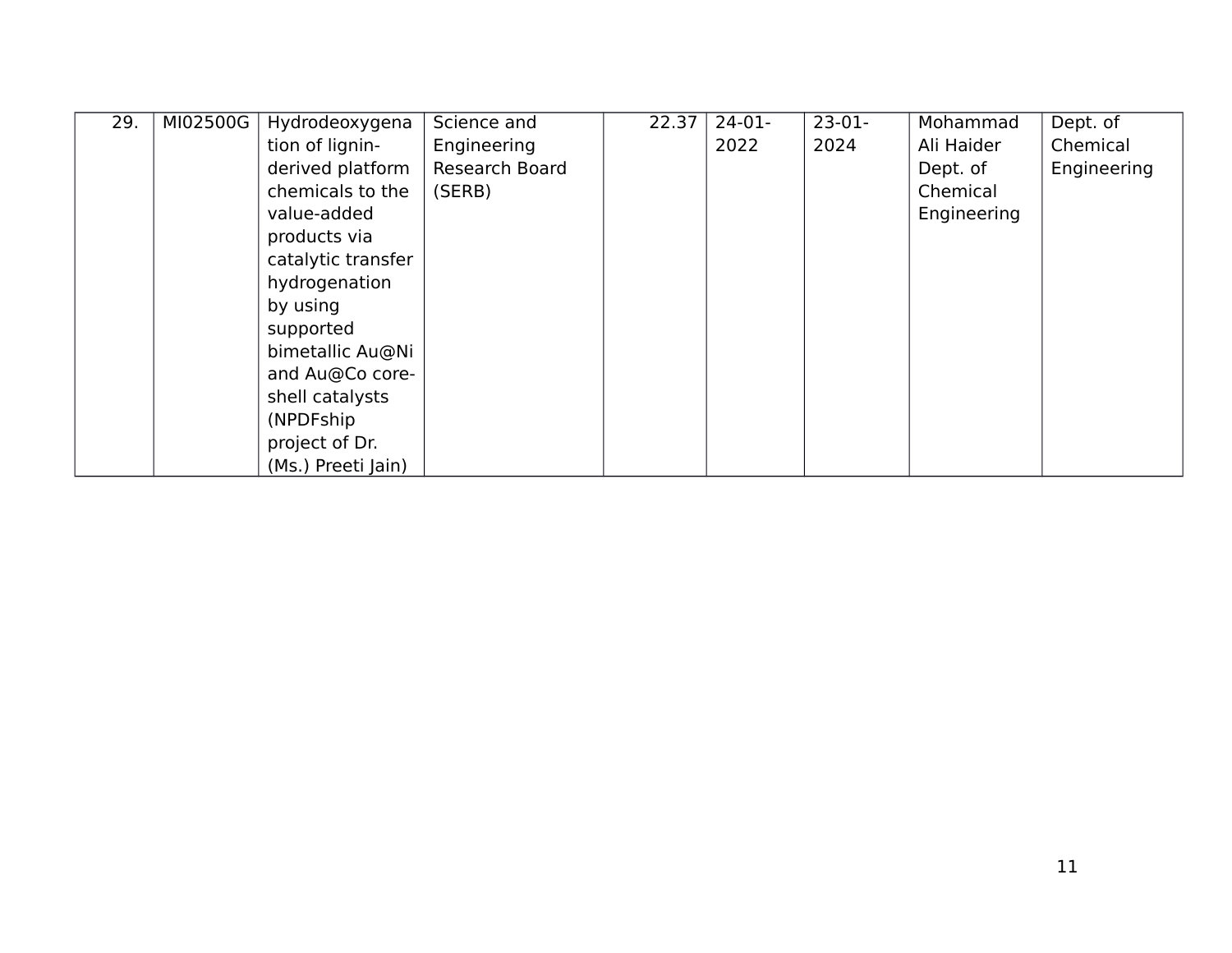| 29. | MI02500G | Hydrodeoxygenation of lignin-derived platform chemicals to the value-added products via catalytic transfer hydrogenation by using supported bimetallic Au@Ni and Au@Co core-shell catalysts (NPDFship project of Dr. (Ms.) Preeti Jain) | Science and Engineering Research Board (SERB) | 22.37 | 24-01-2022 | 23-01-2024 | Mohammad Ali Haider Dept. of Chemical Engineering | Dept. of Chemical Engineering |
|---|---|---|---|---|---|---|---|---|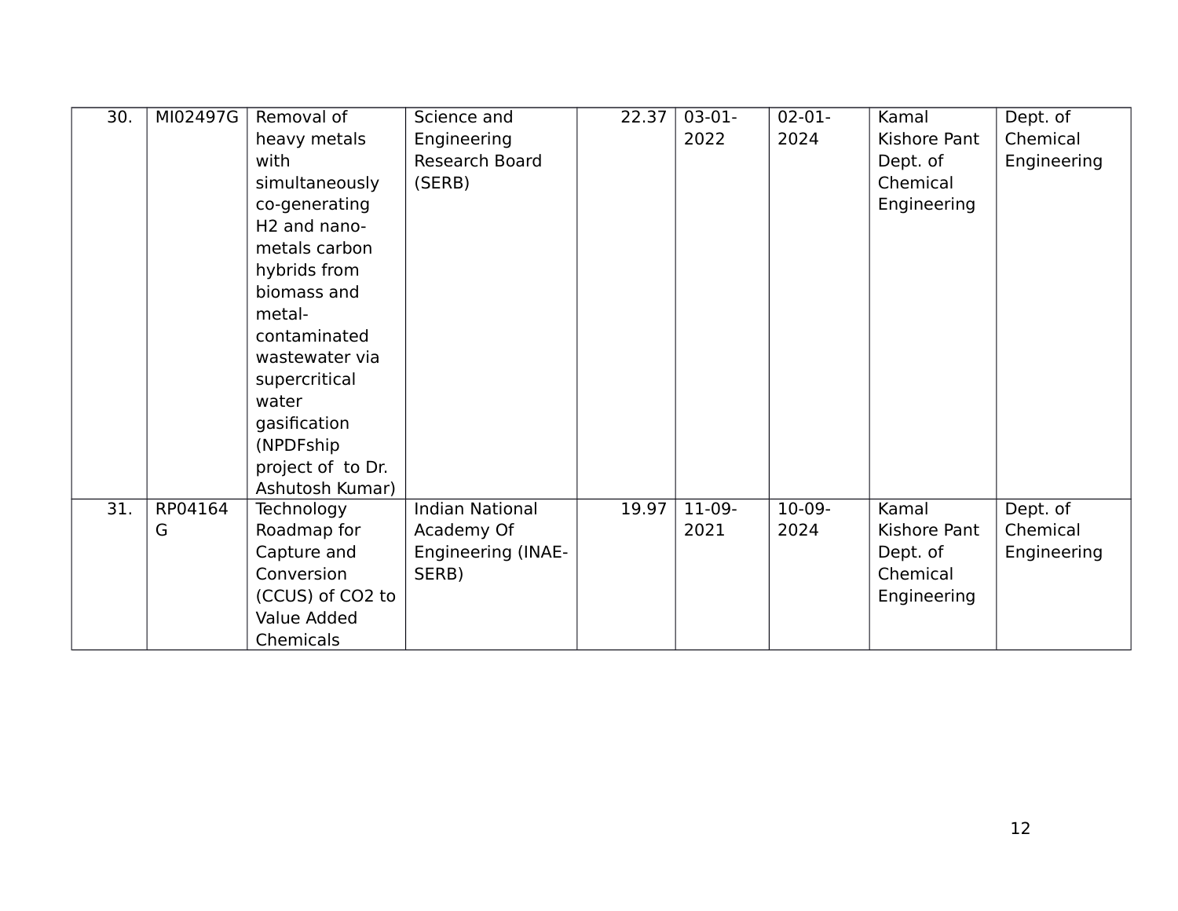| | | | | | | | | |
|---|---|---|---|---|---|---|---|---|
| 30. | MI02497G | Removal of heavy metals with simultaneously co-generating H2 and nano-metals carbon hybrids from biomass and metal-contaminated wastewater via supercritical water gasification (NPDFship project of to Dr. Ashutosh Kumar) | Science and Engineering Research Board (SERB) | 22.37 | 03-01-2022 | 02-01-2024 | Kamal Kishore Pant Dept. of Chemical Engineering | Dept. of Chemical Engineering |
| 31. | RP04164G | Technology Roadmap for Capture and Conversion (CCUS) of CO2 to Value Added Chemicals | Indian National Academy Of Engineering (INAE-SERB) | 19.97 | 11-09-2021 | 10-09-2024 | Kamal Kishore Pant Dept. of Chemical Engineering | Dept. of Chemical Engineering |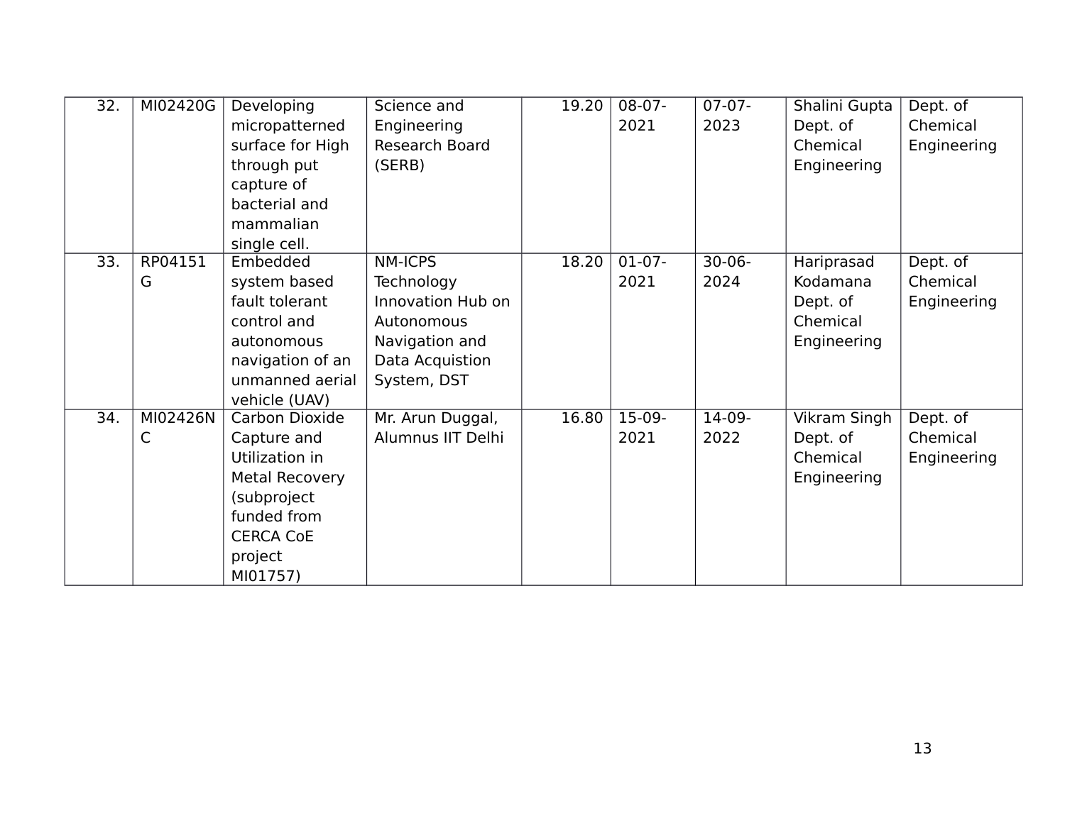| 32. | MI02420G | Developing micropatterned surface for High through put capture of bacterial and mammalian single cell. | Science and Engineering Research Board (SERB) | 19.20 | 08-07-2021 | 07-07-2023 | Shalini Gupta Dept. of Chemical Engineering | Dept. of Chemical Engineering |
|---|---|---|---|---|---|---|---|---|
| 33. | RP04151G | Embedded system based fault tolerant control and autonomous navigation of an unmanned aerial vehicle (UAV) | NM-ICPS Technology Innovation Hub on Autonomous Navigation and Data Acquistion System, DST | 18.20 | 01-07-2021 | 30-06-2024 | Hariprasad Kodamana Dept. of Chemical Engineering | Dept. of Chemical Engineering |
| 34. | MI02426NC | Carbon Dioxide Capture and Utilization in Metal Recovery (subproject funded from CERCA CoE project MI01757) | Mr. Arun Duggal, Alumnus IIT Delhi | 16.80 | 15-09-2021 | 14-09-2022 | Vikram Singh Dept. of Chemical Engineering | Dept. of Chemical Engineering |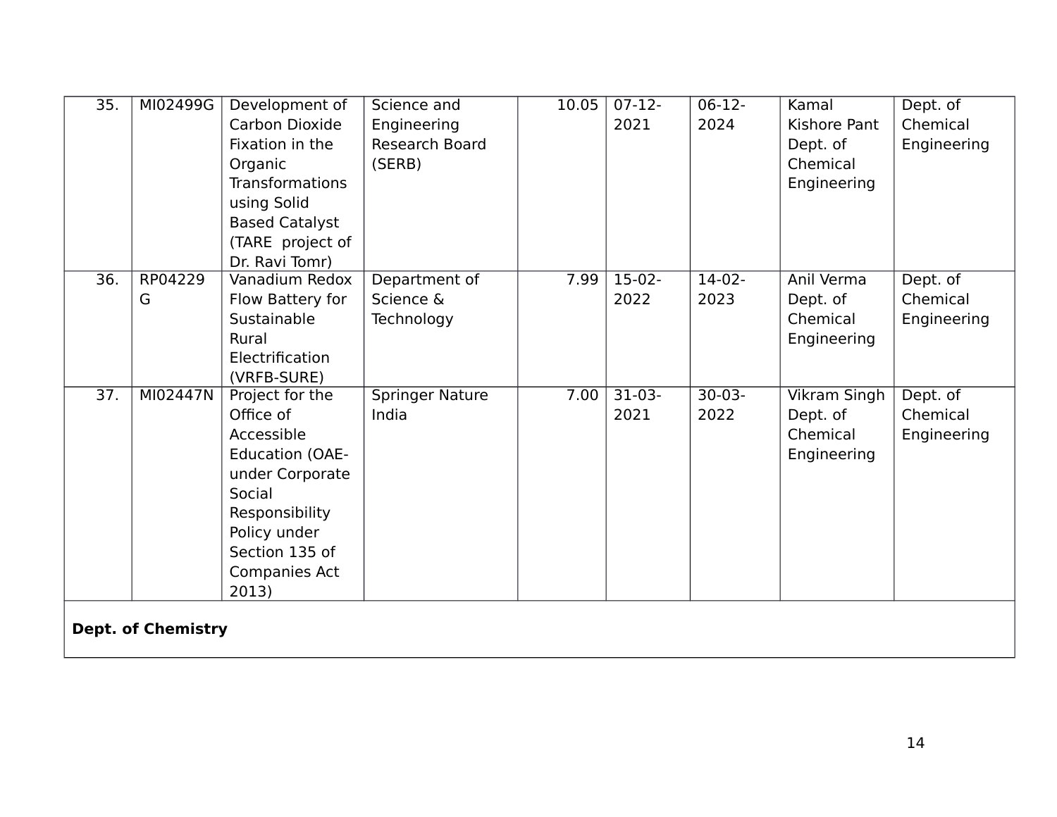| 35. | MI02499G | Development of Carbon Dioxide Fixation in the Organic Transformations using Solid Based Catalyst (TARE project of Dr. Ravi Tomr) | Science and Engineering Research Board (SERB) | 10.05 | 07-12-2021 | 06-12-2024 | Kamal Kishore Pant Dept. of Chemical Engineering | Dept. of Chemical Engineering |
|---|---|---|---|---|---|---|---|---|
| 36. | RP04229G | Vanadium Redox Flow Battery for Sustainable Rural Electrification (VRFB-SURE) | Department of Science & Technology | 7.99 | 15-02-2022 | 14-02-2023 | Anil Verma Dept. of Chemical Engineering | Dept. of Chemical Engineering |
| 37. | MI02447N | Project for the Office of Accessible Education (OAE- under Corporate Social Responsibility Policy under Section 135 of Companies Act 2013) | Springer Nature India | 7.00 | 31-03-2021 | 30-03-2022 | Vikram Singh Dept. of Chemical Engineering | Dept. of Chemical Engineering |
| **Dept. of Chemistry** | | | | | | | | |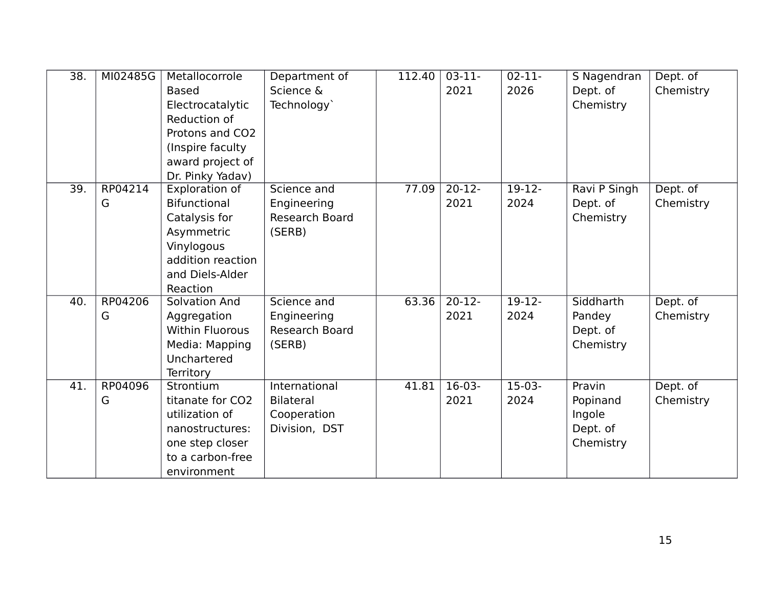| 38. | MI02485G | Metallocorrole Based Electrocatalytic Reduction of Protons and $CO_2$ (Inspire faculty award project of Dr. Pinky Yadav) | Department of Science & Technology` | 112.40 | 03-11-2021 | 02-11-2026 | S Nagendran Dept. of Chemistry | Dept. of Chemistry |
|---|---|---|---|---|---|---|---|---|
| 39. | RP04214G | Exploration of Bifunctional Catalysis for Asymmetric Vinylogous addition reaction and Diels-Alder Reaction | Science and Engineering Research Board (SERB) | 77.09 | 20-12-2021 | 19-12-2024 | Ravi P Singh Dept. of Chemistry | Dept. of Chemistry |
| 40. | RP04206G | Solvation And Aggregation Within Fluorous Media: Mapping Unchartered Territory | Science and Engineering Research Board (SERB) | 63.36 | 20-12-2021 | 19-12-2024 | Siddharth Pandey Dept. of Chemistry | Dept. of Chemistry |
| 41. | RP04096G | Strontium titanate for $CO_2$ utilization of nanostructures: one step closer to a carbon-free environment | International Bilateral Cooperation Division, DST | 41.81 | 16-03-2021 | 15-03-2024 | Pravin Popinand Ingole Dept. of Chemistry | Dept. of Chemistry |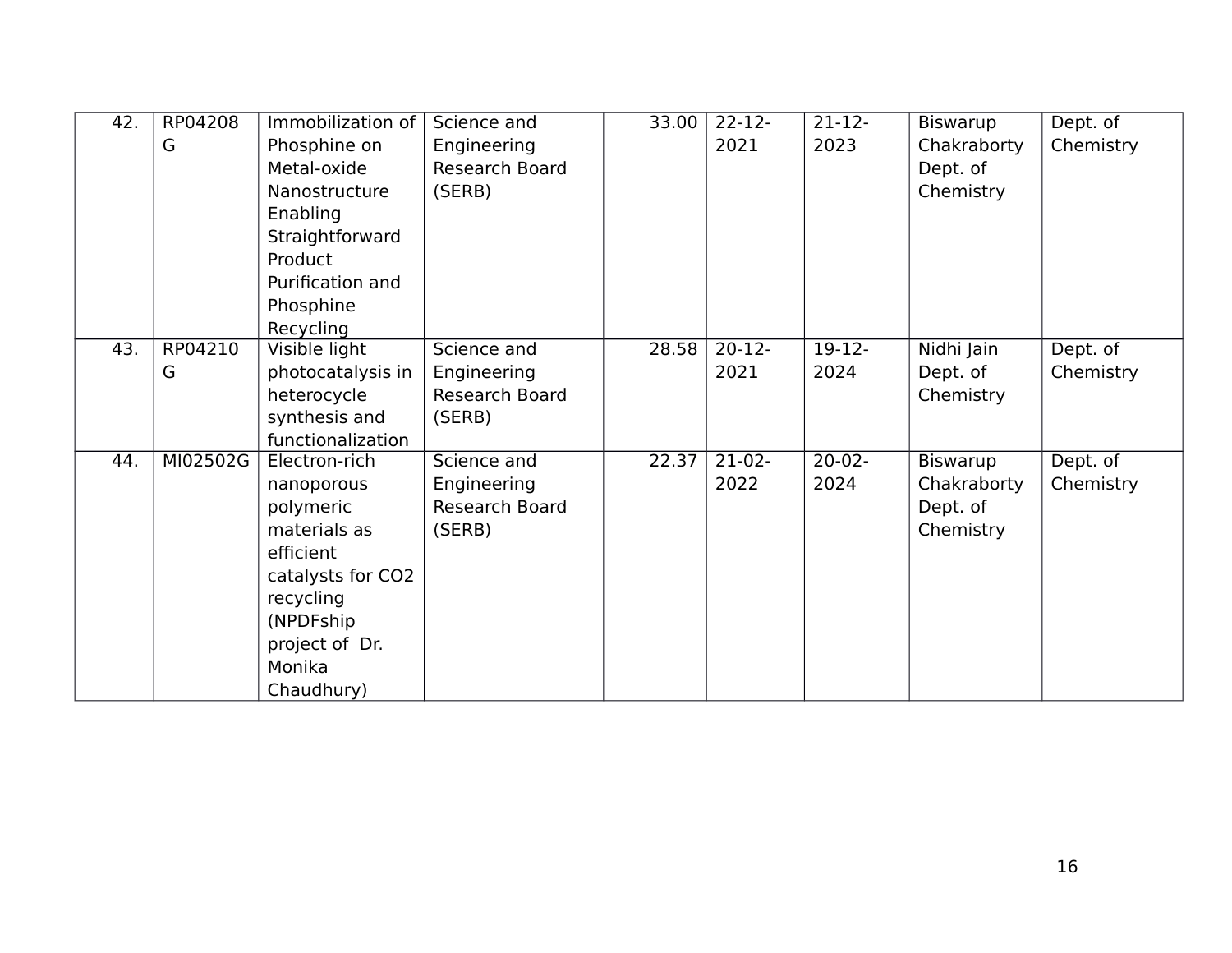| 42. | RP04208G | Immobilization of Phosphine on Metal-oxide Nanostructure Enabling Straightforward Product Purification and Phosphine Recycling | Science and Engineering Research Board (SERB) | 33.00 | 22-12-2021 | 21-12-2023 | Biswarup Chakraborty Dept. of Chemistry | Dept. of Chemistry |
|---|---|---|---|---|---|---|---|---|
| 43. | RP04210G | Visible light photocatalysis in heterocycle synthesis and functionalization | Science and Engineering Research Board (SERB) | 28.58 | 20-12-2021 | 19-12-2024 | Nidhi Jain Dept. of Chemistry | Dept. of Chemistry |
| 44. | MI02502G | Electron-rich nanoporous polymeric materials as efficient catalysts for $CO_2$ recycling (NPDFship project of Dr. Monika Chaudhury) | Science and Engineering Research Board (SERB) | 22.37 | 21-02-2022 | 20-02-2024 | Biswarup Chakraborty Dept. of Chemistry | Dept. of Chemistry |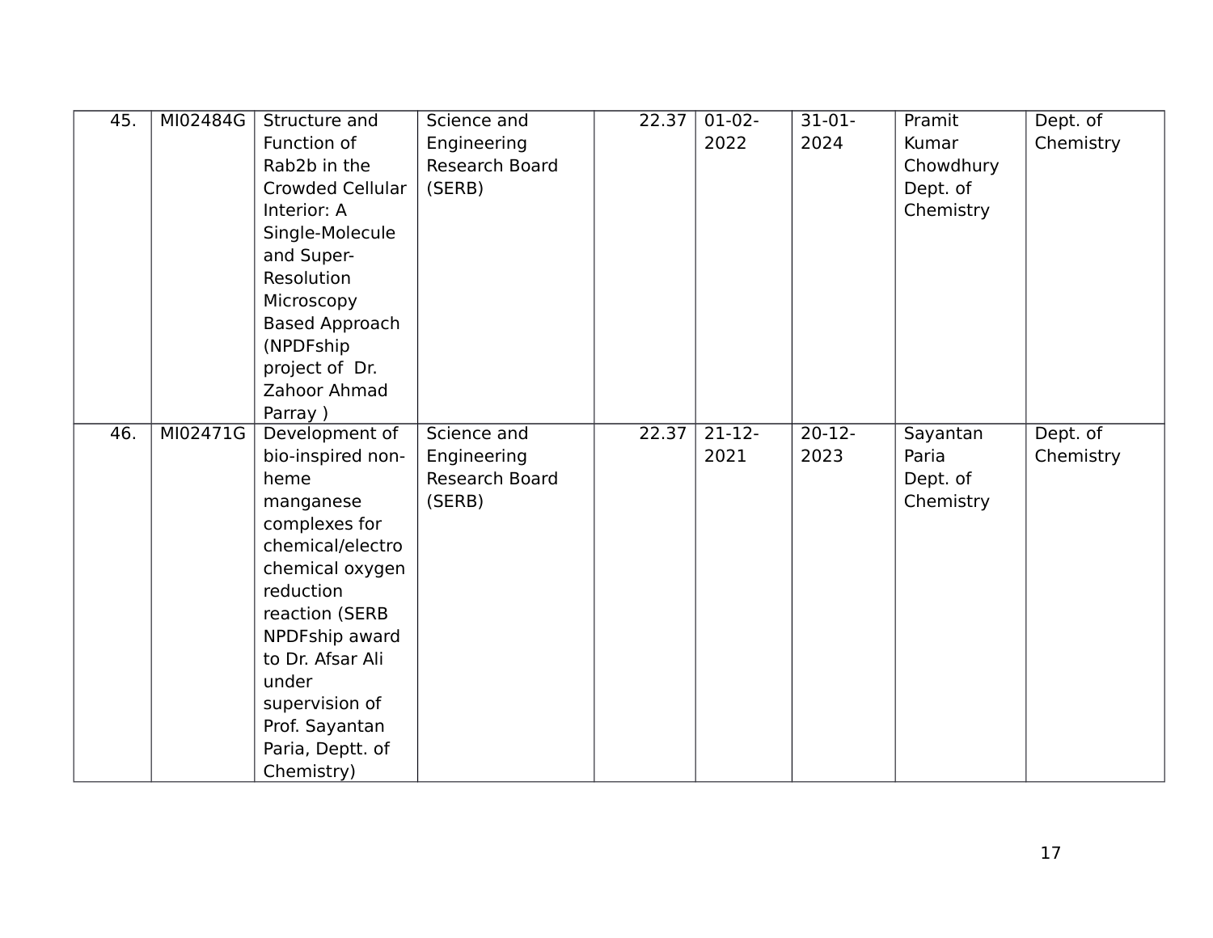| 45. | MI02484G | Structure and Function of Rab2b in the Crowded Cellular Interior: A Single-Molecule and Super-Resolution Microscopy Based Approach (NPDFship project of Dr. Zahoor Ahmad Parray ) | Science and Engineering Research Board (SERB) | 22.37 | 01-02-2022 | 31-01-2024 | Pramit Kumar Chowdhury Dept. of Chemistry | Dept. of Chemistry |
|---|---|---|---|---|---|---|---|---|
| 46. | MI02471G | Development of bio-inspired non-heme manganese complexes for chemical/electro chemical oxygen reduction reaction (SERB NPDFship award to Dr. Afsar Ali under supervision of Prof. Sayantan Paria, Deptt. of Chemistry) | Science and Engineering Research Board (SERB) | 22.37 | 21-12-2021 | 20-12-2023 | Sayantan Paria Dept. of Chemistry | Dept. of Chemistry |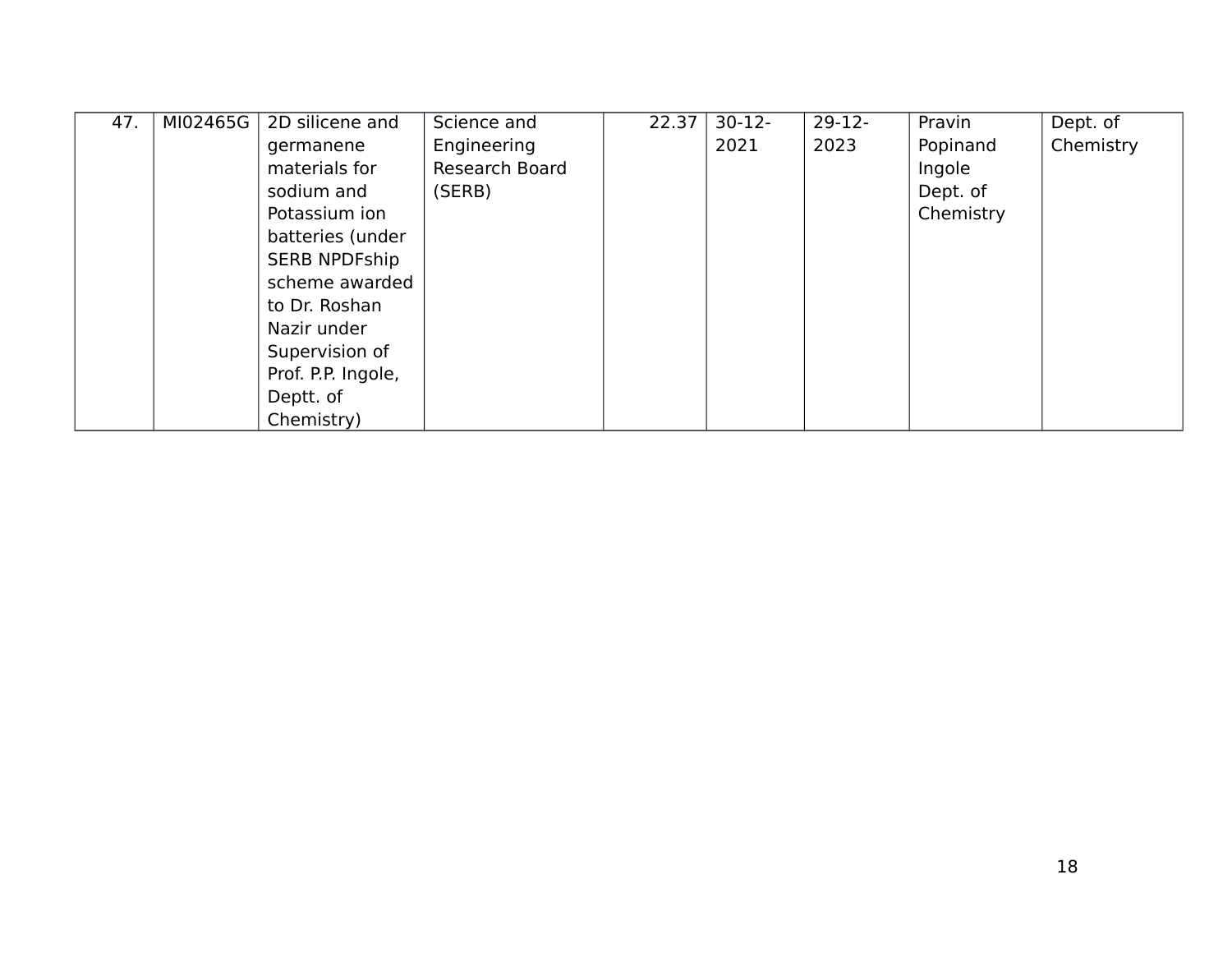| 47. | MI02465G | 2D silicene and germanene materials for sodium and Potassium ion batteries (under SERB NPDFship scheme awarded to Dr. Roshan Nazir under Supervision of Prof. P.P. Ingole, Deptt. of Chemistry) | Science and Engineering Research Board (SERB) | 22.37 | 30-12-2021 | 29-12-2023 | Pravin Popinand Ingole Dept. of Chemistry | Dept. of Chemistry |
|---|---|---|---|---|---|---|---|---|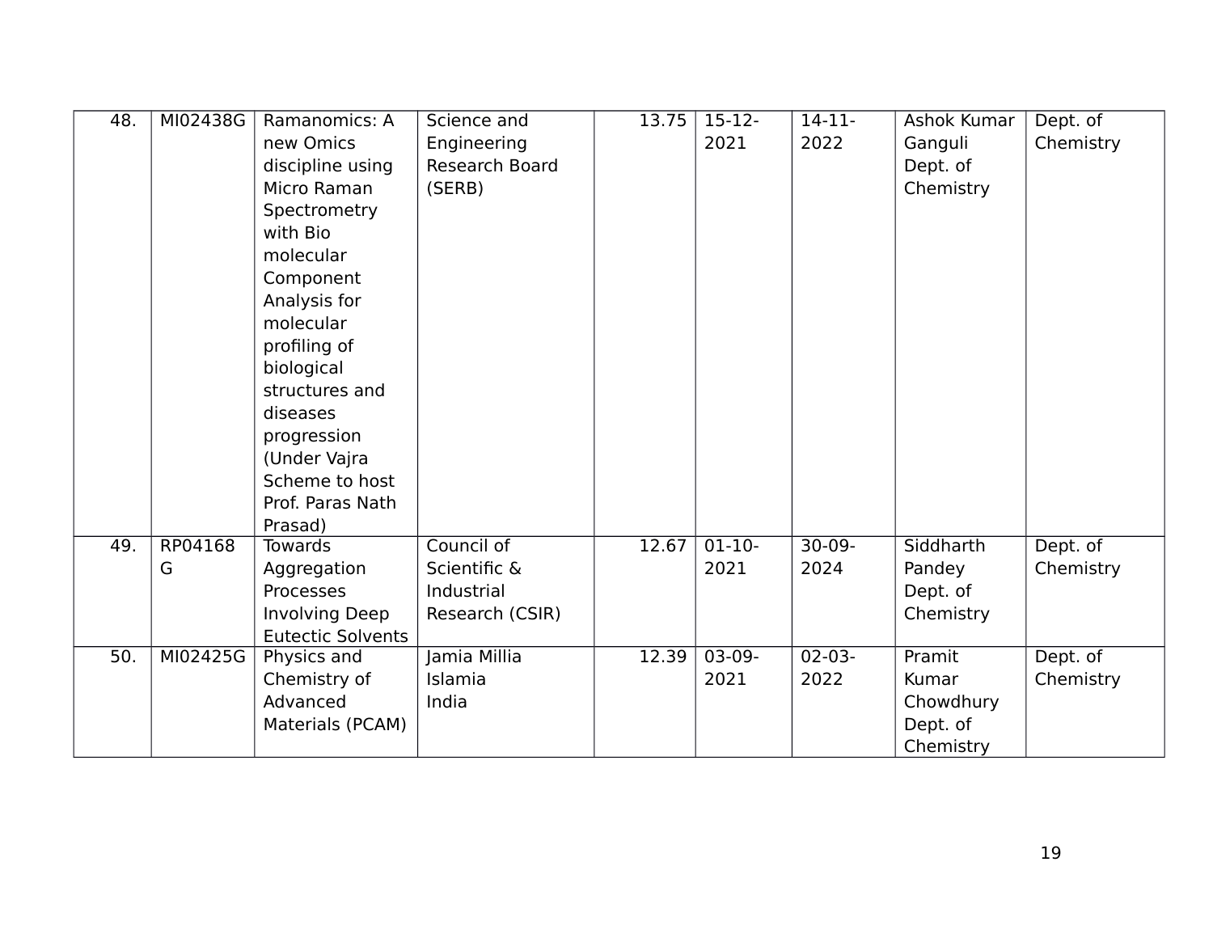| 48. | MI02438G | Ramanomics: A new Omics discipline using Micro Raman Spectrometry with Bio molecular Component Analysis for molecular profiling of biological structures and diseases progression (Under Vajra Scheme to host Prof. Paras Nath Prasad) | Science and Engineering Research Board (SERB) | 13.75 | 15-12-2021 | 14-11-2022 | Ashok Kumar Ganguli Dept. of Chemistry | Dept. of Chemistry |
|---|---|---|---|---|---|---|---|---|
| 49. | RP04168G | Towards Aggregation Processes Involving Deep Eutectic Solvents | Council of Scientific & Industrial Research (CSIR) | 12.67 | 01-10-2021 | 30-09-2024 | Siddharth Pandey Dept. of Chemistry | Dept. of Chemistry |
| 50. | MI02425G | Physics and Chemistry of Advanced Materials (PCAM) | Jamia Millia Islamia India | 12.39 | 03-09-2021 | 02-03-2022 | Pramit Kumar Chowdhury Dept. of Chemistry | Dept. of Chemistry |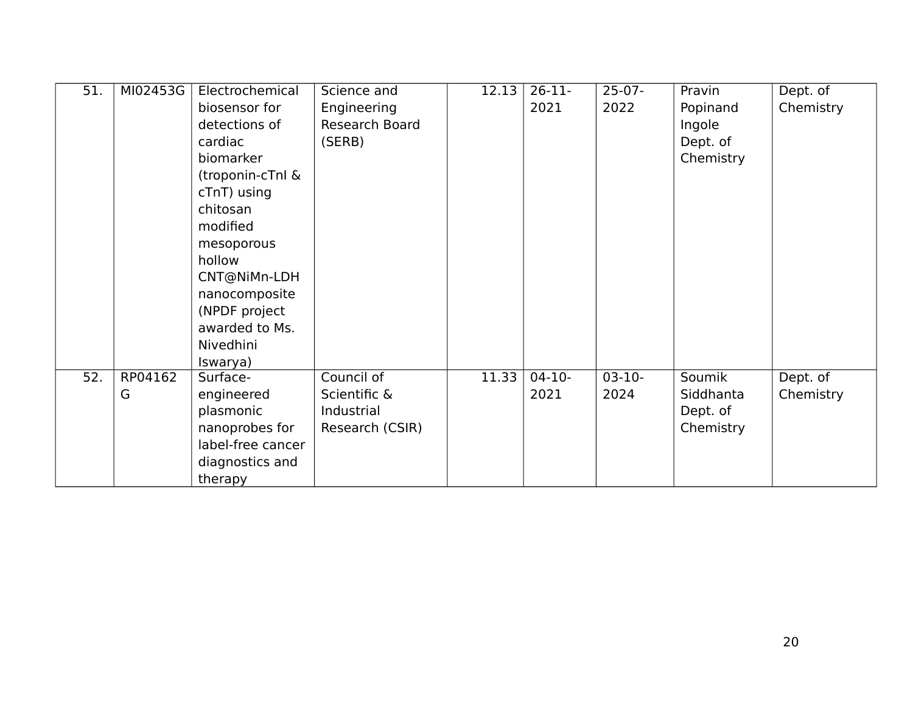| 51. | MI02453G | Electrochemical biosensor for detections of cardiac biomarker (troponin-cTnI & cTnT) using chitosan modified mesoporous hollow CNT@NiMn-LDH nanocomposite (NPDF project awarded to Ms. Nivedhini Iswarya) | Science and Engineering Research Board (SERB) | 12.13 | 26-11-2021 | 25-07-2022 | Pravin Popinand Ingole Dept. of Chemistry | Dept. of Chemistry |
|---|---|---|---|---|---|---|---|---|
| 52. | RP04162G | Surface-engineered plasmonic nanoprobes for label-free cancer diagnostics and therapy | Council of Scientific & Industrial Research (CSIR) | 11.33 | 04-10-2021 | 03-10-2024 | Soumik Siddhanta Dept. of Chemistry | Dept. of Chemistry |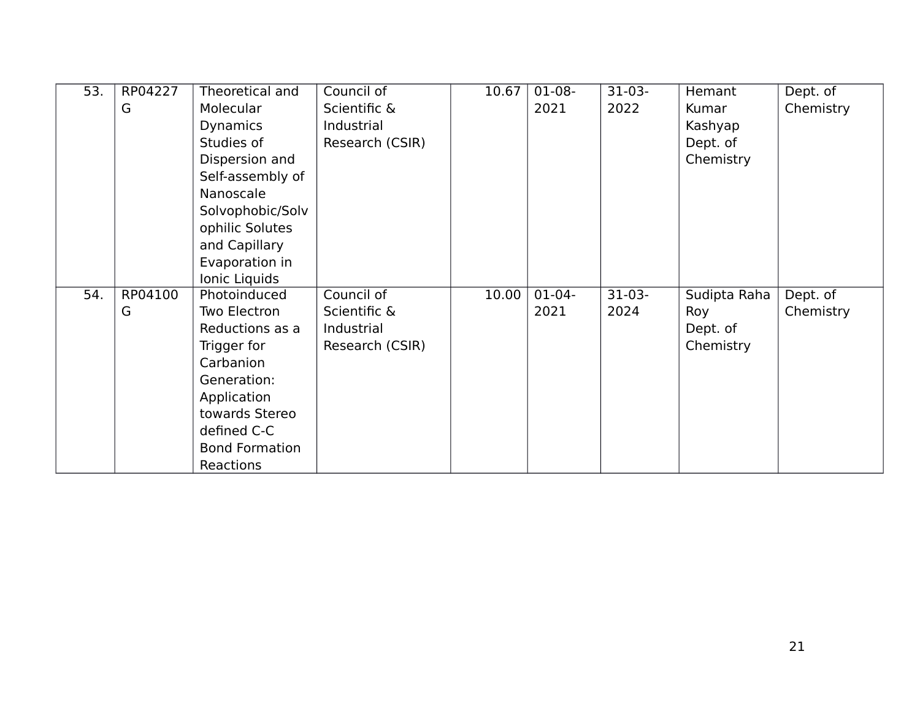| 53. | RP04227G | Theoretical and Molecular Dynamics Studies of Dispersion and Self-assembly of Nanoscale Solvophobic/Solvophilic Solutes and Capillary Evaporation in Ionic Liquids | Council of Scientific & Industrial Research (CSIR) | 10.67 | 01-08-2021 | 31-03-2022 | Hemant Kumar Kashyap Dept. of Chemistry | Dept. of Chemistry |
|---|---|---|---|---|---|---|---|---|
| 54. | RP04100G | Photoinduced Two Electron Reductions as a Trigger for Carbanion Generation: Application towards Stereo defined C-C Bond Formation Reactions | Council of Scientific & Industrial Research (CSIR) | 10.00 | 01-04-2021 | 31-03-2024 | Sudipta Raha Roy Dept. of Chemistry | Dept. of Chemistry |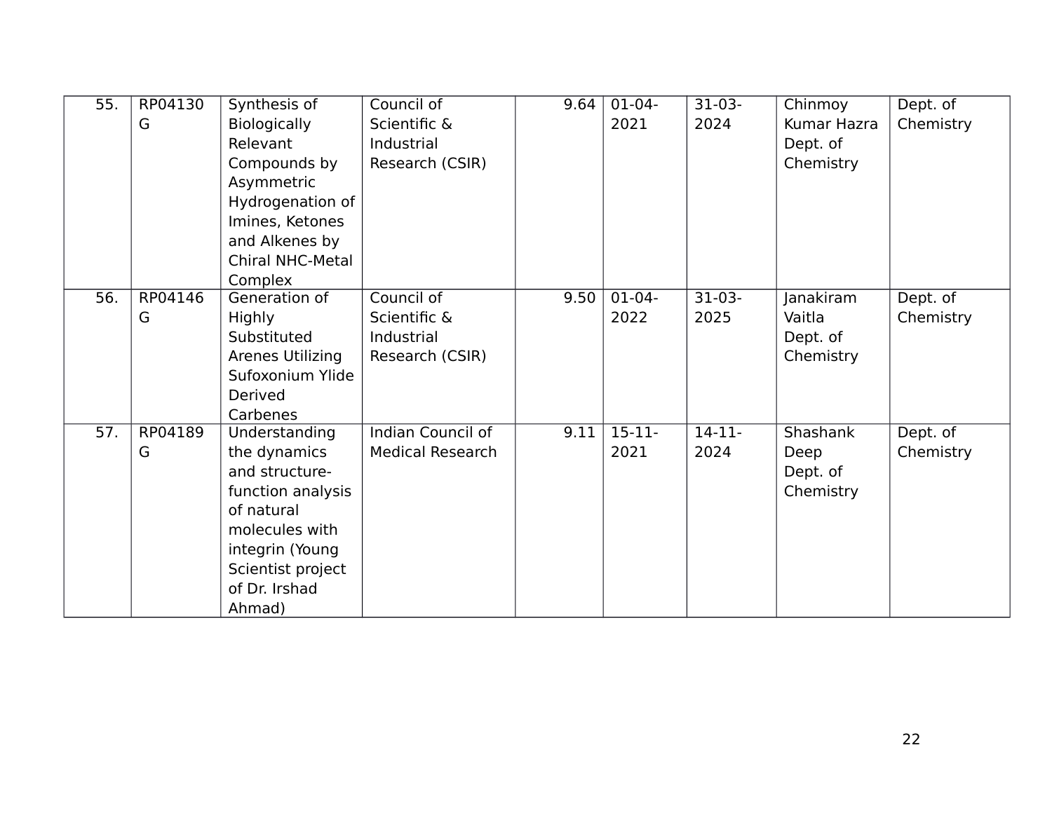| 55. | RP04130G | Synthesis of Biologically Relevant Compounds by Asymmetric Hydrogenation of Imines, Ketones and Alkenes by Chiral NHC-Metal Complex | Council of Scientific & Industrial Research (CSIR) | 9.64 | 01-04-2021 | 31-03-2024 | Chinmoy Kumar Hazra Dept. of Chemistry | Dept. of Chemistry |
|---|---|---|---|---|---|---|---|---|
| 56. | RP04146G | Generation of Highly Substituted Arenes Utilizing Sufoxonium Ylide Derived Carbenes | Council of Scientific & Industrial Research (CSIR) | 9.50 | 01-04-2022 | 31-03-2025 | Janakiram Vaitla Dept. of Chemistry | Dept. of Chemistry |
| 57. | RP04189G | Understanding the dynamics and structure-function analysis of natural molecules with integrin (Young Scientist project of Dr. Irshad Ahmad) | Indian Council of Medical Research | 9.11 | 15-11-2021 | 14-11-2024 | Shashank Deep Dept. of Chemistry | Dept. of Chemistry |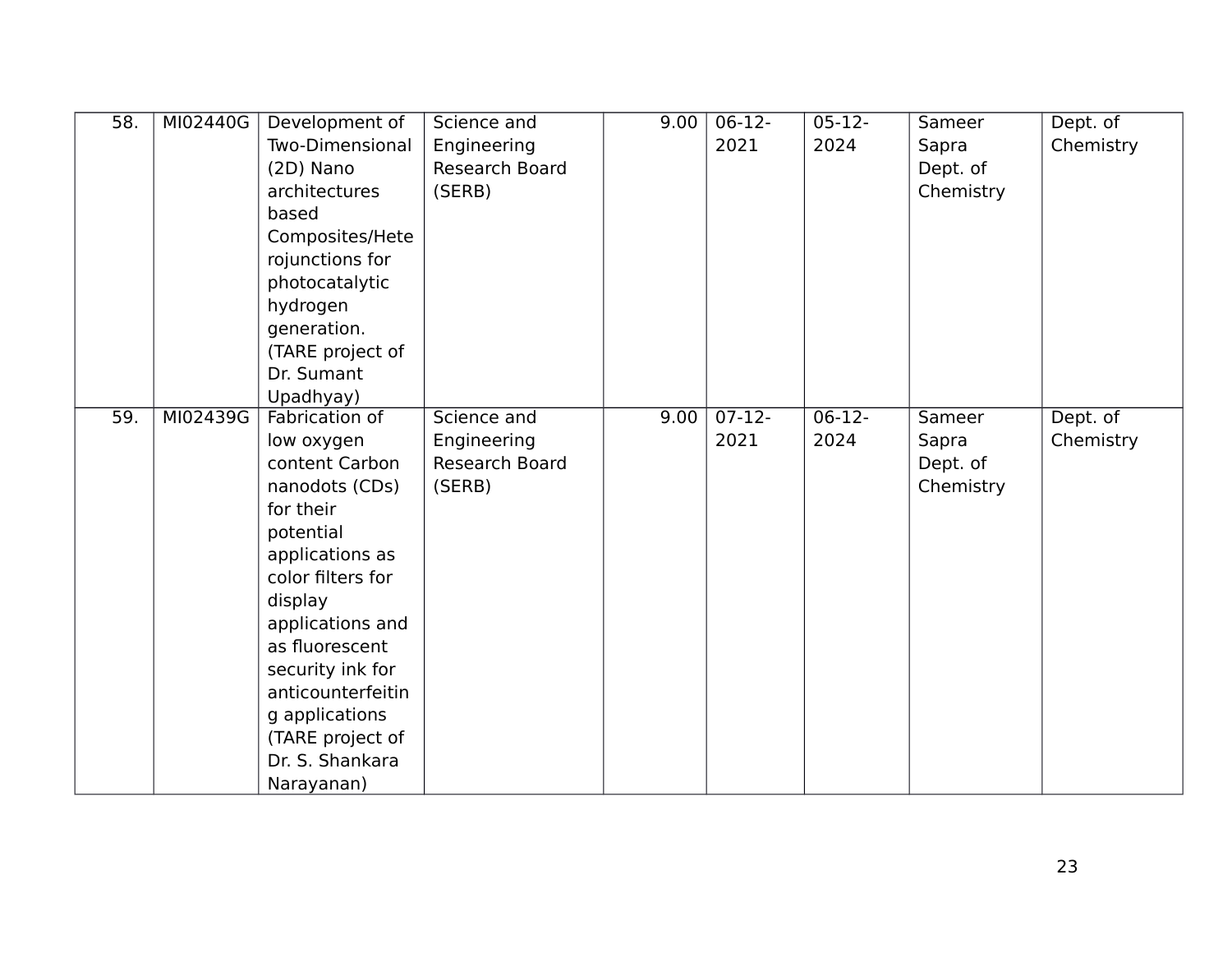| 58. | MI02440G | Development of Two-Dimensional (2D) Nano architectures based Composites/Heterojunctions for photocatalytic hydrogen generation. (TARE project of Dr. Sumant Upadhyay) | Science and Engineering Research Board (SERB) | 9.00 | 06-12-2021 | 05-12-2024 | Sameer Sapra Dept. of Chemistry | Dept. of Chemistry |
|---|---|---|---|---|---|---|---|---|
| 59. | MI02439G | Fabrication of low oxygen content Carbon nanodots (CDs) for their potential applications as color filters for display applications and as fluorescent security ink for anticounterfeiting applications (TARE project of Dr. S. Shankara Narayanan) | Science and Engineering Research Board (SERB) | 9.00 | 07-12-2021 | 06-12-2024 | Sameer Sapra Dept. of Chemistry | Dept. of Chemistry |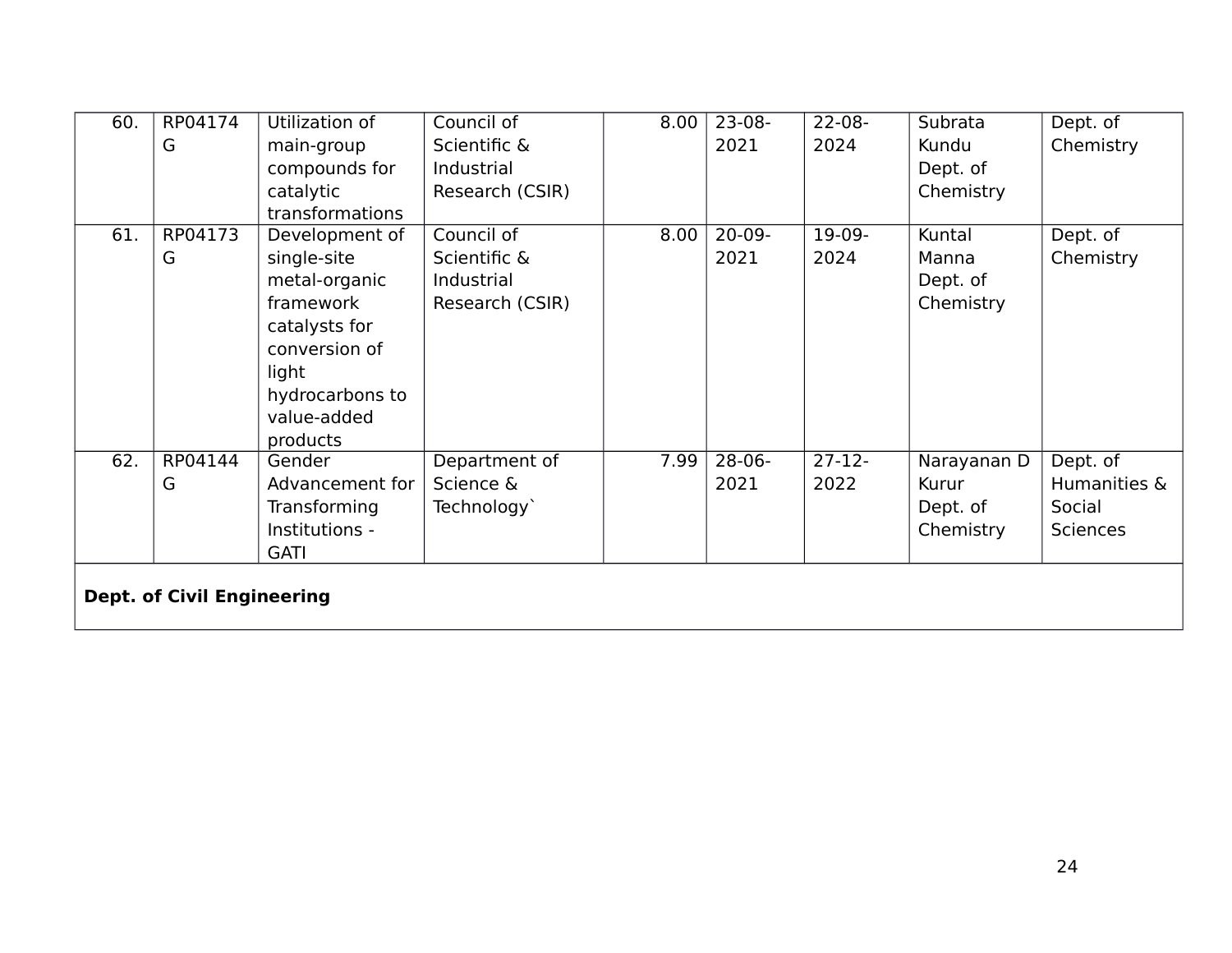| 60. | RP04174G | Utilization of main-group compounds for catalytic transformations | Council of Scientific & Industrial Research (CSIR) | 8.00 | 23-08-2021 | 22-08-2024 | Subrata Kundu Dept. of Chemistry | Dept. of Chemistry |
|---|---|---|---|---|---|---|---|---|
| 61. | RP04173G | Development of single-site metal-organic framework catalysts for conversion of light hydrocarbons to value-added products | Council of Scientific & Industrial Research (CSIR) | 8.00 | 20-09-2021 | 19-09-2024 | Kuntal Manna Dept. of Chemistry | Dept. of Chemistry |
| 62. | RP04144G | Gender Advancement for Transforming Institutions - GATI | Department of Science & Technology` | 7.99 | 28-06-2021 | 27-12-2022 | Narayanan D Kurur Dept. of Chemistry | Dept. of Humanities & Social Sciences |
| **Dept. of Civil Engineering** | | | | | | | | |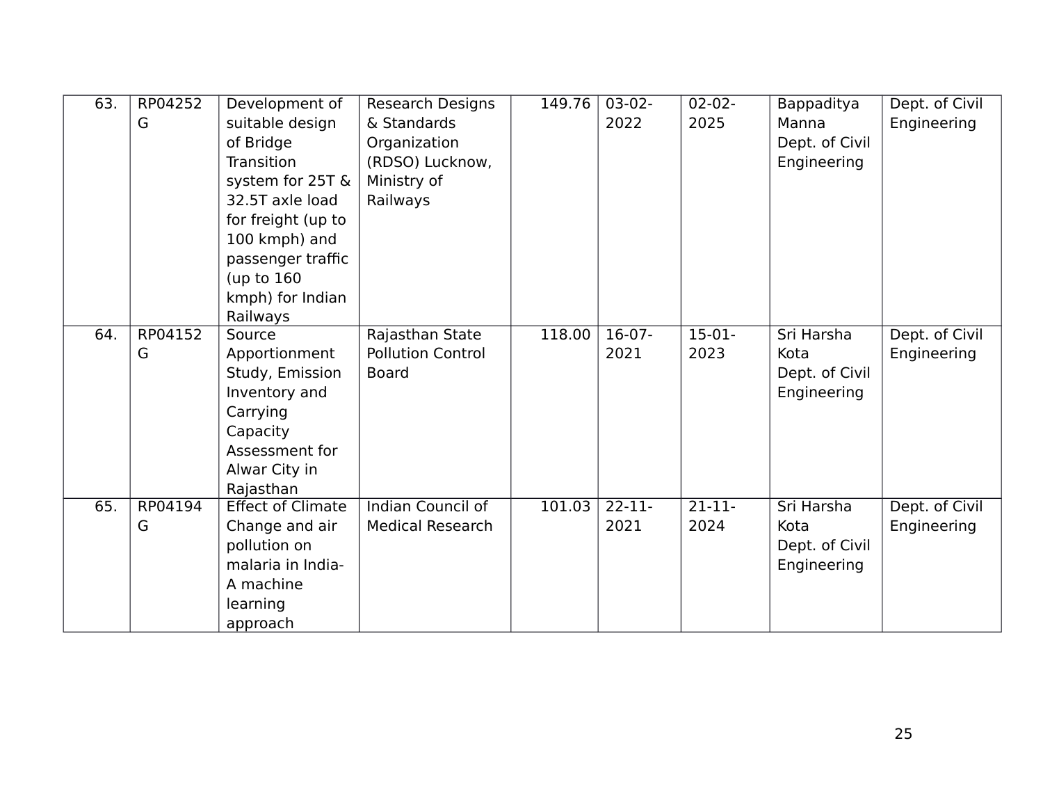| 63. | RP04252G | Development of suitable design of Bridge Transition system for 25T & 32.5T axle load for freight (up to 100 kmph) and passenger traffic (up to 160 kmph) for Indian Railways | Research Designs & Standards Organization (RDSO) Lucknow, Ministry of Railways | 149.76 | 03-02-2022 | 02-02-2025 | Bappaditya Manna Dept. of Civil Engineering | Dept. of Civil Engineering |
|---|---|---|---|---|---|---|---|---|
| 64. | RP04152G | Source Apportionment Study, Emission Inventory and Carrying Capacity Assessment for Alwar City in Rajasthan | Rajasthan State Pollution Control Board | 118.00 | 16-07-2021 | 15-01-2023 | Sri Harsha Kota Dept. of Civil Engineering | Dept. of Civil Engineering |
| 65. | RP04194G | Effect of Climate Change and air pollution on malaria in India- A machine learning approach | Indian Council of Medical Research | 101.03 | 22-11-2021 | 21-11-2024 | Sri Harsha Kota Dept. of Civil Engineering | Dept. of Civil Engineering |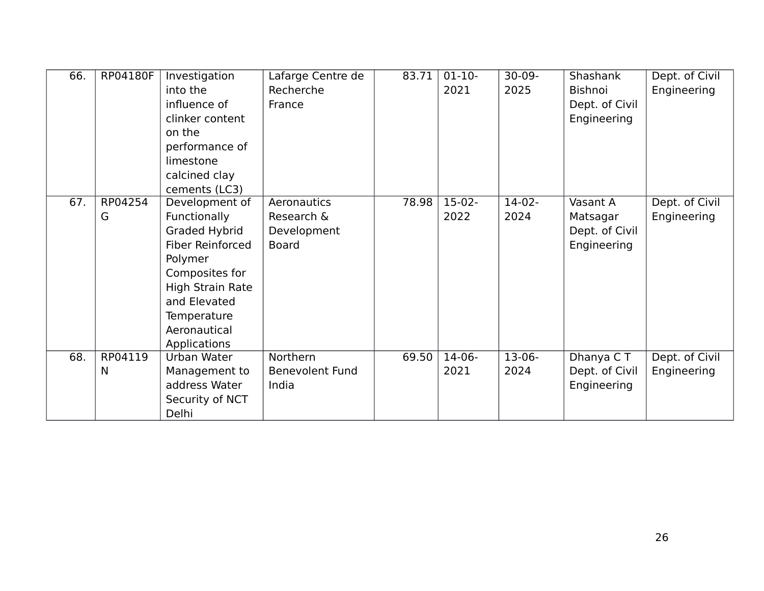| 66. | RP04180F | Investigation into the influence of clinker content on the performance of limestone calcined clay cements (LC3) | Lafarge Centre de Recherche France | 83.71 | 01-10-2021 | 30-09-2025 | Shashank Bishnoi Dept. of Civil Engineering | Dept. of Civil Engineering |
|---|---|---|---|---|---|---|---|---|
| 67. | RP04254G | Development of Functionally Graded Hybrid Fiber Reinforced Polymer Composites for High Strain Rate and Elevated Temperature Aeronautical Applications | Aeronautics Research & Development Board | 78.98 | 15-02-2022 | 14-02-2024 | Vasant A Matsagar Dept. of Civil Engineering | Dept. of Civil Engineering |
| 68. | RP04119N | Urban Water Management to address Water Security of NCT Delhi | Northern Benevolent Fund India | 69.50 | 14-06-2021 | 13-06-2024 | Dhanya C T Dept. of Civil Engineering | Dept. of Civil Engineering |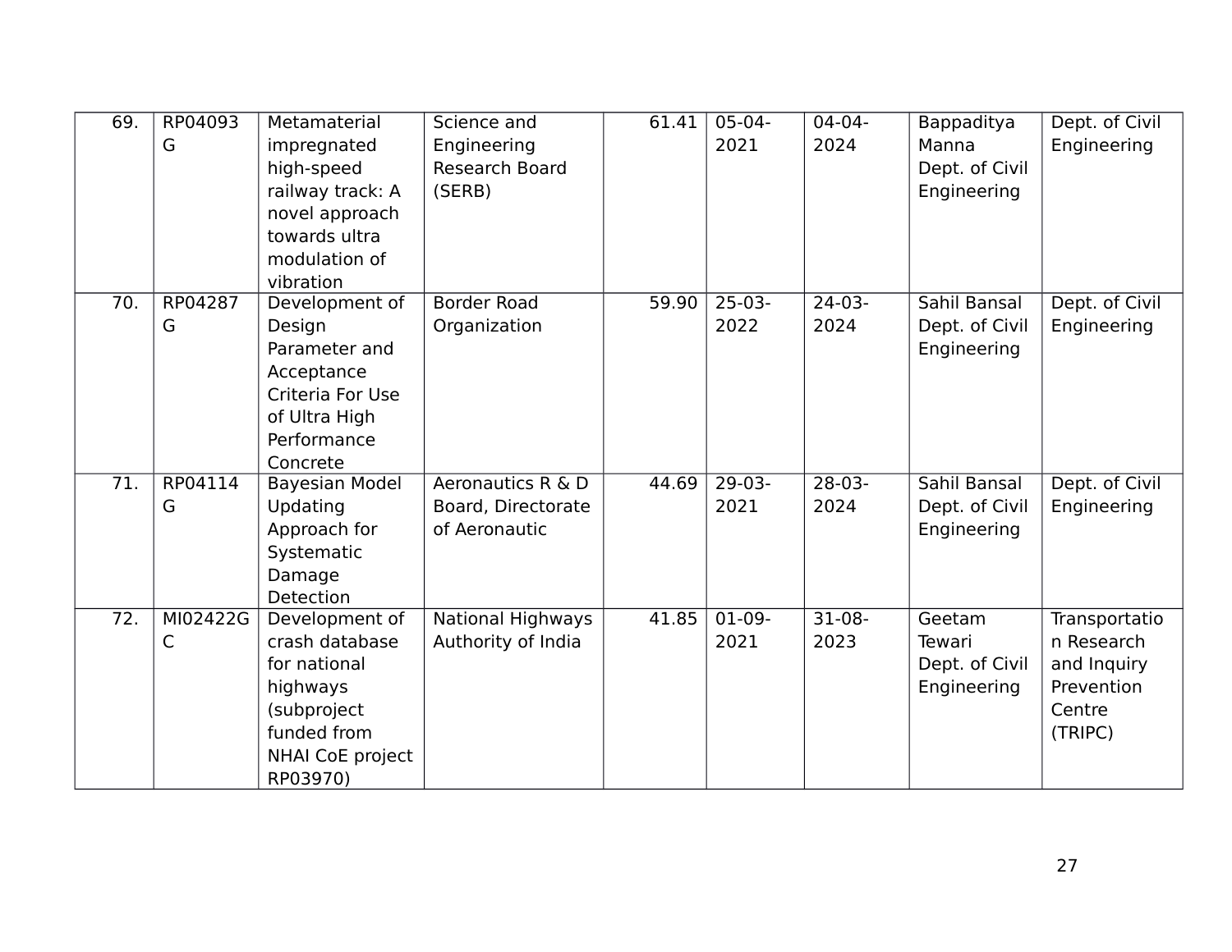| 69. | RP04093G | Metamaterial impregnated high-speed railway track: A novel approach towards ultra modulation of vibration | Science and Engineering Research Board (SERB) | 61.41 | 05-04-2021 | 04-04-2024 | Bappaditya Manna Dept. of Civil Engineering | Dept. of Civil Engineering |
|---|---|---|---|---|---|---|---|---|
| 70. | RP04287G | Development of Design Parameter and Acceptance Criteria For Use of Ultra High Performance Concrete | Border Road Organization | 59.90 | 25-03-2022 | 24-03-2024 | Sahil Bansal Dept. of Civil Engineering | Dept. of Civil Engineering |
| 71. | RP04114G | Bayesian Model Updating Approach for Systematic Damage Detection | Aeronautics R & D Board, Directorate of Aeronautic | 44.69 | 29-03-2021 | 28-03-2024 | Sahil Bansal Dept. of Civil Engineering | Dept. of Civil Engineering |
| 72. | MI02422GC | Development of crash database for national highways (subproject funded from NHAI CoE project RP03970) | National Highways Authority of India | 41.85 | 01-09-2021 | 31-08-2023 | Geetam Tewari Dept. of Civil Engineering | Transportation Research and Inquiry Prevention Centre (TRIPC) |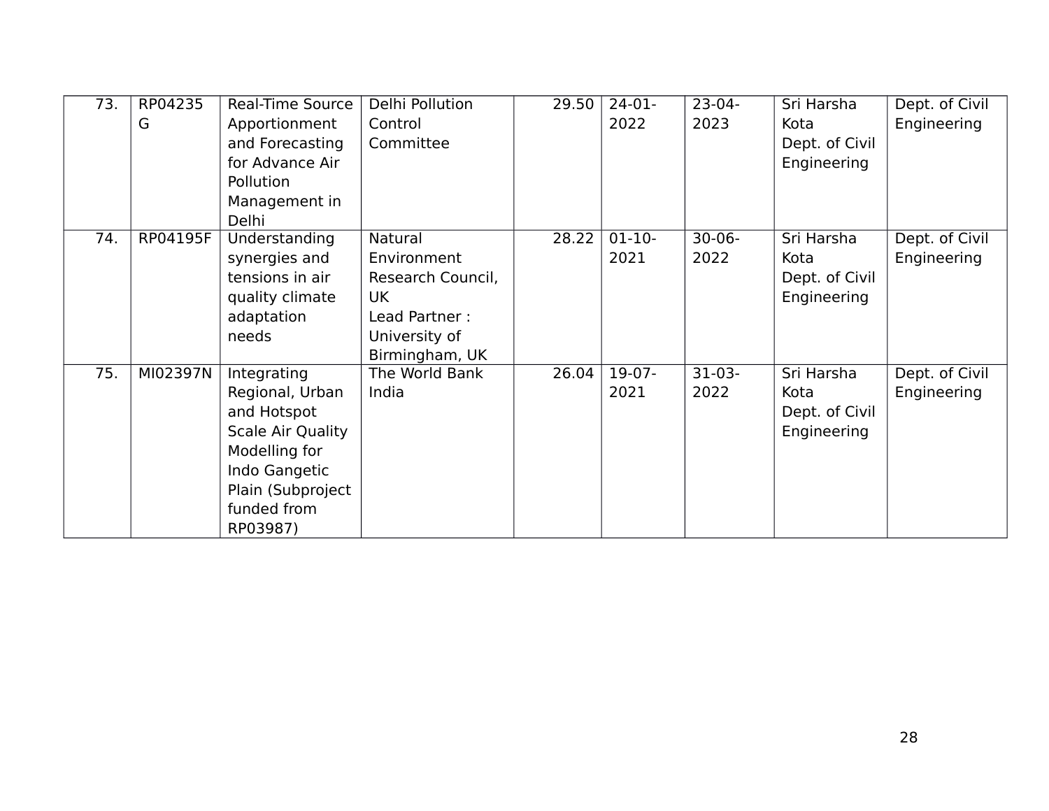| 73. | RP04235G | Real-Time Source Apportionment and Forecasting for Advance Air Pollution Management in Delhi | Delhi Pollution Control Committee | 29.50 | 24-01-2022 | 23-04-2023 | Sri Harsha Kota Dept. of Civil Engineering | Dept. of Civil Engineering |
|---|---|---|---|---|---|---|---|---|
| 74. | RP04195F | Understanding synergies and tensions in air quality climate adaptation needs | Natural Environment Research Council, UK Lead Partner : University of Birmingham, UK | 28.22 | 01-10-2021 | 30-06-2022 | Sri Harsha Kota Dept. of Civil Engineering | Dept. of Civil Engineering |
| 75. | MI02397N | Integrating Regional, Urban and Hotspot Scale Air Quality Modelling for Indo Gangetic Plain (Subproject funded from RP03987) | The World Bank India | 26.04 | 19-07-2021 | 31-03-2022 | Sri Harsha Kota Dept. of Civil Engineering | Dept. of Civil Engineering |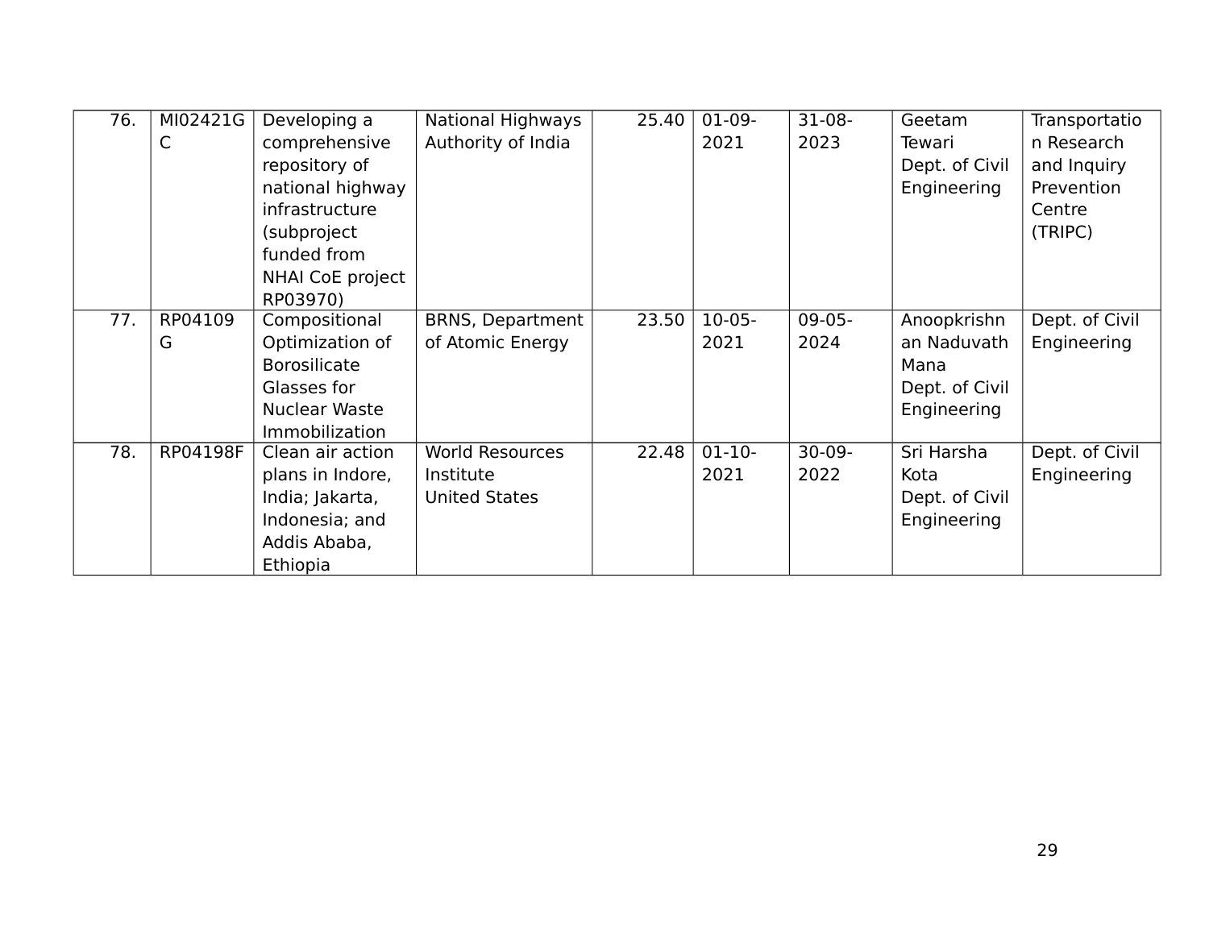| 76. | MI02421GC | Developing a comprehensive repository of national highway infrastructure (subproject funded from NHAI CoE project RP03970) | National Highways Authority of India | 25.40 | 01-09-2021 | 31-08-2023 | Geetam Tewari Dept. of Civil Engineering | Transportation Research and Inquiry Prevention Centre (TRIPC) |
|---|---|---|---|---|---|---|---|---|
| 77. | RP04109G | Compositional Optimization of Borosilicate Glasses for Nuclear Waste Immobilization | BRNS, Department of Atomic Energy | 23.50 | 10-05-2021 | 09-05-2024 | Anoopkrishnan Naduvath Mana Dept. of Civil Engineering | Dept. of Civil Engineering |
| 78. | RP04198F | Clean air action plans in Indore, India; Jakarta, Indonesia; and Addis Ababa, Ethiopia | World Resources Institute United States | 22.48 | 01-10-2021 | 30-09-2022 | Sri Harsha Kota Dept. of Civil Engineering | Dept. of Civil Engineering |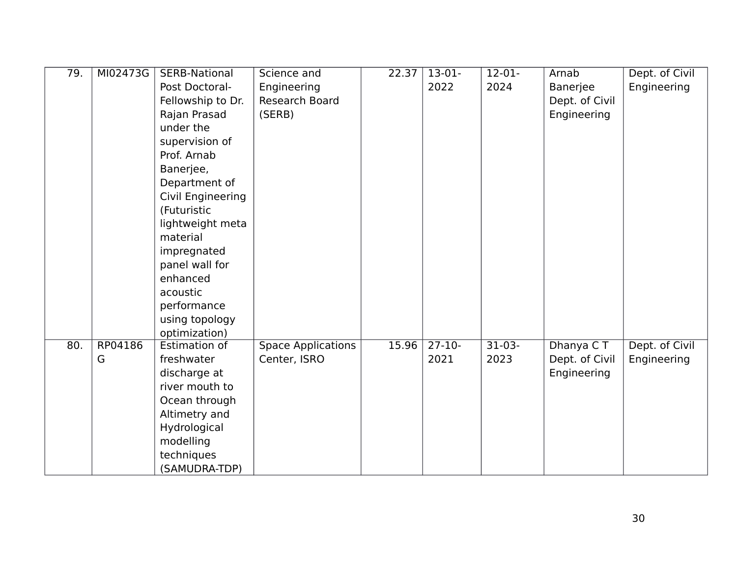| 79. | MI02473G | SERB-National Post Doctoral-Fellowship to Dr. Rajan Prasad under the supervision of Prof. Arnab Banerjee, Department of Civil Engineering (Futuristic lightweight meta material impregnated panel wall for enhanced acoustic performance using topology optimization) | Science and Engineering Research Board (SERB) | 22.37 | 13-01-2022 | 12-01-2024 | Arnab Banerjee Dept. of Civil Engineering | Dept. of Civil Engineering |
|---|---|---|---|---|---|---|---|---|
| 80. | RP04186G | Estimation of freshwater discharge at river mouth to Ocean through Altimetry and Hydrological modelling techniques (SAMUDRA-TDP) | Space Applications Center, ISRO | 15.96 | 27-10-2021 | 31-03-2023 | Dhanya C T Dept. of Civil Engineering | Dept. of Civil Engineering |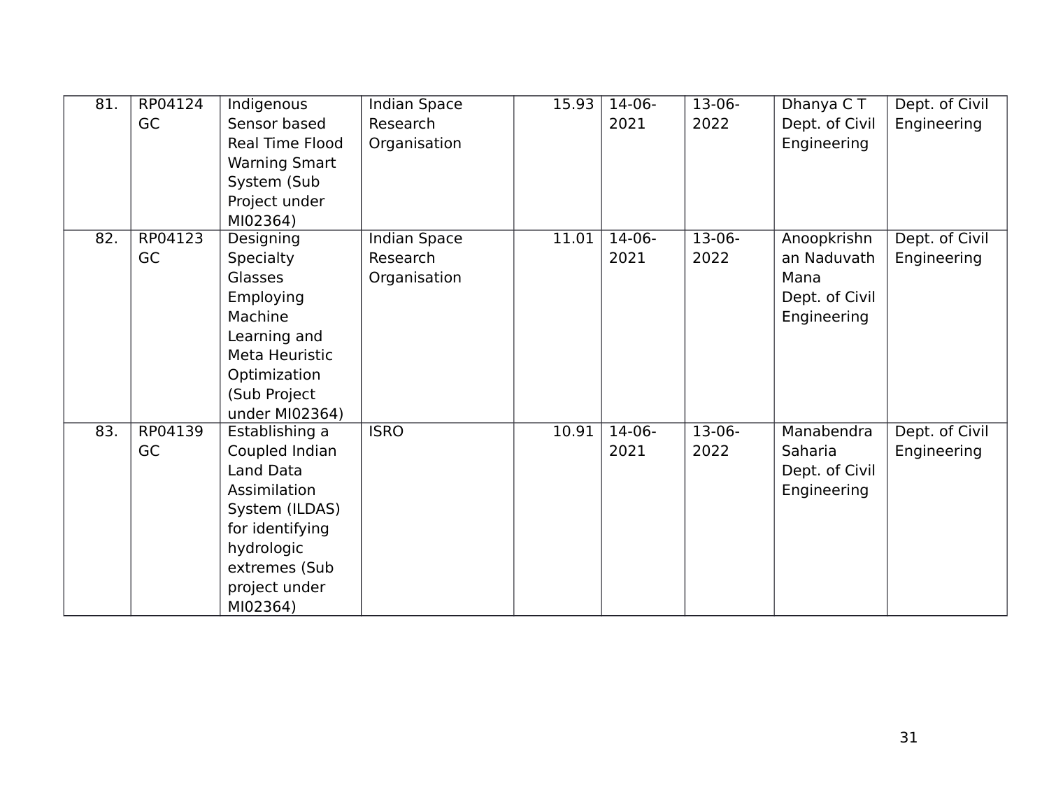| 81. | RP04124 GC | Indigenous Sensor based Real Time Flood Warning Smart System (Sub Project under MI02364) | Indian Space Research Organisation | 15.93 | 14-06-2021 | 13-06-2022 | Dhanya C T Dept. of Civil Engineering | Dept. of Civil Engineering |
|---|---|---|---|---|---|---|---|---|
| 82. | RP04123 GC | Designing Specialty Glasses Employing Machine Learning and Meta Heuristic Optimization (Sub Project under MI02364) | Indian Space Research Organisation | 11.01 | 14-06-2021 | 13-06-2022 | Anoopkrishnan Naduvath Mana Dept. of Civil Engineering | Dept. of Civil Engineering |
| 83. | RP04139 GC | Establishing a Coupled Indian Land Data Assimilation System (ILDAS) for identifying hydrologic extremes (Sub project under MI02364) | ISRO | 10.91 | 14-06-2021 | 13-06-2022 | Manabendra Saharia Dept. of Civil Engineering | Dept. of Civil Engineering |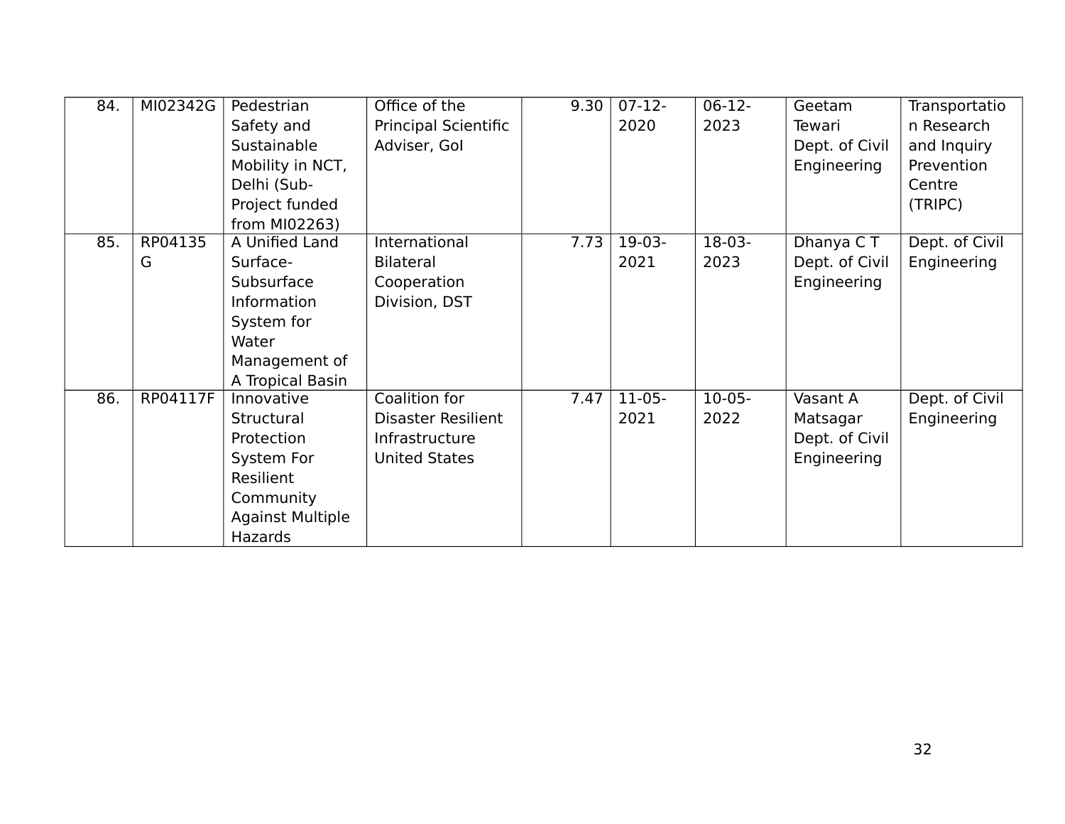| 84. | MI02342G | Pedestrian Safety and Sustainable Mobility in NCT, Delhi (Sub-Project funded from MI02263) | Office of the Principal Scientific Adviser, GoI | 9.30 | 07-12-2020 | 06-12-2023 | Geetam Tewari Dept. of Civil Engineering | Transportation Research and Inquiry Prevention Centre (TRIPC) |
|---|---|---|---|---|---|---|---|---|
| 85. | RP04135G | A Unified Land Surface-Subsurface Information System for Water Management of A Tropical Basin | International Bilateral Cooperation Division, DST | 7.73 | 19-03-2021 | 18-03-2023 | Dhanya C T Dept. of Civil Engineering | Dept. of Civil Engineering |
| 86. | RP04117F | Innovative Structural Protection System For Resilient Community Against Multiple Hazards | Coalition for Disaster Resilient Infrastructure United States | 7.47 | 11-05-2021 | 10-05-2022 | Vasant A Matsagar Dept. of Civil Engineering | Dept. of Civil Engineering |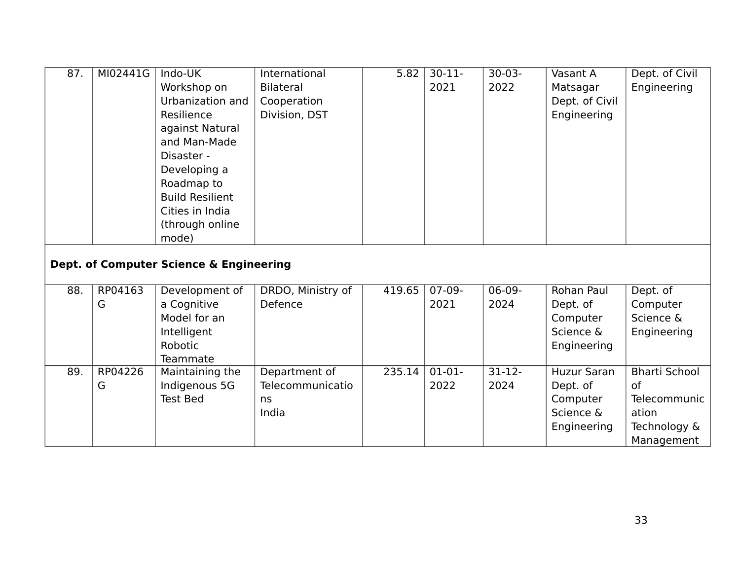| 87. | MI02441G | Indo-UK Workshop on Urbanization and Resilience against Natural and Man-Made Disaster - Developing a Roadmap to Build Resilient Cities in India (through online mode) | International Bilateral Cooperation Division, DST | 5.82 | 30-11-2021 | 30-03-2022 | Vasant A Matsagar Dept. of Civil Engineering | Dept. of Civil Engineering |
|---|---|---|---|---|---|---|---|---|
| **Dept. of Computer Science & Engineering** | | | | | | | | |
| 88. | RP04163G | Development of a Cognitive Model for an Intelligent Robotic Teammate | DRDO, Ministry of Defence | 419.65 | 07-09-2021 | 06-09-2024 | Rohan Paul Dept. of Computer Science & Engineering | Dept. of Computer Science & Engineering |
| 89. | RP04226G | Maintaining the Indigenous 5G Test Bed | Department of Telecommunications India | 235.14 | 01-01-2022 | 31-12-2024 | Huzur Saran Dept. of Computer Science & Engineering | Bharti School of Telecommunication Technology & Management |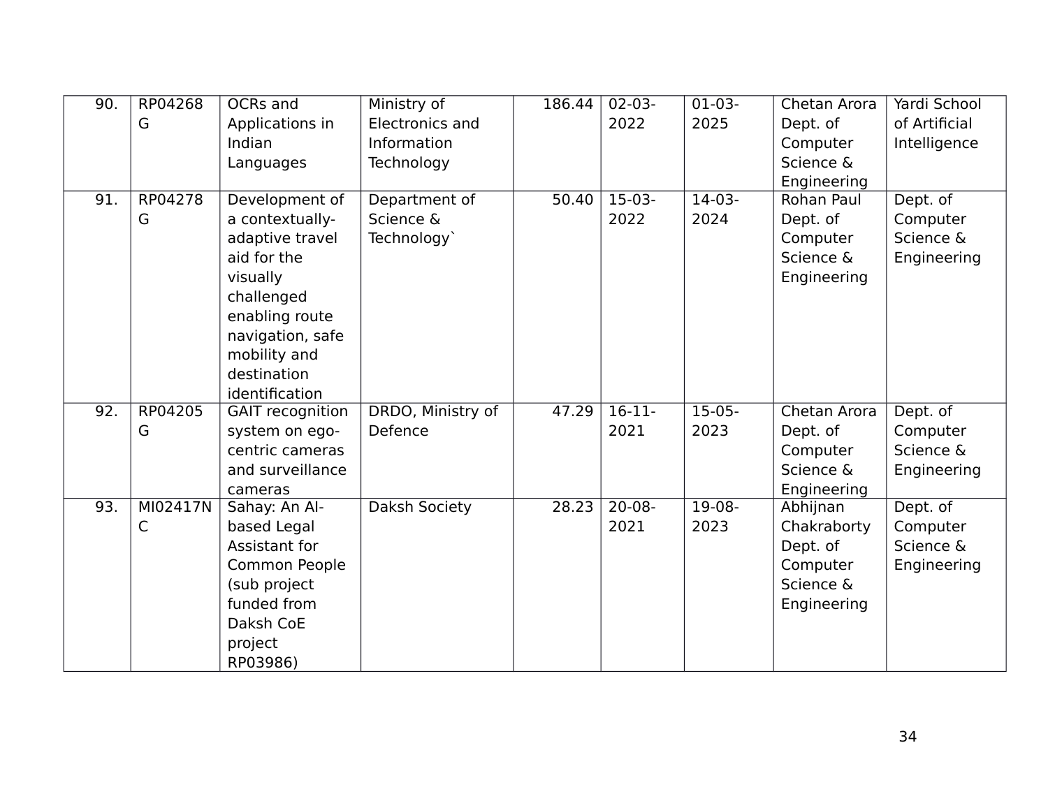| 90. | RP04268G | OCRs and Applications in Indian Languages | Ministry of Electronics and Information Technology | 186.44 | 02-03-2022 | 01-03-2025 | Chetan Arora Dept. of Computer Science & Engineering | Yardi School of Artificial Intelligence |
|---|---|---|---|---|---|---|---|---|
| 91. | RP04278G | Development of a contextually-adaptive travel aid for the visually challenged enabling route navigation, safe mobility and destination identification | Department of Science & Technology` | 50.40 | 15-03-2022 | 14-03-2024 | Rohan Paul Dept. of Computer Science & Engineering | Dept. of Computer Science & Engineering |
| 92. | RP04205G | GAIT recognition system on ego-centric cameras and surveillance cameras | DRDO, Ministry of Defence | 47.29 | 16-11-2021 | 15-05-2023 | Chetan Arora Dept. of Computer Science & Engineering | Dept. of Computer Science & Engineering |
| 93. | MI02417NC | Sahay: An AI-based Legal Assistant for Common People (sub project funded from Daksh CoE project RP03986) | Daksh Society | 28.23 | 20-08-2021 | 19-08-2023 | Abhijnan Chakraborty Dept. of Computer Science & Engineering | Dept. of Computer Science & Engineering |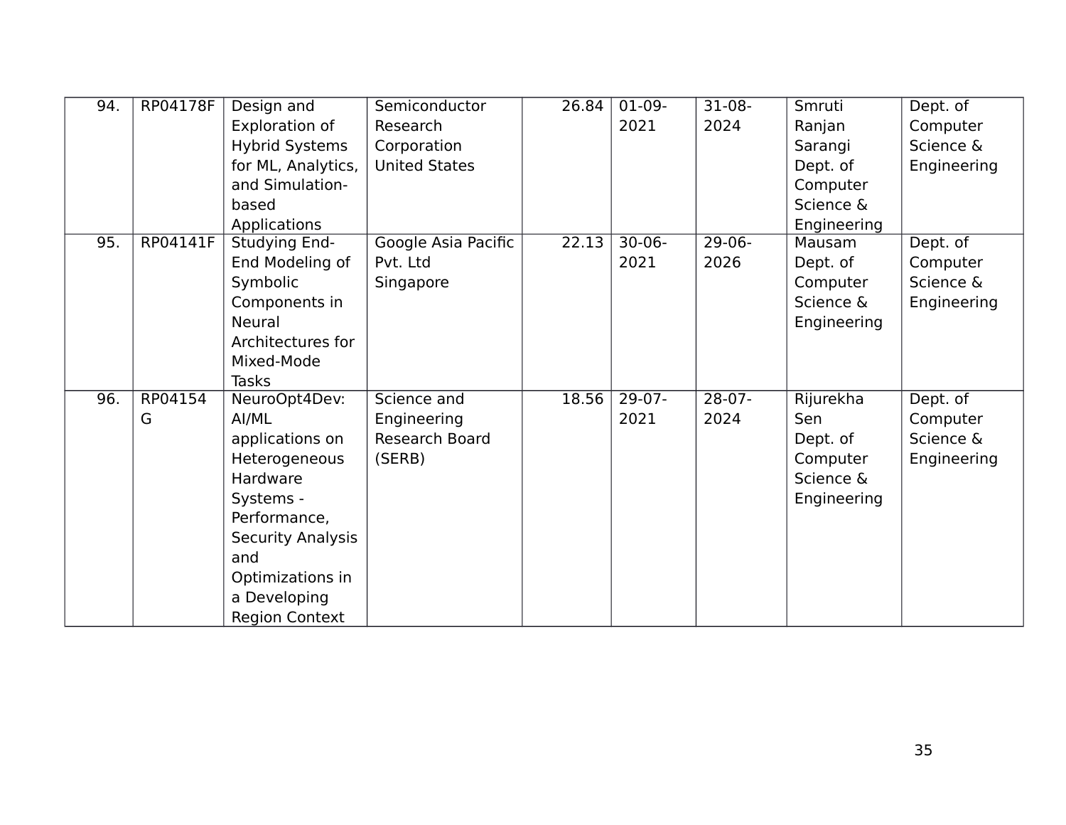| 94. | RP04178F | Design and Exploration of Hybrid Systems for ML, Analytics, and Simulation-based Applications | Semiconductor Research Corporation United States | 26.84 | 01-09-2021 | 31-08-2024 | Smruti Ranjan Sarangi Dept. of Computer Science & Engineering | Dept. of Computer Science & Engineering |
|---|---|---|---|---|---|---|---|---|
| 95. | RP04141F | Studying End-End Modeling of Symbolic Components in Neural Architectures for Mixed-Mode Tasks | Google Asia Pacific Pvt. Ltd Singapore | 22.13 | 30-06-2021 | 29-06-2026 | Mausam Dept. of Computer Science & Engineering | Dept. of Computer Science & Engineering |
| 96. | RP04154G | NeuroOpt4Dev: AI/ML applications on Heterogeneous Hardware Systems - Performance, Security Analysis and Optimizations in a Developing Region Context | Science and Engineering Research Board (SERB) | 18.56 | 29-07-2021 | 28-07-2024 | Rijurekha Sen Dept. of Computer Science & Engineering | Dept. of Computer Science & Engineering |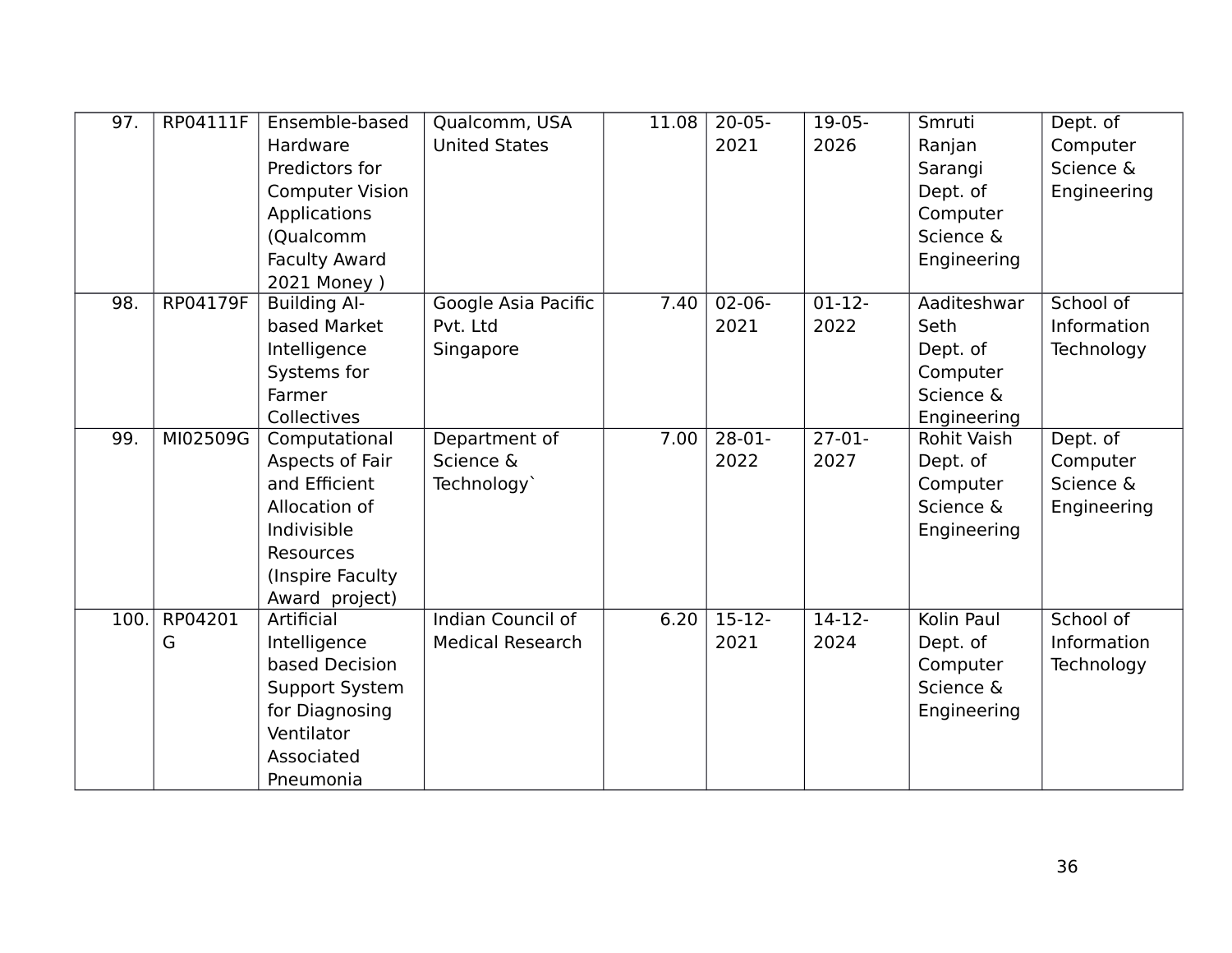| 97. | RP04111F | Ensemble-based Hardware Predictors for Computer Vision Applications (Qualcomm Faculty Award 2021 Money ) | Qualcomm, USA United States | 11.08 | 20-05-2021 | 19-05-2026 | Smruti Ranjan Sarangi Dept. of Computer Science & Engineering | Dept. of Computer Science & Engineering |
|---|---|---|---|---|---|---|---|---|
| 98. | RP04179F | Building AI-based Market Intelligence Systems for Farmer Collectives | Google Asia Pacific Pvt. Ltd Singapore | 7.40 | 02-06-2021 | 01-12-2022 | Aaditeshwar Seth Dept. of Computer Science & Engineering | School of Information Technology |
| 99. | MI02509G | Computational Aspects of Fair and Efficient Allocation of Indivisible Resources (Inspire Faculty Award project) | Department of Science & Technology` | 7.00 | 28-01-2022 | 27-01-2027 | Rohit Vaish Dept. of Computer Science & Engineering | Dept. of Computer Science & Engineering |
| 100. | RP04201G | Artificial Intelligence based Decision Support System for Diagnosing Ventilator Associated Pneumonia | Indian Council of Medical Research | 6.20 | 15-12-2021 | 14-12-2024 | Kolin Paul Dept. of Computer Science & Engineering | School of Information Technology |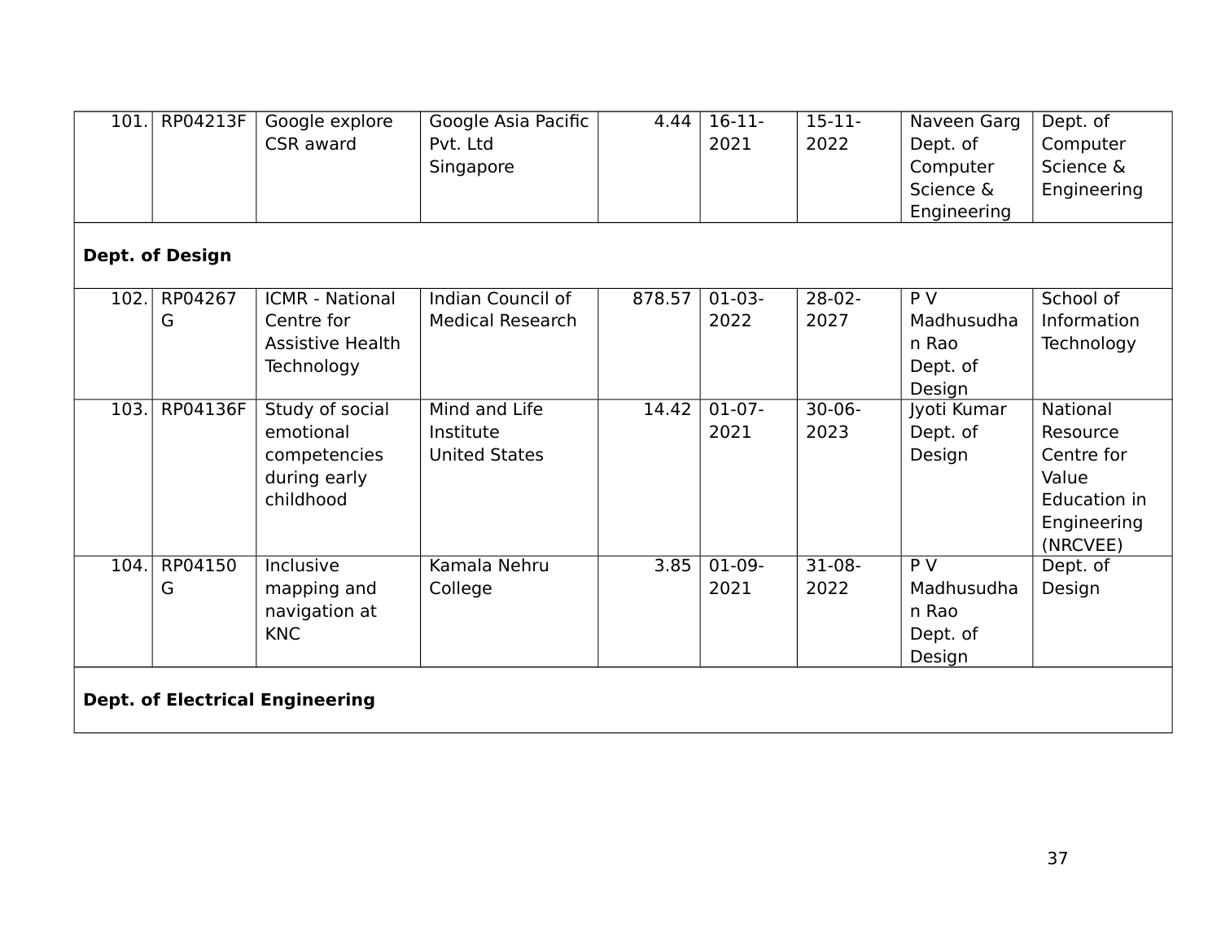| | | | | | | | | |
|---|---|---|---|---|---|---|---|---|
| 101. | RP04213F | Google explore CSR award | Google Asia Pacific Pvt. Ltd Singapore | 4.44 | 16-11-2021 | 15-11-2022 | Naveen Garg Dept. of Computer Science & Engineering | Dept. of Computer Science & Engineering |
| **Dept. of Design** | | | | | | | | |
| 102. | RP04267G | ICMR - National Centre for Assistive Health Technology | Indian Council of Medical Research | 878.57 | 01-03-2022 | 28-02-2027 | P V Madhusudhan Rao Dept. of Design | School of Information Technology |
| 103. | RP04136F | Study of social emotional competencies during early childhood | Mind and Life Institute United States | 14.42 | 01-07-2021 | 30-06-2023 | Jyoti Kumar Dept. of Design | National Resource Centre for Value Education in Engineering (NRCVEE) |
| 104. | RP04150G | Inclusive mapping and navigation at KNC | Kamala Nehru College | 3.85 | 01-09-2021 | 31-08-2022 | P V Madhusudhan Rao Dept. of Design | Dept. of Design |
| **Dept. of Electrical Engineering** | | | | | | | | |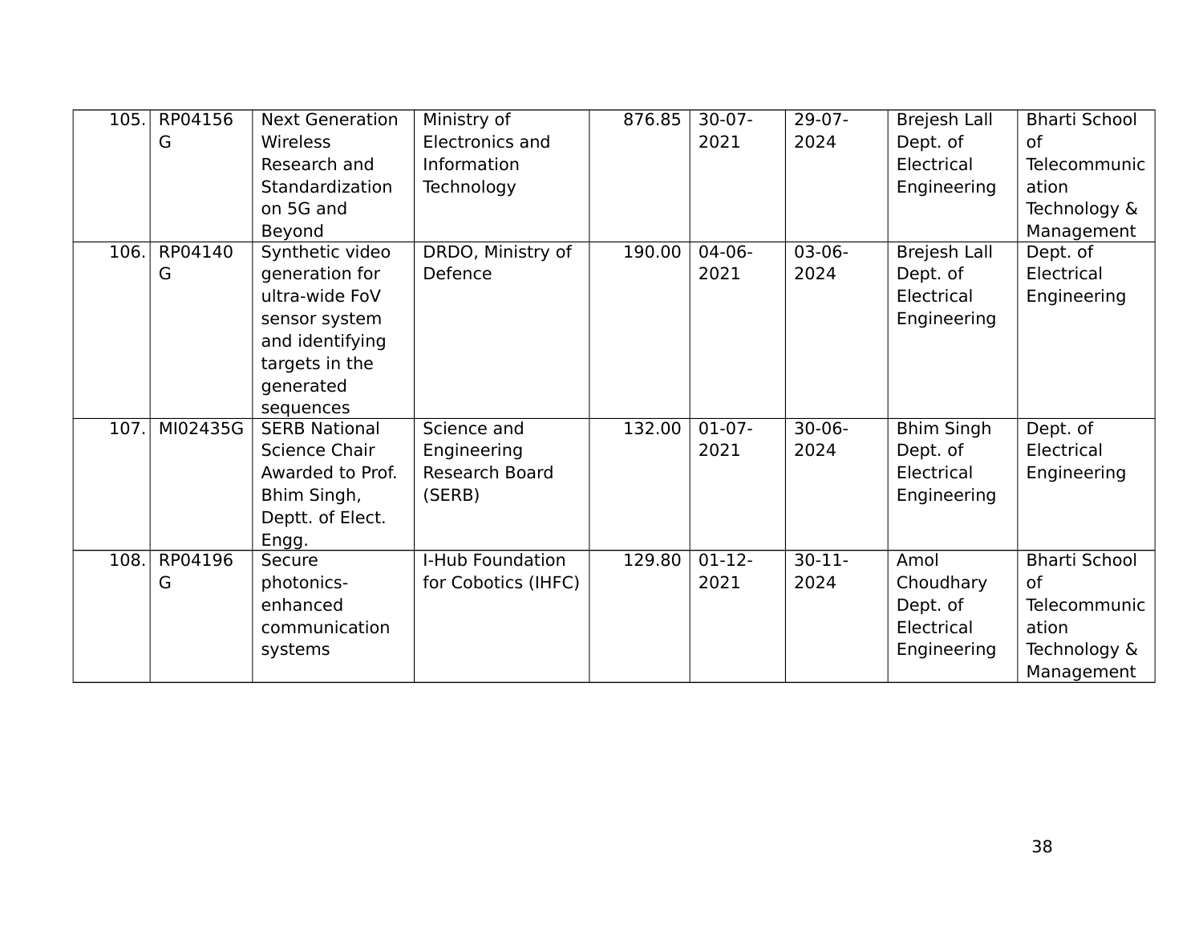| 105. | RP04156G | Next Generation Wireless Research and Standardization on 5G and Beyond | Ministry of Electronics and Information Technology | 876.85 | 30-07-2021 | 29-07-2024 | Brejesh Lall Dept. of Electrical Engineering | Bharti School of Telecommunication Technology & Management |
|---|---|---|---|---|---|---|---|---|
| 106. | RP04140G | Synthetic video generation for ultra-wide FoV sensor system and identifying targets in the generated sequences | DRDO, Ministry of Defence | 190.00 | 04-06-2021 | 03-06-2024 | Brejesh Lall Dept. of Electrical Engineering | Dept. of Electrical Engineering |
| 107. | MI02435G | SERB National Science Chair Awarded to Prof. Bhim Singh, Deptt. of Elect. Engg. | Science and Engineering Research Board (SERB) | 132.00 | 01-07-2021 | 30-06-2024 | Bhim Singh Dept. of Electrical Engineering | Dept. of Electrical Engineering |
| 108. | RP04196G | Secure photonics-enhanced communication systems | I-Hub Foundation for Cobotics (IHFC) | 129.80 | 01-12-2021 | 30-11-2024 | Amol Choudhary Dept. of Electrical Engineering | Bharti School of Telecommunication Technology & Management |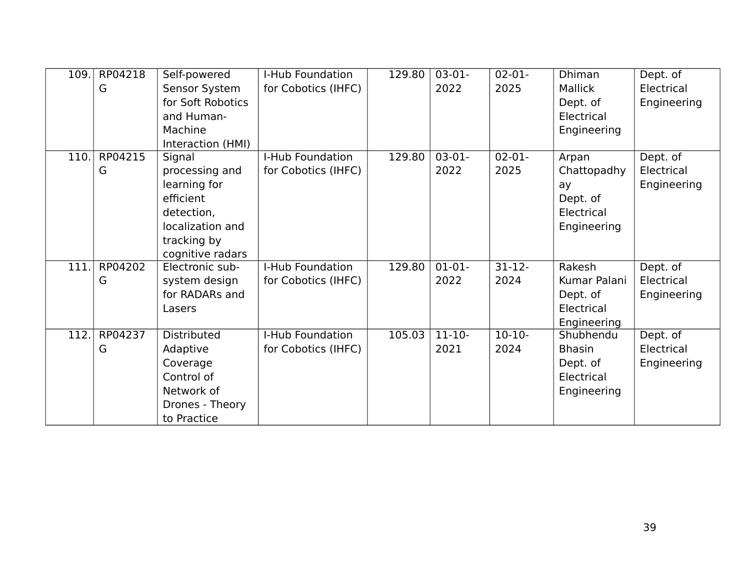| 109. | RP04218G | Self-powered Sensor System for Soft Robotics and Human-Machine Interaction (HMI) | I-Hub Foundation for Cobotics (IHFC) | 129.80 | 03-01-2022 | 02-01-2025 | Dhiman Mallick Dept. of Electrical Engineering | Dept. of Electrical Engineering |
|---|---|---|---|---|---|---|---|---|
| 110. | RP04215G | Signal processing and learning for efficient detection, localization and tracking by cognitive radars | I-Hub Foundation for Cobotics (IHFC) | 129.80 | 03-01-2022 | 02-01-2025 | Arpan Chattopadhyay Dept. of Electrical Engineering | Dept. of Electrical Engineering |
| 111. | RP04202G | Electronic sub-system design for RADARs and Lasers | I-Hub Foundation for Cobotics (IHFC) | 129.80 | 01-01-2022 | 31-12-2024 | Rakesh Kumar Palani Dept. of Electrical Engineering | Dept. of Electrical Engineering |
| 112. | RP04237G | Distributed Adaptive Coverage Control of Network of Drones - Theory to Practice | I-Hub Foundation for Cobotics (IHFC) | 105.03 | 11-10-2021 | 10-10-2024 | Shubhendu Bhasin Dept. of Electrical Engineering | Dept. of Electrical Engineering |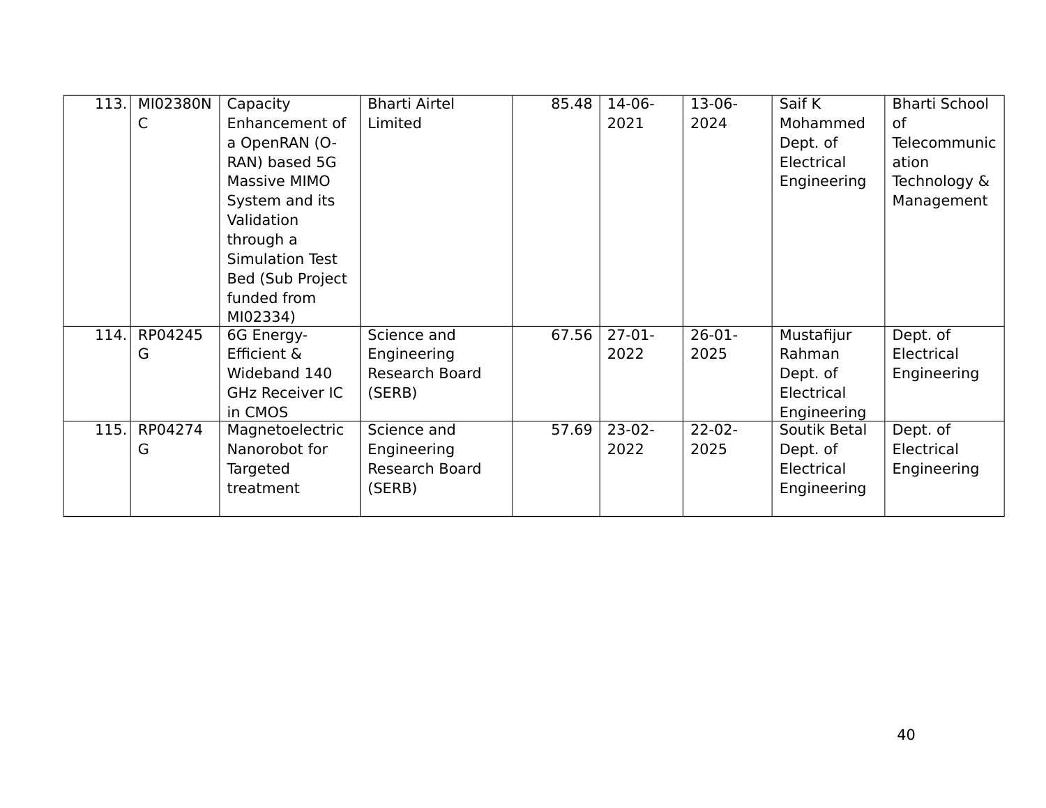| 113. | MI02380NC | Capacity Enhancement of a OpenRAN (O-RAN) based 5G Massive MIMO System and its Validation through a Simulation Test Bed (Sub Project funded from MI02334) | Bharti Airtel Limited | 85.48 | 14-06-2021 | 13-06-2024 | Saif K Mohammed Dept. of Electrical Engineering | Bharti School of Telecommunication Technology & Management |
|---|---|---|---|---|---|---|---|---|
| 114. | RP04245G | 6G Energy-Efficient & Wideband 140 GHz Receiver IC in CMOS | Science and Engineering Research Board (SERB) | 67.56 | 27-01-2022 | 26-01-2025 | Mustafijur Rahman Dept. of Electrical Engineering | Dept. of Electrical Engineering |
| 115. | RP04274G | Magnetoelectric Nanorobot for Targeted treatment | Science and Engineering Research Board (SERB) | 57.69 | 23-02-2022 | 22-02-2025 | Soutik Betal Dept. of Electrical Engineering | Dept. of Electrical Engineering |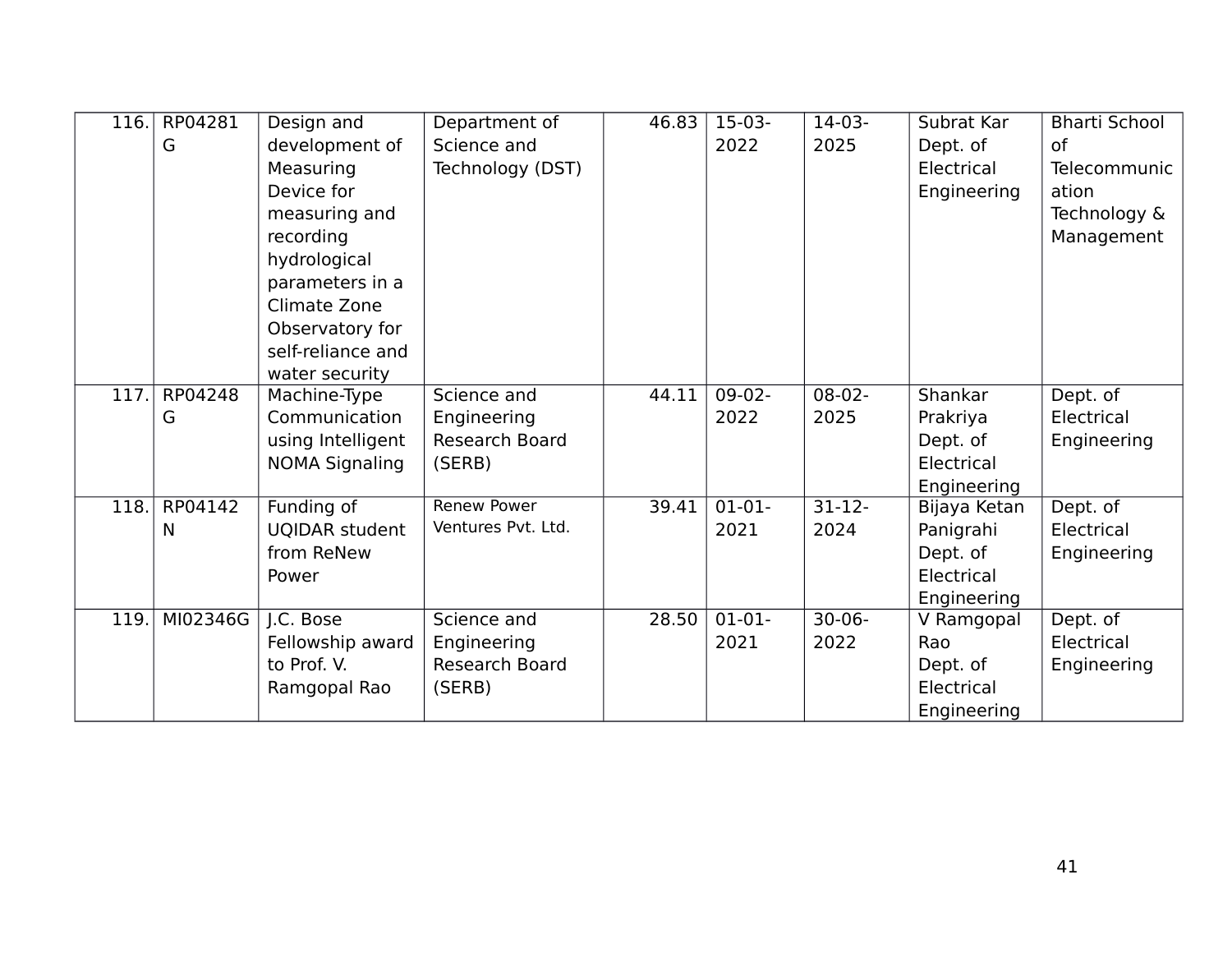| 116. | RP04281G | Design and development of Measuring Device for measuring and recording hydrological parameters in a Climate Zone Observatory for self-reliance and water security | Department of Science and Technology (DST) | 46.83 | 15-03-2022 | 14-03-2025 | Subrat Kar Dept. of Electrical Engineering | Bharti School of Telecommunication Technology & Management |
|---|---|---|---|---|---|---|---|---|
| 117. | RP04248G | Machine-Type Communication using Intelligent NOMA Signaling | Science and Engineering Research Board (SERB) | 44.11 | 09-02-2022 | 08-02-2025 | Shankar Prakriya Dept. of Electrical Engineering | Dept. of Electrical Engineering |
| 118. | RP04142N | Funding of UQIDAR student from ReNew Power | Renew Power Ventures Pvt. Ltd. | 39.41 | 01-01-2021 | 31-12-2024 | Bijaya Ketan Panigrahi Dept. of Electrical Engineering | Dept. of Electrical Engineering |
| 119. | MI02346G | J.C. Bose Fellowship award to Prof. V. Ramgopal Rao | Science and Engineering Research Board (SERB) | 28.50 | 01-01-2021 | 30-06-2022 | V Ramgopal Rao Dept. of Electrical Engineering | Dept. of Electrical Engineering |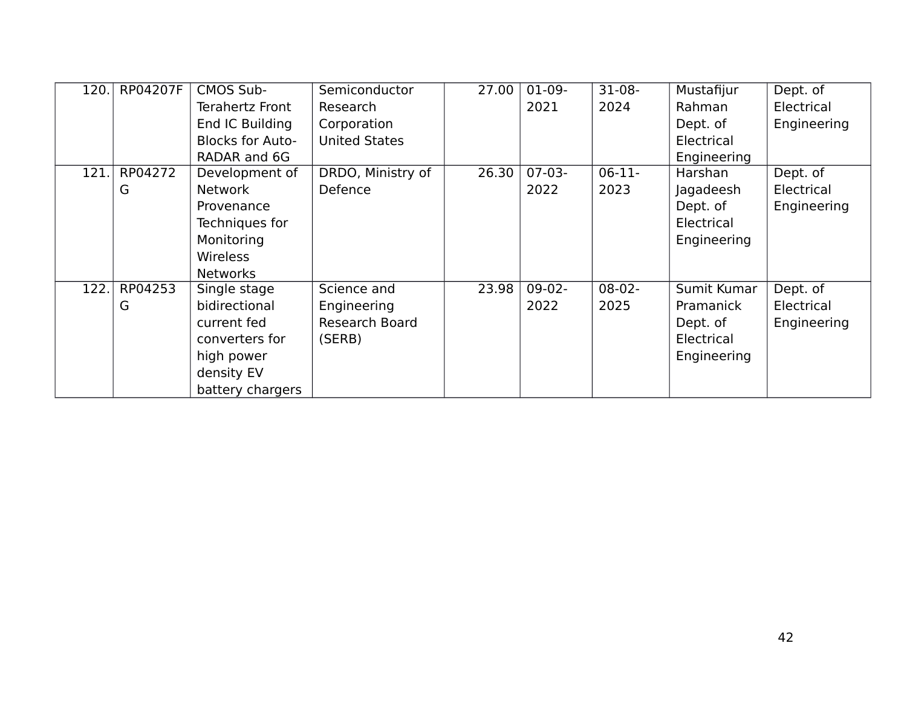| 120. | RP04207F | CMOS Sub-Terahertz Front End IC Building Blocks for Auto-RADAR and 6G | Semiconductor Research Corporation United States | 27.00 | 01-09-2021 | 31-08-2024 | Mustafijur Rahman Dept. of Electrical Engineering | Dept. of Electrical Engineering |
|---|---|---|---|---|---|---|---|---|
| 121. | RP04272G | Development of Network Provenance Techniques for Monitoring Wireless Networks | DRDO, Ministry of Defence | 26.30 | 07-03-2022 | 06-11-2023 | Harshan Jagadeesh Dept. of Electrical Engineering | Dept. of Electrical Engineering |
| 122. | RP04253G | Single stage bidirectional current fed converters for high power density EV battery chargers | Science and Engineering Research Board (SERB) | 23.98 | 09-02-2022 | 08-02-2025 | Sumit Kumar Pramanick Dept. of Electrical Engineering | Dept. of Electrical Engineering |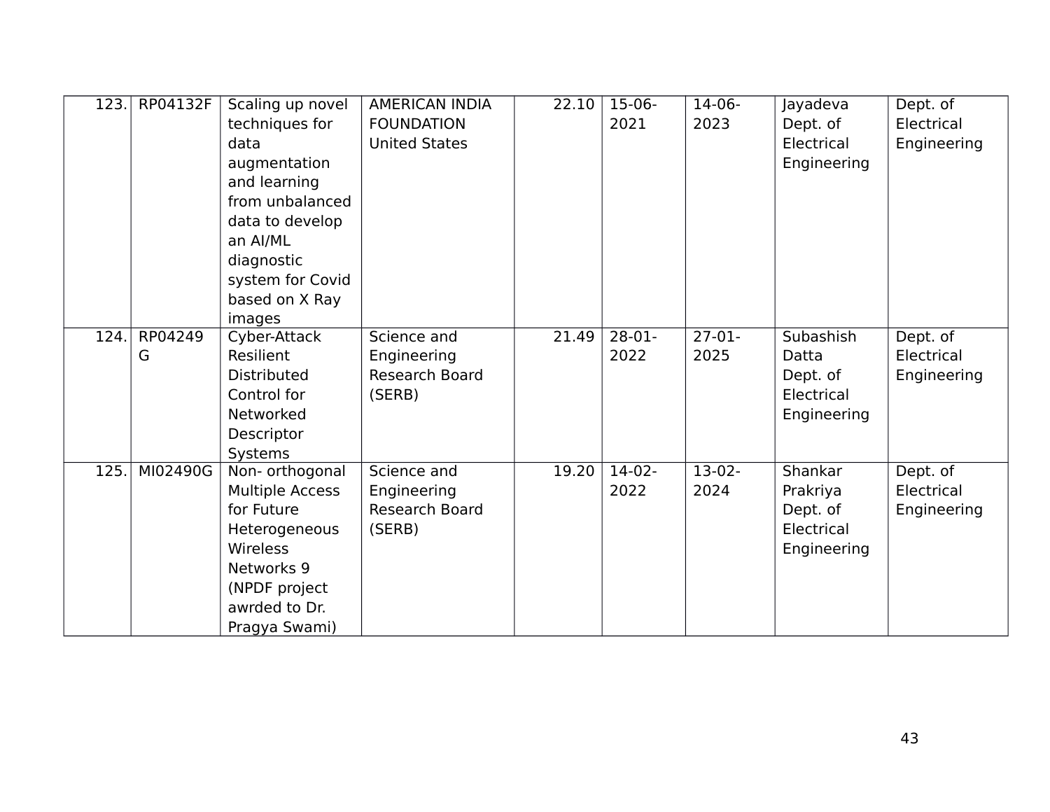| 123. | RP04132F | Scaling up novel techniques for data augmentation and learning from unbalanced data to develop an AI/ML diagnostic system for Covid based on X Ray images | AMERICAN INDIA FOUNDATION United States | 22.10 | 15-06-2021 | 14-06-2023 | Jayadeva Dept. of Electrical Engineering | Dept. of Electrical Engineering |
|---|---|---|---|---|---|---|---|---|
| 124. | RP04249G | Cyber-Attack Resilient Distributed Control for Networked Descriptor Systems | Science and Engineering Research Board (SERB) | 21.49 | 28-01-2022 | 27-01-2025 | Subashish Datta Dept. of Electrical Engineering | Dept. of Electrical Engineering |
| 125. | MI02490G | Non- orthogonal Multiple Access for Future Heterogeneous Wireless Networks 9 (NPDF project awrded to Dr. Pragya Swami) | Science and Engineering Research Board (SERB) | 19.20 | 14-02-2022 | 13-02-2024 | Shankar Prakriya Dept. of Electrical Engineering | Dept. of Electrical Engineering |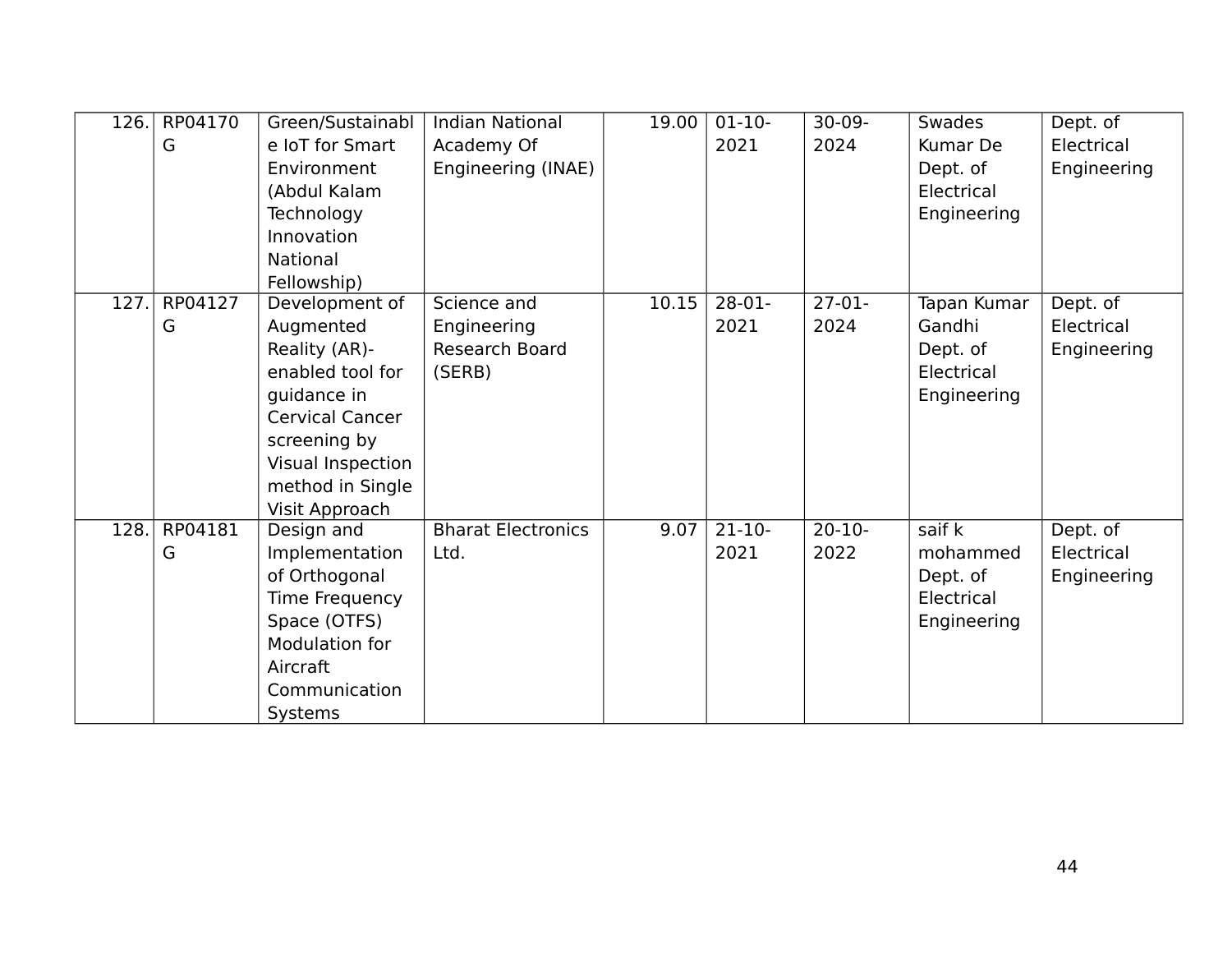| 126. | RP04170G | Green/Sustainable IoT for Smart Environment (Abdul Kalam Technology Innovation National Fellowship) | Indian National Academy Of Engineering (INAE) | 19.00 | 01-10-2021 | 30-09-2024 | Swades Kumar De Dept. of Electrical Engineering | Dept. of Electrical Engineering |
|---|---|---|---|---|---|---|---|---|
| 127. | RP04127G | Development of Augmented Reality (AR)-enabled tool for guidance in Cervical Cancer screening by Visual Inspection method in Single Visit Approach | Science and Engineering Research Board (SERB) | 10.15 | 28-01-2021 | 27-01-2024 | Tapan Kumar Gandhi Dept. of Electrical Engineering | Dept. of Electrical Engineering |
| 128. | RP04181G | Design and Implementation of Orthogonal Time Frequency Space (OTFS) Modulation for Aircraft Communication Systems | Bharat Electronics Ltd. | 9.07 | 21-10-2021 | 20-10-2022 | saif k mohammed Dept. of Electrical Engineering | Dept. of Electrical Engineering |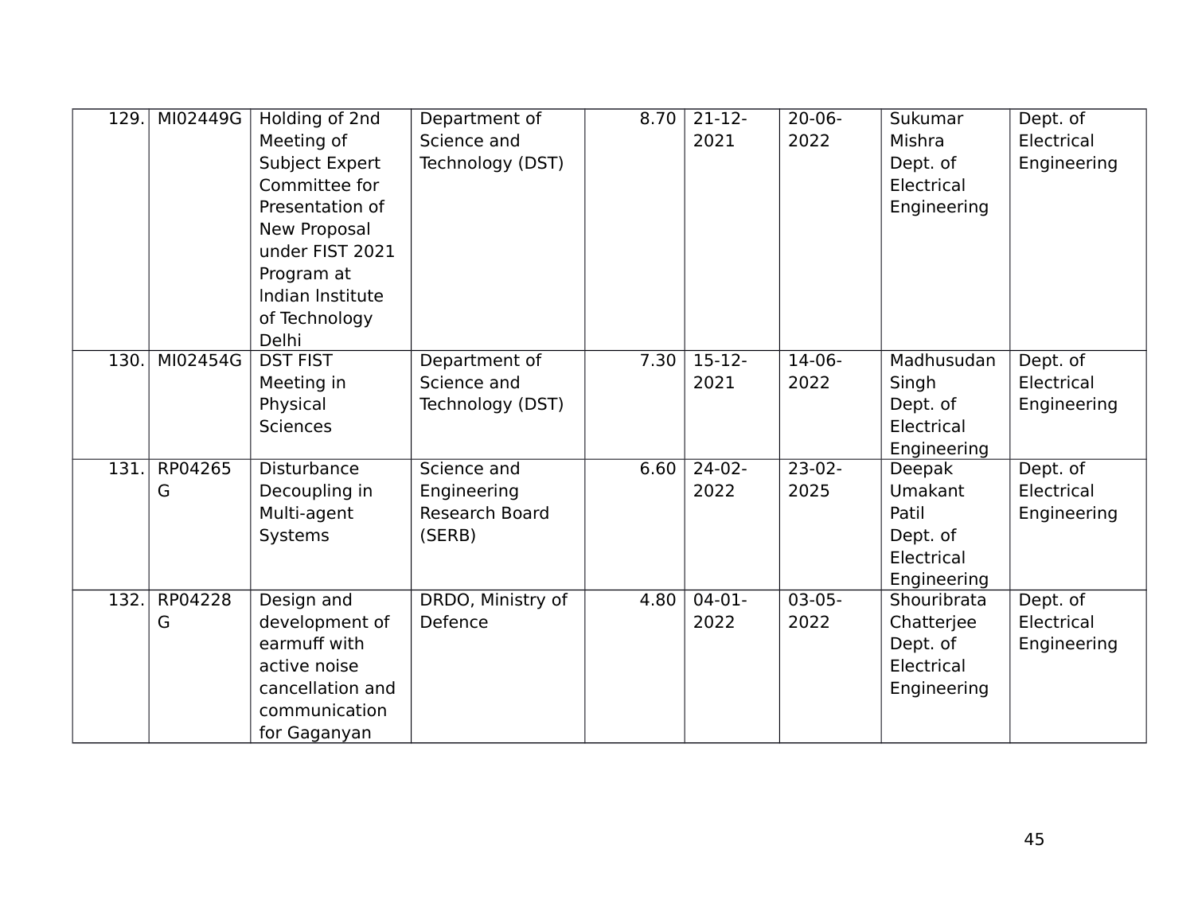| 129. | MI02449G | Holding of 2nd Meeting of Subject Expert Committee for Presentation of New Proposal under FIST 2021 Program at Indian Institute of Technology Delhi | Department of Science and Technology (DST) | 8.70 | 21-12-2021 | 20-06-2022 | Sukumar Mishra Dept. of Electrical Engineering | Dept. of Electrical Engineering |
|---|---|---|---|---|---|---|---|---|
| 130. | MI02454G | DST FIST Meeting in Physical Sciences | Department of Science and Technology (DST) | 7.30 | 15-12-2021 | 14-06-2022 | Madhusudan Singh Dept. of Electrical Engineering | Dept. of Electrical Engineering |
| 131. | RP04265G | Disturbance Decoupling in Multi-agent Systems | Science and Engineering Research Board (SERB) | 6.60 | 24-02-2022 | 23-02-2025 | Deepak Umakant Patil Dept. of Electrical Engineering | Dept. of Electrical Engineering |
| 132. | RP04228G | Design and development of earmuff with active noise cancellation and communication for Gaganyan | DRDO, Ministry of Defence | 4.80 | 04-01-2022 | 03-05-2022 | Shouribrata Chatterjee Dept. of Electrical Engineering | Dept. of Electrical Engineering |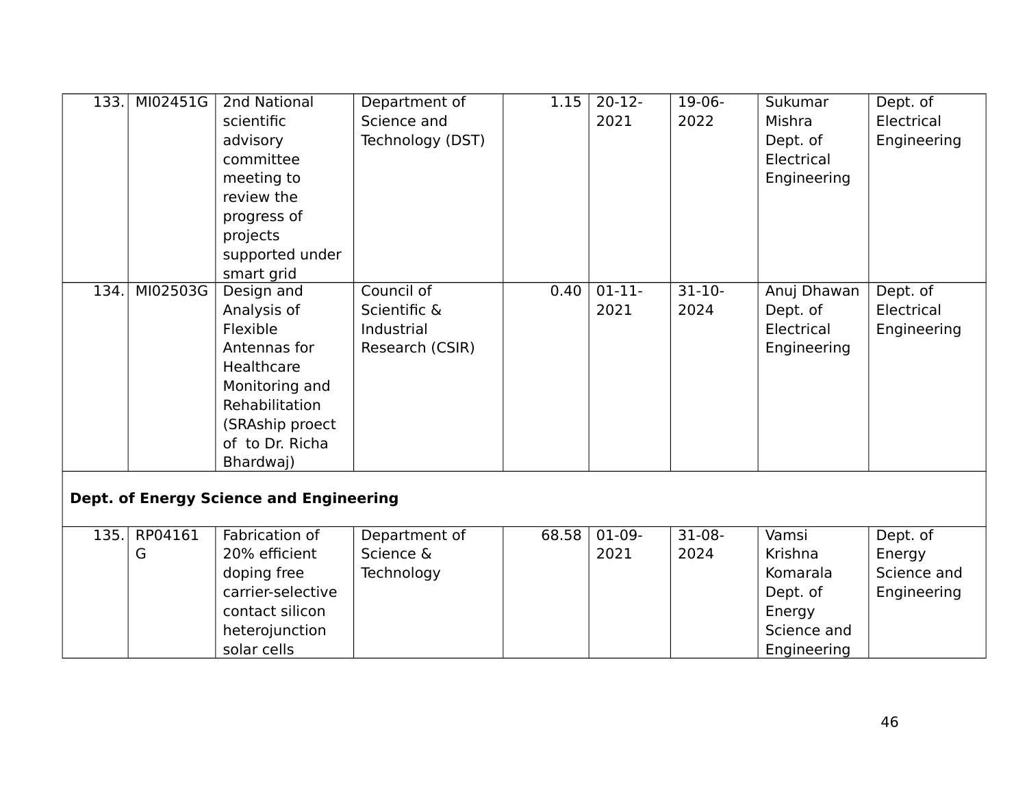| 133. | MI02451G | 2nd National scientific advisory committee meeting to review the progress of projects supported under smart grid | Department of Science and Technology (DST) | 1.15 | 20-12-2021 | 19-06-2022 | Sukumar Mishra Dept. of Electrical Engineering | Dept. of Electrical Engineering |
|---|---|---|---|---|---|---|---|---|
| 134. | MI02503G | Design and Analysis of Flexible Antennas for Healthcare Monitoring and Rehabilitation (SRAship proect of to Dr. Richa Bhardwaj) | Council of Scientific & Industrial Research (CSIR) | 0.40 | 01-11-2021 | 31-10-2024 | Anuj Dhawan Dept. of Electrical Engineering | Dept. of Electrical Engineering |
| **Dept. of Energy Science and Engineering** | | | | | | | | |
| 135. | RP04161G | Fabrication of 20% efficient doping free carrier-selective contact silicon heterojunction solar cells | Department of Science & Technology | 68.58 | 01-09-2021 | 31-08-2024 | Vamsi Krishna Komarala Dept. of Energy Science and Engineering | Dept. of Energy Science and Engineering |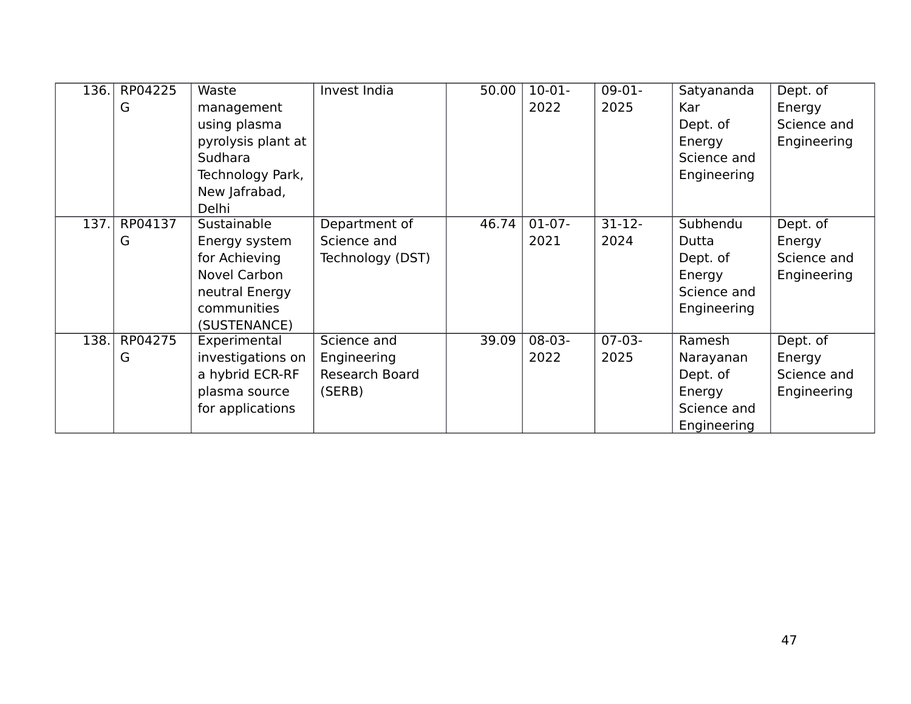| 136. | RP04225G | Waste management using plasma pyrolysis plant at Sudhara Technology Park, New Jafrabad, Delhi | Invest India | 50.00 | 10-01-2022 | 09-01-2025 | Satyananda Kar Dept. of Energy Science and Engineering | Dept. of Energy Science and Engineering |
|---|---|---|---|---|---|---|---|---|
| 137. | RP04137G | Sustainable Energy system for Achieving Novel Carbon neutral Energy communities (SUSTENANCE) | Department of Science and Technology (DST) | 46.74 | 01-07-2021 | 31-12-2024 | Subhendu Dutta Dept. of Energy Science and Engineering | Dept. of Energy Science and Engineering |
| 138. | RP04275G | Experimental investigations on a hybrid ECR-RF plasma source for applications | Science and Engineering Research Board (SERB) | 39.09 | 08-03-2022 | 07-03-2025 | Ramesh Narayanan Dept. of Energy Science and Engineering | Dept. of Energy Science and Engineering |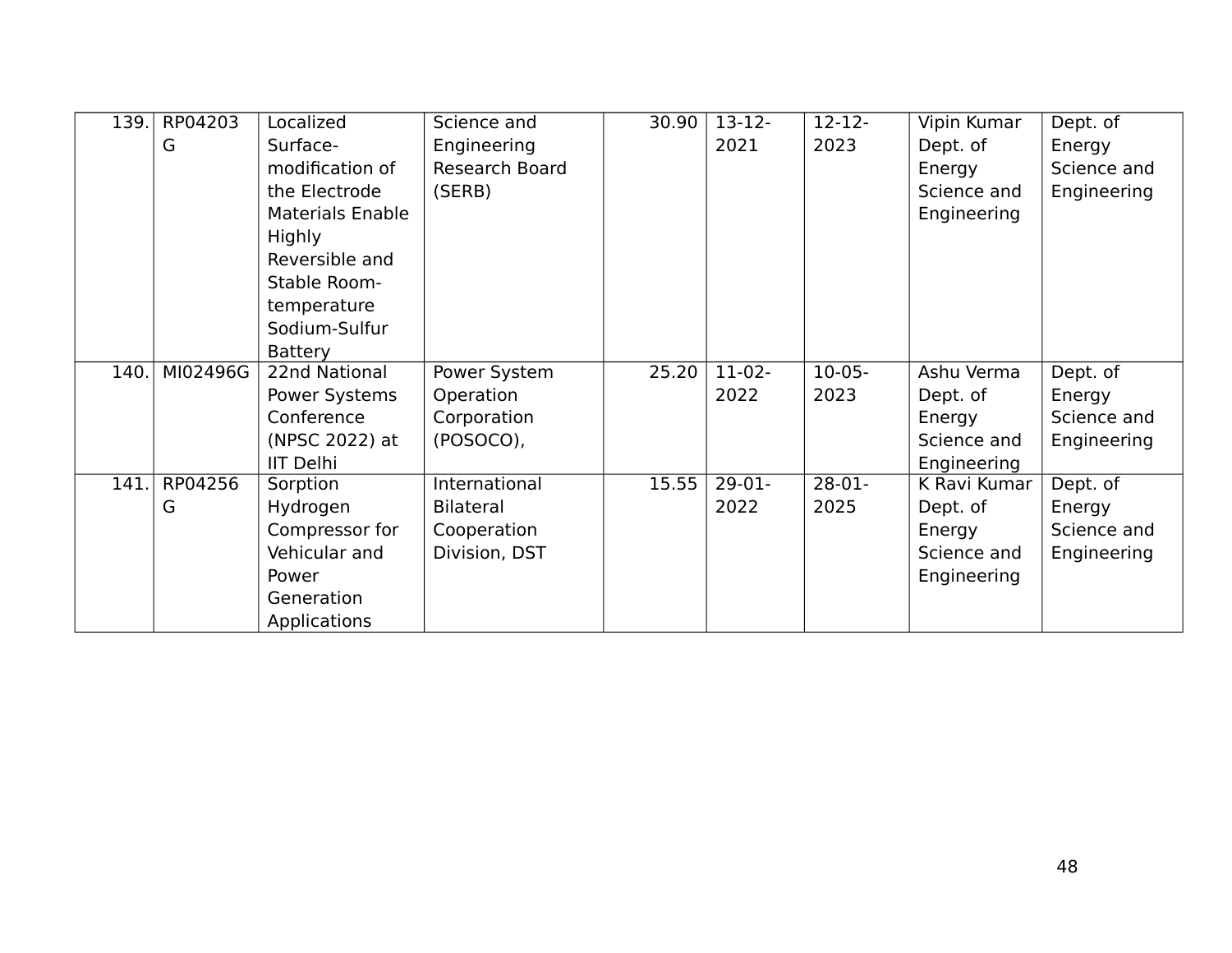| 139. | RP04203G | Localized Surface-modification of the Electrode Materials Enable Highly Reversible and Stable Room-temperature Sodium-Sulfur Battery | Science and Engineering Research Board (SERB) | 30.90 | 13-12-2021 | 12-12-2023 | Vipin Kumar Dept. of Energy Science and Engineering | Dept. of Energy Science and Engineering |
|---|---|---|---|---|---|---|---|---|
| 140. | MI02496G | 22nd National Power Systems Conference (NPSC 2022) at IIT Delhi | Power System Operation Corporation (POSOCO), | 25.20 | 11-02-2022 | 10-05-2023 | Ashu Verma Dept. of Energy Science and Engineering | Dept. of Energy Science and Engineering |
| 141. | RP04256G | Sorption Hydrogen Compressor for Vehicular and Power Generation Applications | International Bilateral Cooperation Division, DST | 15.55 | 29-01-2022 | 28-01-2025 | K Ravi Kumar Dept. of Energy Science and Engineering | Dept. of Energy Science and Engineering |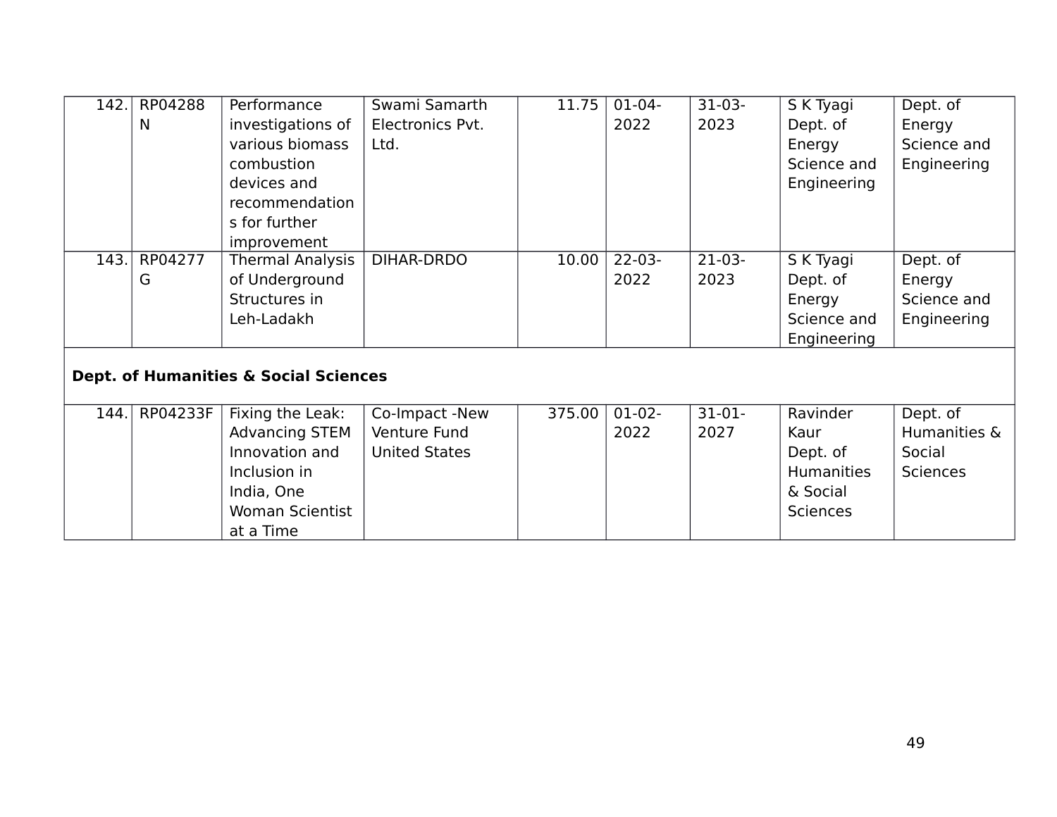| 142. | RP04288N | Performance investigations of various biomass combustion devices and recommendations for further improvement | Swami Samarth Electronics Pvt. Ltd. | 11.75 | 01-04-2022 | 31-03-2023 | S K Tyagi Dept. of Energy Science and Engineering | Dept. of Energy Science and Engineering |
|---|---|---|---|---|---|---|---|---|
| 143. | RP04277G | Thermal Analysis of Underground Structures in Leh-Ladakh | DIHAR-DRDO | 10.00 | 22-03-2022 | 21-03-2023 | S K Tyagi Dept. of Energy Science and Engineering | Dept. of Energy Science and Engineering |
| **Dept. of Humanities & Social Sciences** | | | | | | | | |
| 144. | RP04233F | Fixing the Leak: Advancing STEM Innovation and Inclusion in India, One Woman Scientist at a Time | Co-Impact -New Venture Fund United States | 375.00 | 01-02-2022 | 31-01-2027 | Ravinder Kaur Dept. of Humanities & Social Sciences | Dept. of Humanities & Social Sciences |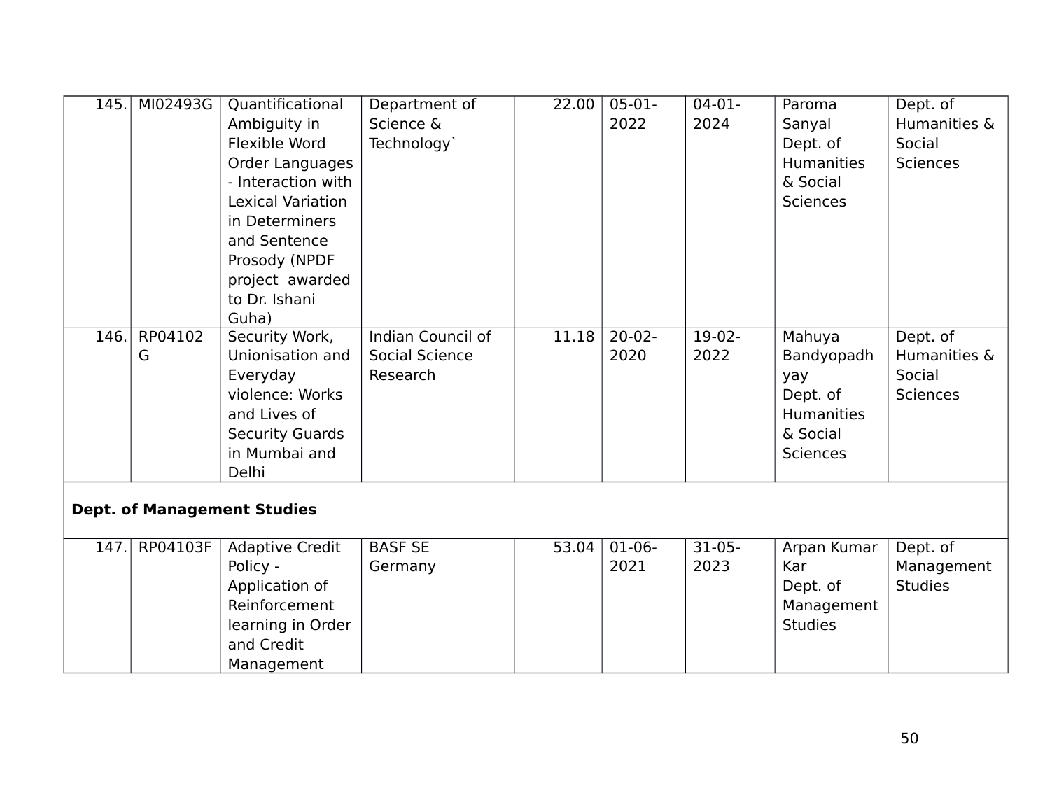| 145. | MI02493G | Quantificational Ambiguity in Flexible Word Order Languages - Interaction with Lexical Variation in Determiners and Sentence Prosody (NPDF project awarded to Dr. Ishani Guha) | Department of Science & Technology` | 22.00 | 05-01-2022 | 04-01-2024 | Paroma Sanyal Dept. of Humanities & Social Sciences | Dept. of Humanities & Social Sciences |
|---|---|---|---|---|---|---|---|---|
| 146. | RP04102G | Security Work, Unionisation and Everyday violence: Works and Lives of Security Guards in Mumbai and Delhi | Indian Council of Social Science Research | 11.18 | 20-02-2020 | 19-02-2022 | Mahuya Bandyopadhyay Dept. of Humanities & Social Sciences | Dept. of Humanities & Social Sciences |
| **Dept. of Management Studies** | | | | | | | | |
| 147. | RP04103F | Adaptive Credit Policy - Application of Reinforcement learning in Order and Credit Management | BASF SE Germany | 53.04 | 01-06-2021 | 31-05-2023 | Arpan Kumar Kar Dept. of Management Studies | Dept. of Management Studies |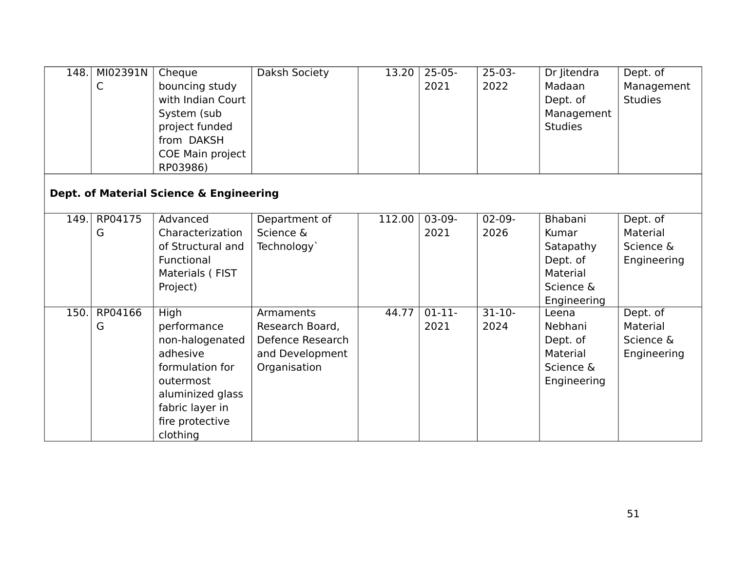| | | | | | | | | |
|---|---|---|---|---|---|---|---|---|
| 148. | MI02391NC | Cheque bouncing study with Indian Court System (sub project funded from DAKSH COE Main project RP03986) | Daksh Society | 13.20 | 25-05-2021 | 25-03-2022 | Dr Jitendra Madaan Dept. of Management Studies | Dept. of Management Studies |
| **Dept. of Material Science & Engineering** | | | | | | | | |
| 149. | RP04175G | Advanced Characterization of Structural and Functional Materials ( FIST Project) | Department of Science & Technology` | 112.00 | 03-09-2021 | 02-09-2026 | Bhabani Kumar Satapathy Dept. of Material Science & Engineering | Dept. of Material Science & Engineering |
| 150. | RP04166G | High performance non-halogenated adhesive formulation for outermost aluminized glass fabric layer in fire protective clothing | Armaments Research Board, Defence Research and Development Organisation | 44.77 | 01-11-2021 | 31-10-2024 | Leena Nebhani Dept. of Material Science & Engineering | Dept. of Material Science & Engineering |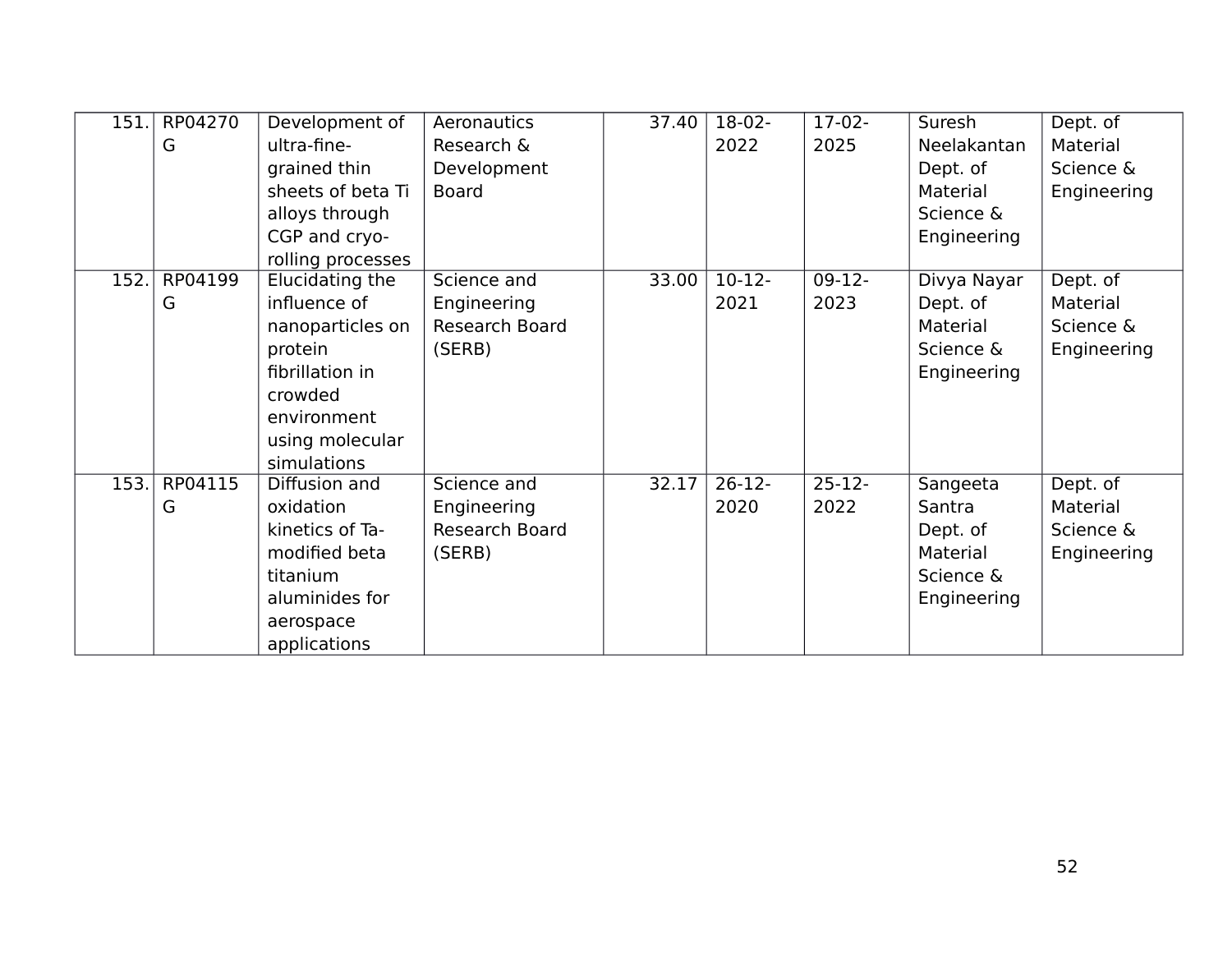| 151. | RP04270G | Development of ultra-fine-grained thin sheets of beta Ti alloys through CGP and cryo-rolling processes | Aeronautics Research & Development Board | 37.40 | 18-02-2022 | 17-02-2025 | Suresh Neelakantan Dept. of Material Science & Engineering | Dept. of Material Science & Engineering |
|---|---|---|---|---|---|---|---|---|
| 152. | RP04199G | Elucidating the influence of nanoparticles on protein fibrillation in crowded environment using molecular simulations | Science and Engineering Research Board (SERB) | 33.00 | 10-12-2021 | 09-12-2023 | Divya Nayar Dept. of Material Science & Engineering | Dept. of Material Science & Engineering |
| 153. | RP04115G | Diffusion and oxidation kinetics of Ta-modified beta titanium aluminides for aerospace applications | Science and Engineering Research Board (SERB) | 32.17 | 26-12-2020 | 25-12-2022 | Sangeeta Santra Dept. of Material Science & Engineering | Dept. of Material Science & Engineering |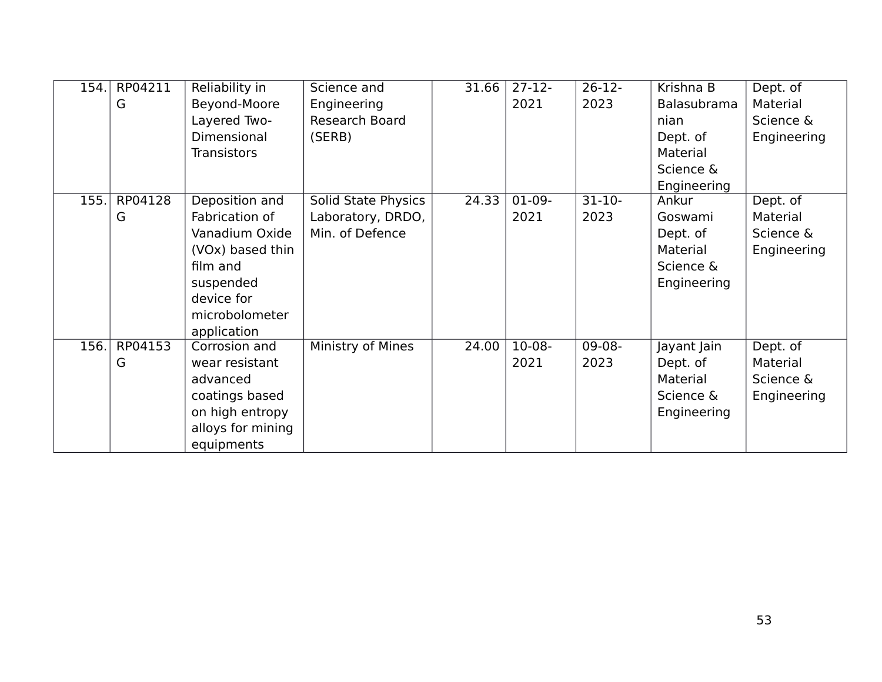| 154. | RP04211G | Reliability in Beyond-Moore Layered Two-Dimensional Transistors | Science and Engineering Research Board (SERB) | 31.66 | 27-12-2021 | 26-12-2023 | Krishna B Balasubramanian Dept. of Material Science & Engineering | Dept. of Material Science & Engineering |
|---|---|---|---|---|---|---|---|---|
| 155. | RP04128G | Deposition and Fabrication of Vanadium Oxide (VOx) based thin film and suspended device for microbolometer application | Solid State Physics Laboratory, DRDO, Min. of Defence | 24.33 | 01-09-2021 | 31-10-2023 | Ankur Goswami Dept. of Material Science & Engineering | Dept. of Material Science & Engineering |
| 156. | RP04153G | Corrosion and wear resistant advanced coatings based on high entropy alloys for mining equipments | Ministry of Mines | 24.00 | 10-08-2021 | 09-08-2023 | Jayant Jain Dept. of Material Science & Engineering | Dept. of Material Science & Engineering |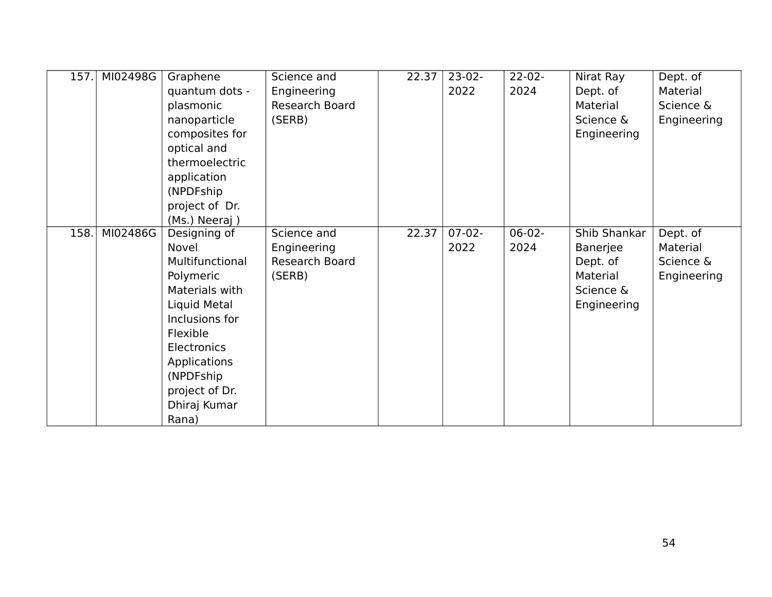| 157. | MI02498G | Graphene quantum dots - plasmonic nanoparticle composites for optical and thermoelectric application (NPDFship project of Dr. (Ms.) Neeraj ) | Science and Engineering Research Board (SERB) | 22.37 | 23-02-2022 | 22-02-2024 | Nirat Ray Dept. of Material Science & Engineering | Dept. of Material Science & Engineering |
|---|---|---|---|---|---|---|---|---|
| 158. | MI02486G | Designing of Novel Multifunctional Polymeric Materials with Liquid Metal Inclusions for Flexible Electronics Applications (NPDFship project of Dr. Dhiraj Kumar Rana) | Science and Engineering Research Board (SERB) | 22.37 | 07-02-2022 | 06-02-2024 | Shib Shankar Banerjee Dept. of Material Science & Engineering | Dept. of Material Science & Engineering |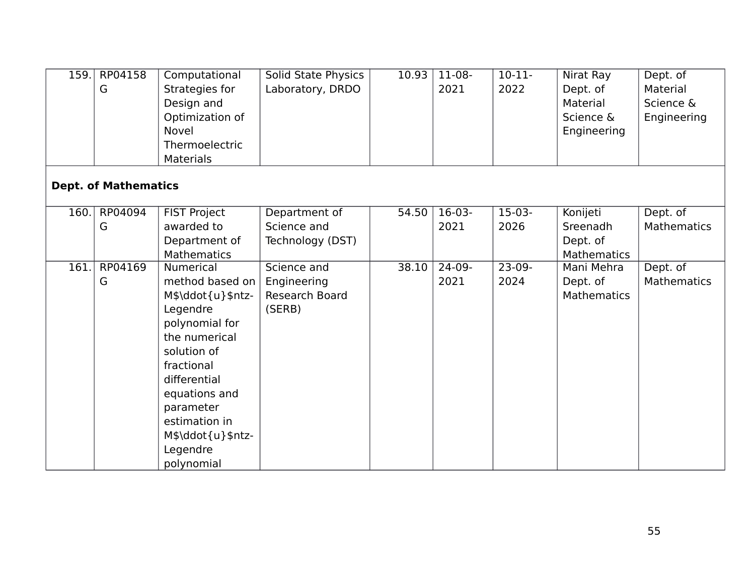| 159. | RP04158G | Computational Strategies for Design and Optimization of Novel Thermoelectric Materials | Solid State Physics Laboratory, DRDO | 10.93 | 11-08-2021 | 10-11-2022 | Nirat Ray Dept. of Material Science & Engineering | Dept. of Material Science & Engineering |
|---|---|---|---|---|---|---|---|---|
| **Dept. of Mathematics** | | | | | | | | |
| 160. | RP04094G | FIST Project awarded to Department of Mathematics | Department of Science and Technology (DST) | 54.50 | 16-03-2021 | 15-03-2026 | Konijeti Sreenadh Dept. of Mathematics | Dept. of Mathematics |
| 161. | RP04169G | Numerical method based on M$\ddot{u}$ntz-Legendre polynomial for the numerical solution of fractional differential equations and parameter estimation in M$\ddot{u}$ntz-Legendre polynomial | Science and Engineering Research Board (SERB) | 38.10 | 24-09-2021 | 23-09-2024 | Mani Mehra Dept. of Mathematics | Dept. of Mathematics |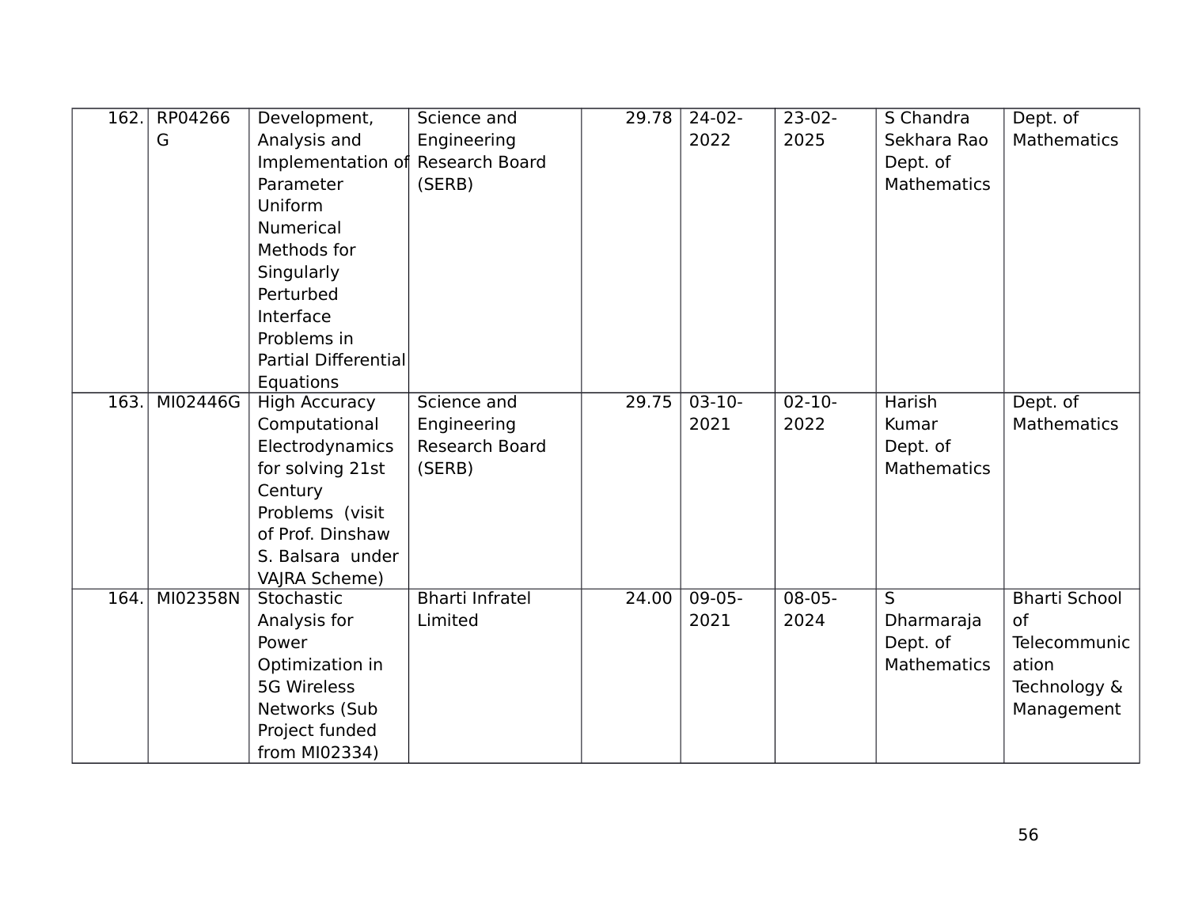| 162. | RP04266G | Development, Analysis and Implementation of Parameter Uniform Numerical Methods for Singularly Perturbed Interface Problems in Partial Differential Equations | Science and Engineering Research Board (SERB) | 29.78 | 24-02-2022 | 23-02-2025 | S Chandra Sekhara Rao Dept. of Mathematics | Dept. of Mathematics |
|---|---|---|---|---|---|---|---|---|
| 163. | MI02446G | High Accuracy Computational Electrodynamics for solving 21st Century Problems (visit of Prof. Dinshaw S. Balsara under VAJRA Scheme) | Science and Engineering Research Board (SERB) | 29.75 | 03-10-2021 | 02-10-2022 | Harish Kumar Dept. of Mathematics | Dept. of Mathematics |
| 164. | MI02358N | Stochastic Analysis for Power Optimization in 5G Wireless Networks (Sub Project funded from MI02334) | Bharti Infratel Limited | 24.00 | 09-05-2021 | 08-05-2024 | S Dharmaraja Dept. of Mathematics | Bharti School of Telecommunication Technology & Management |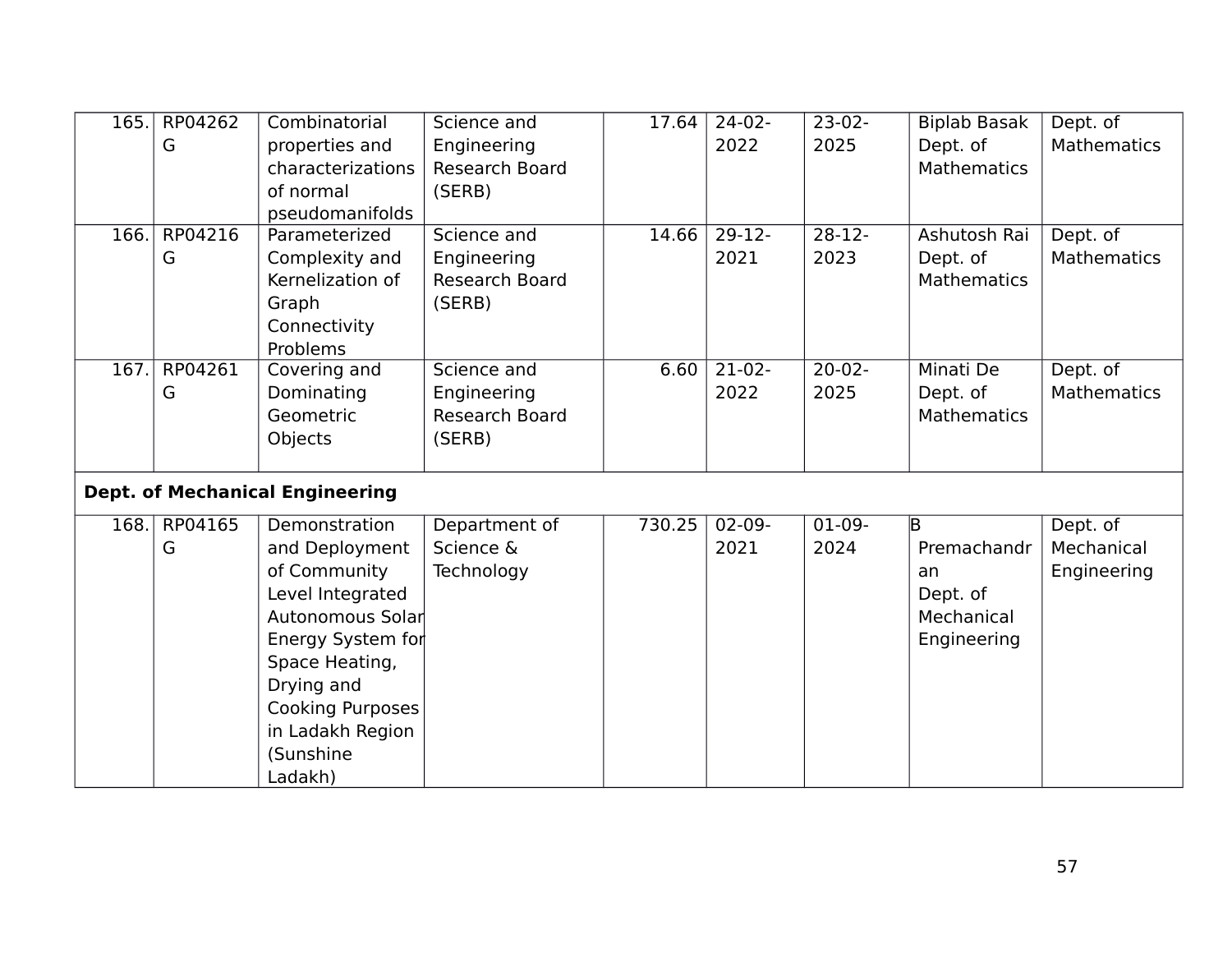| 165. | RP04262G | Combinatorial properties and characterizations of normal pseudomanifolds | Science and Engineering Research Board (SERB) | 17.64 | 24-02-2022 | 23-02-2025 | Biplab Basak Dept. of Mathematics | Dept. of Mathematics |
|---|---|---|---|---|---|---|---|---|
| 166. | RP04216G | Parameterized Complexity and Kernelization of Graph Connectivity Problems | Science and Engineering Research Board (SERB) | 14.66 | 29-12-2021 | 28-12-2023 | Ashutosh Rai Dept. of Mathematics | Dept. of Mathematics |
| 167. | RP04261G | Covering and Dominating Geometric Objects | Science and Engineering Research Board (SERB) | 6.60 | 21-02-2022 | 20-02-2025 | Minati De Dept. of Mathematics | Dept. of Mathematics |
| **Dept. of Mechanical Engineering** | | | | | | | | |
| 168. | RP04165G | Demonstration and Deployment of Community Level Integrated Autonomous Solar Energy System for Space Heating, Drying and Cooking Purposes in Ladakh Region (Sunshine Ladakh) | Department of Science & Technology | 730.25 | 02-09-2021 | 01-09-2024 | B Premachandran Dept. of Mechanical Engineering | Dept. of Mechanical Engineering |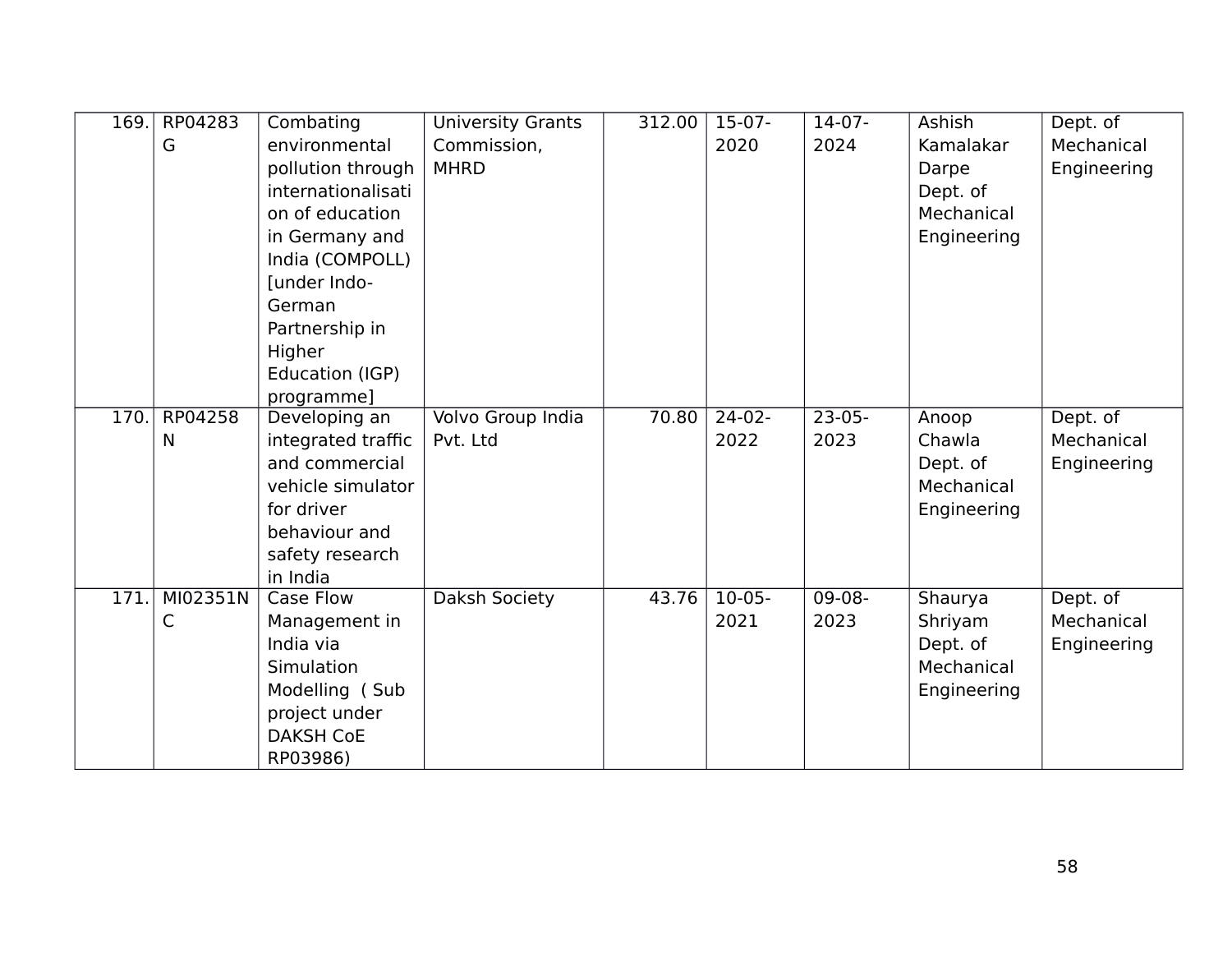| 169. | RP04283G | Combating environmental pollution through internationalisation of education in Germany and India (COMPOLL) [under Indo-German Partnership in Higher Education (IGP) programme] | University Grants Commission, MHRD | 312.00 | 15-07-2020 | 14-07-2024 | Ashish Kamalakar Darpe Dept. of Mechanical Engineering | Dept. of Mechanical Engineering |
|---|---|---|---|---|---|---|---|---|
| 170. | RP04258N | Developing an integrated traffic and commercial vehicle simulator for driver behaviour and safety research in India | Volvo Group India Pvt. Ltd | 70.80 | 24-02-2022 | 23-05-2023 | Anoop Chawla Dept. of Mechanical Engineering | Dept. of Mechanical Engineering |
| 171. | MI02351NC | Case Flow Management in India via Simulation Modelling ( Sub project under DAKSH CoE RP03986) | Daksh Society | 43.76 | 10-05-2021 | 09-08-2023 | Shaurya Shriyam Dept. of Mechanical Engineering | Dept. of Mechanical Engineering |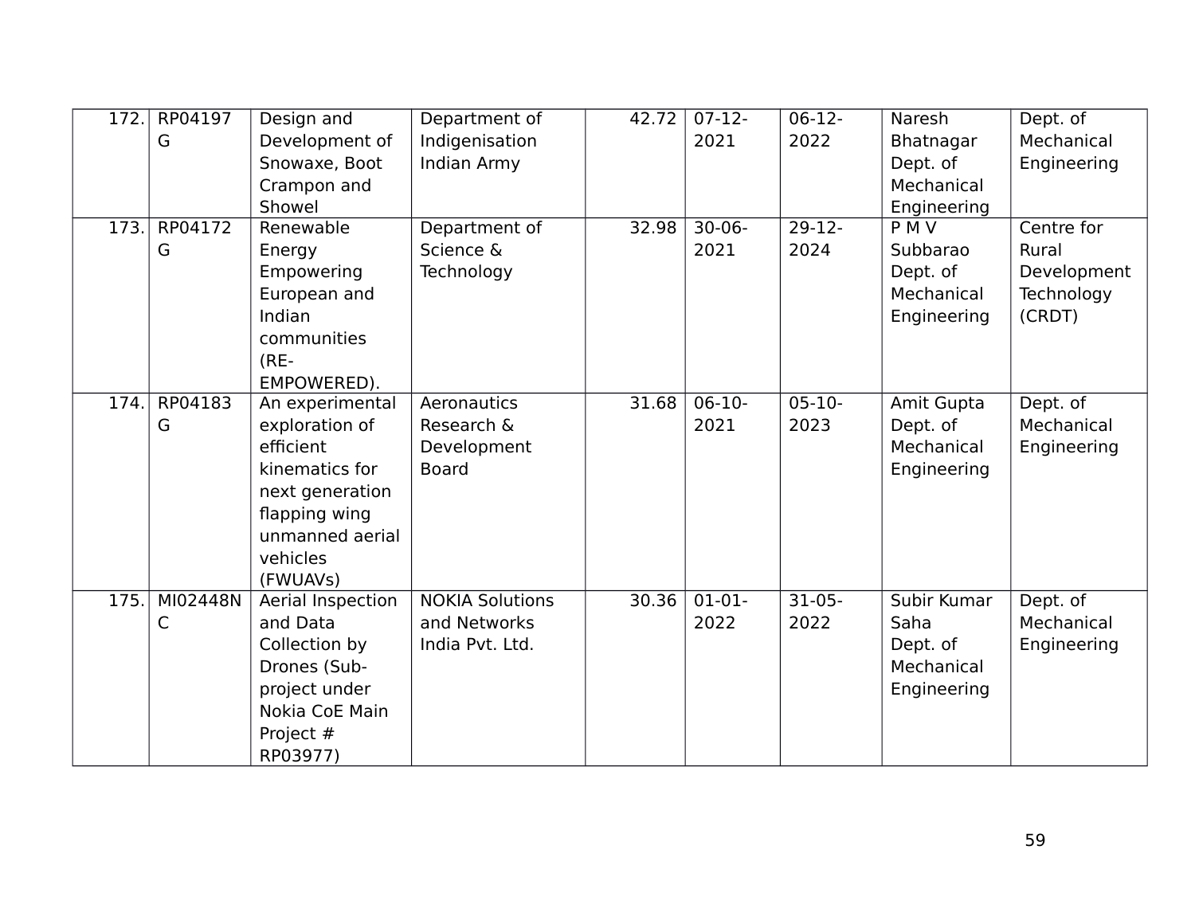| 172. | RP04197G | Design and Development of Snowaxe, Boot Crampon and Showel | Department of Indigenisation Indian Army | 42.72 | 07-12-2021 | 06-12-2022 | Naresh Bhatnagar Dept. of Mechanical Engineering | Dept. of Mechanical Engineering |
|---|---|---|---|---|---|---|---|---|
| 173. | RP04172G | Renewable Energy Empowering European and Indian communities (RE-EMPOWERED). | Department of Science & Technology | 32.98 | 30-06-2021 | 29-12-2024 | P M V Subbarao Dept. of Mechanical Engineering | Centre for Rural Development Technology (CRDT) |
| 174. | RP04183G | An experimental exploration of efficient kinematics for next generation flapping wing unmanned aerial vehicles (FWUAVs) | Aeronautics Research & Development Board | 31.68 | 06-10-2021 | 05-10-2023 | Amit Gupta Dept. of Mechanical Engineering | Dept. of Mechanical Engineering |
| 175. | MI02448NC | Aerial Inspection and Data Collection by Drones (Sub-project under Nokia CoE Main Project # RP03977) | NOKIA Solutions and Networks India Pvt. Ltd. | 30.36 | 01-01-2022 | 31-05-2022 | Subir Kumar Saha Dept. of Mechanical Engineering | Dept. of Mechanical Engineering |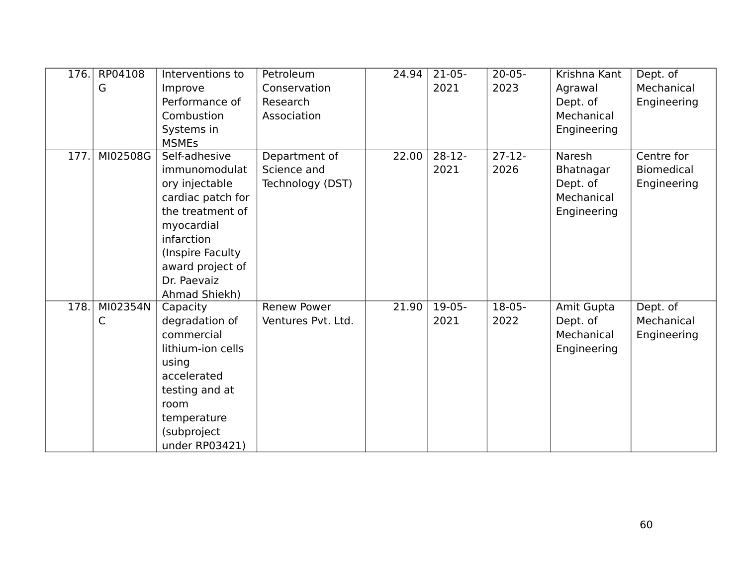| 176. | RP04108G | Interventions to Improve Performance of Combustion Systems in MSMEs | Petroleum Conservation Research Association | 24.94 | 21-05-2021 | 20-05-2023 | Krishna Kant Agrawal Dept. of Mechanical Engineering | Dept. of Mechanical Engineering |
|---|---|---|---|---|---|---|---|---|
| 177. | MI02508G | Self-adhesive immunomodulatory injectable cardiac patch for the treatment of myocardial infarction (Inspire Faculty award project of Dr. Paevaiz Ahmad Shiekh) | Department of Science and Technology (DST) | 22.00 | 28-12-2021 | 27-12-2026 | Naresh Bhatnagar Dept. of Mechanical Engineering | Centre for Biomedical Engineering |
| 178. | MI02354NC | Capacity degradation of commercial lithium-ion cells using accelerated testing and at room temperature (subproject under RP03421) | Renew Power Ventures Pvt. Ltd. | 21.90 | 19-05-2021 | 18-05-2022 | Amit Gupta Dept. of Mechanical Engineering | Dept. of Mechanical Engineering |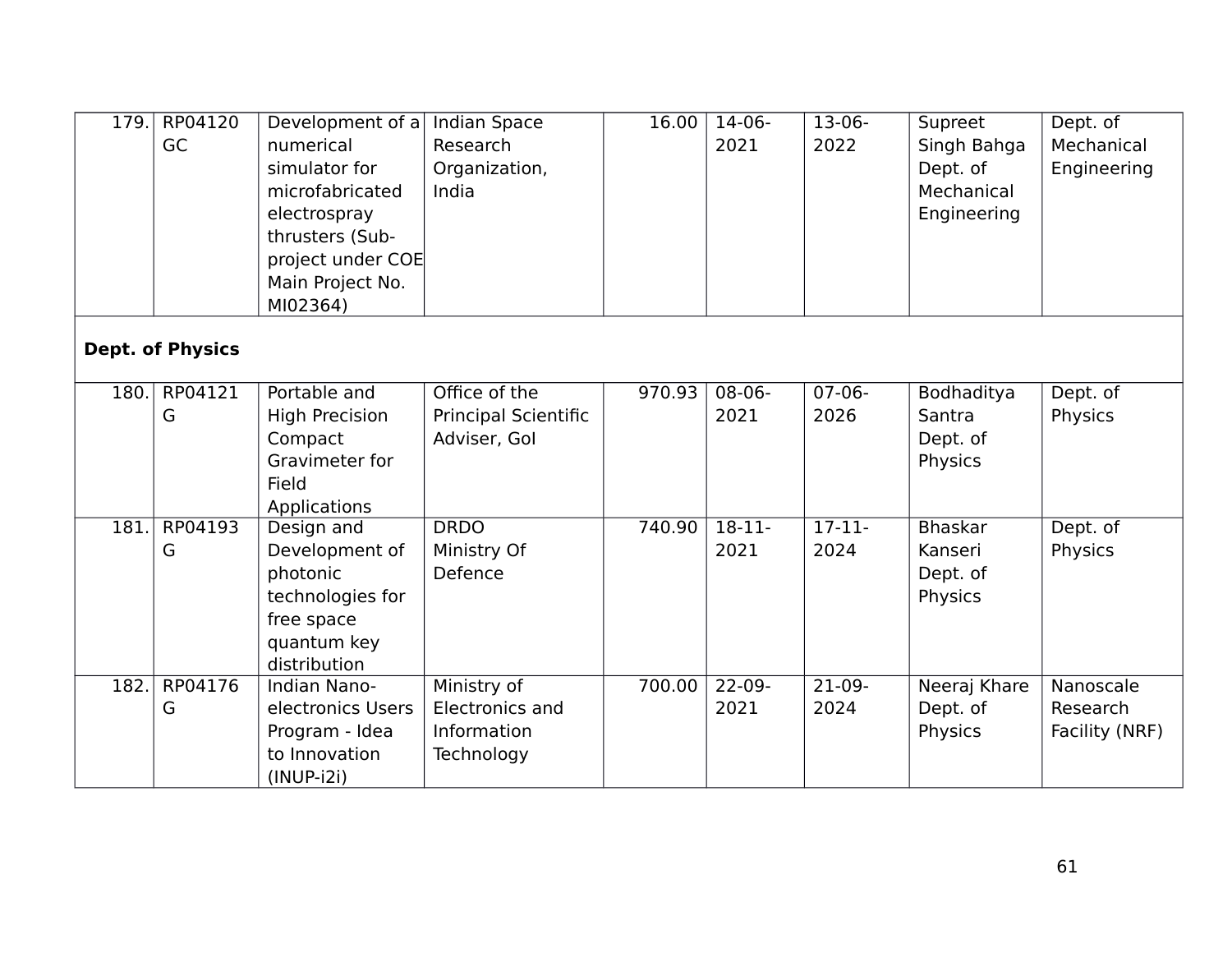| 179. | RP04120GC | Development of a numerical simulator for microfabricated electrospray thrusters (Sub-project under COE Main Project No. MI02364) | Indian Space Research Organization, India | 16.00 | 14-06-2021 | 13-06-2022 | Supreet Singh Bahga Dept. of Mechanical Engineering | Dept. of Mechanical Engineering |
|---|---|---|---|---|---|---|---|---|
| **Dept. of Physics** | | | | | | | | |
| 180. | RP04121G | Portable and High Precision Compact Gravimeter for Field Applications | Office of the Principal Scientific Adviser, GoI | 970.93 | 08-06-2021 | 07-06-2026 | Bodhaditya Santra Dept. of Physics | Dept. of Physics |
| 181. | RP04193G | Design and Development of photonic technologies for free space quantum key distribution | DRDO Ministry Of Defence | 740.90 | 18-11-2021 | 17-11-2024 | Bhaskar Kanseri Dept. of Physics | Dept. of Physics |
| 182. | RP04176G | Indian Nano-electronics Users Program - Idea to Innovation (INUP-i2i) | Ministry of Electronics and Information Technology | 700.00 | 22-09-2021 | 21-09-2024 | Neeraj Khare Dept. of Physics | Nanoscale Research Facility (NRF) |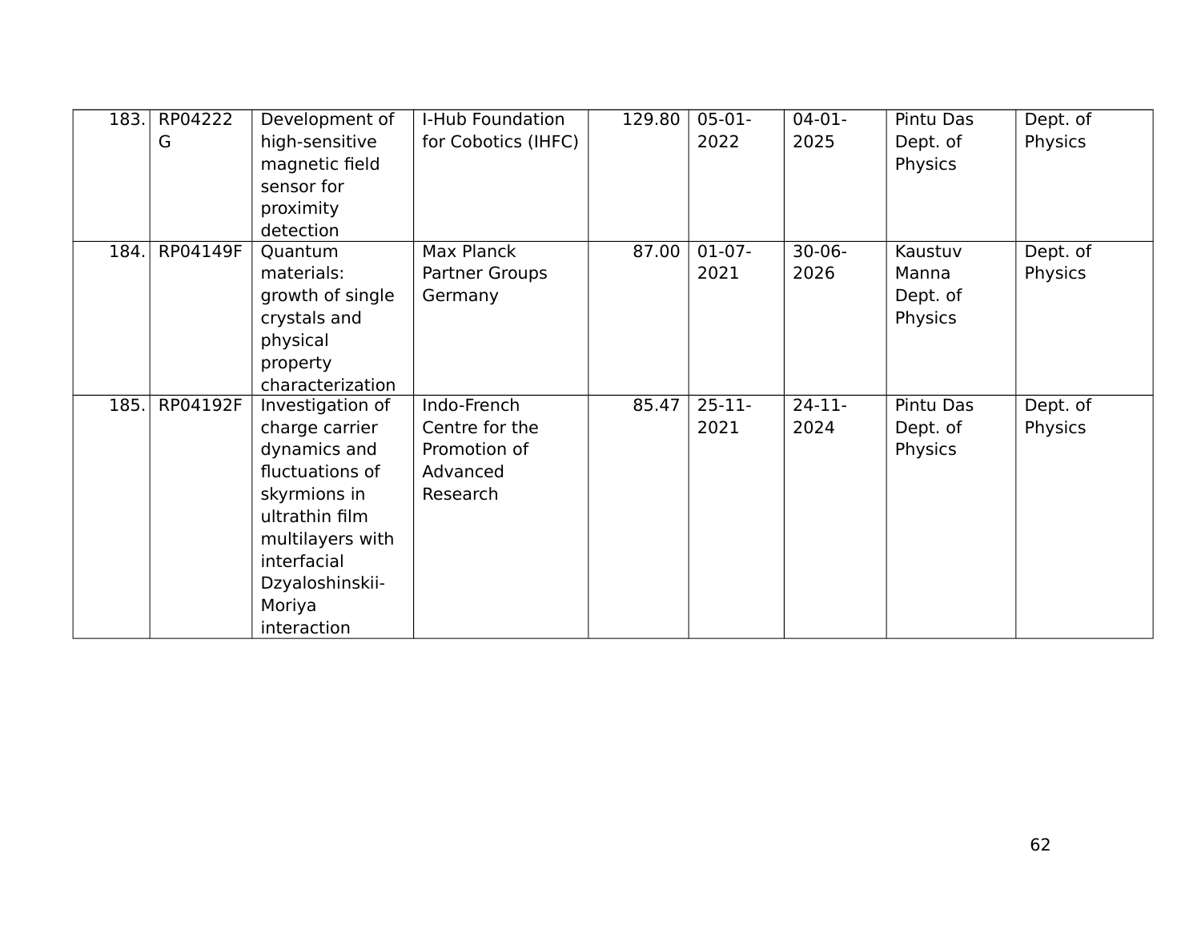| 183. | RP04222G | Development of high-sensitive magnetic field sensor for proximity detection | I-Hub Foundation for Cobotics (IHFC) | 129.80 | 05-01-2022 | 04-01-2025 | Pintu Das Dept. of Physics | Dept. of Physics |
|---|---|---|---|---|---|---|---|---|
| 184. | RP04149F | Quantum materials: growth of single crystals and physical property characterization | Max Planck Partner Groups Germany | 87.00 | 01-07-2021 | 30-06-2026 | Kaustuv Manna Dept. of Physics | Dept. of Physics |
| 185. | RP04192F | Investigation of charge carrier dynamics and fluctuations of skyrmions in ultrathin film multilayers with interfacial Dzyaloshinskii-Moriya interaction | Indo-French Centre for the Promotion of Advanced Research | 85.47 | 25-11-2021 | 24-11-2024 | Pintu Das Dept. of Physics | Dept. of Physics |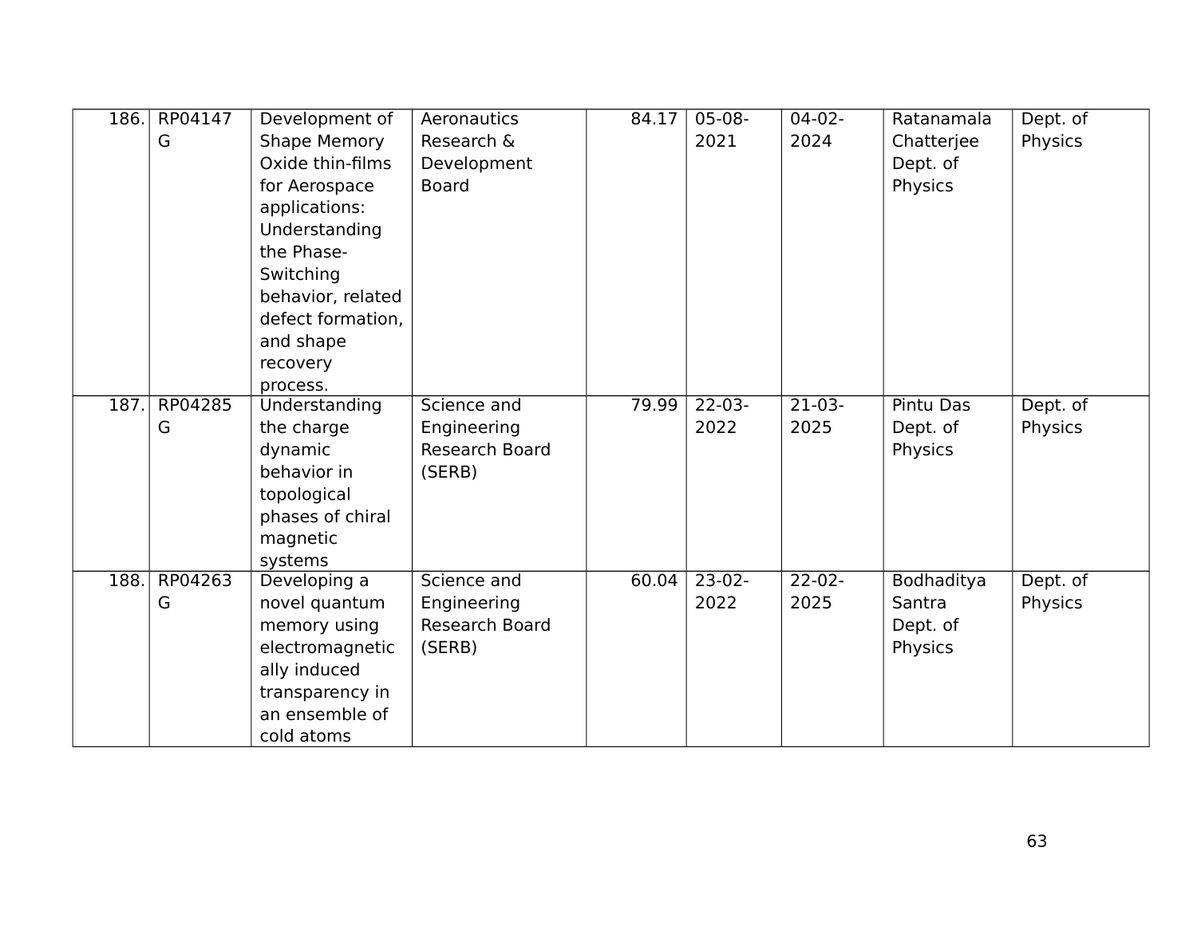| 186. | RP04147G | Development of Shape Memory Oxide thin-films for Aerospace applications: Understanding the Phase-Switching behavior, related defect formation, and shape recovery process. | Aeronautics Research & Development Board | 84.17 | 05-08-2021 | 04-02-2024 | Ratanamala Chatterjee Dept. of Physics | Dept. of Physics |
|---|---|---|---|---|---|---|---|---|
| 187. | RP04285G | Understanding the charge dynamic behavior in topological phases of chiral magnetic systems | Science and Engineering Research Board (SERB) | 79.99 | 22-03-2022 | 21-03-2025 | Pintu Das Dept. of Physics | Dept. of Physics |
| 188. | RP04263G | Developing a novel quantum memory using electromagnetically induced transparency in an ensemble of cold atoms | Science and Engineering Research Board (SERB) | 60.04 | 23-02-2022 | 22-02-2025 | Bodhaditya Santra Dept. of Physics | Dept. of Physics |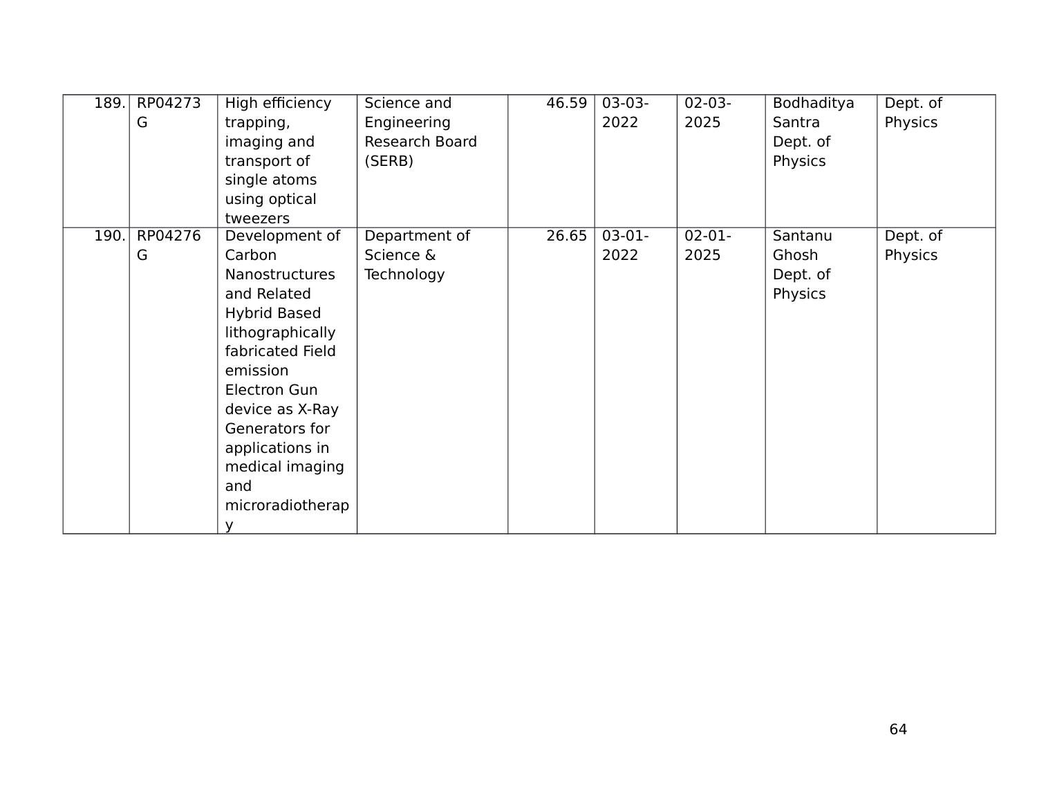| 189. | RP04273G | High efficiency trapping, imaging and transport of single atoms using optical tweezers | Science and Engineering Research Board (SERB) | 46.59 | 03-03-2022 | 02-03-2025 | Bodhaditya Santra Dept. of Physics | Dept. of Physics |
|---|---|---|---|---|---|---|---|---|
| 190. | RP04276G | Development of Carbon Nanostructures and Related Hybrid Based lithographically fabricated Field emission Electron Gun device as X-Ray Generators for applications in medical imaging and microradiotherapy | Department of Science & Technology | 26.65 | 03-01-2022 | 02-01-2025 | Santanu Ghosh Dept. of Physics | Dept. of Physics |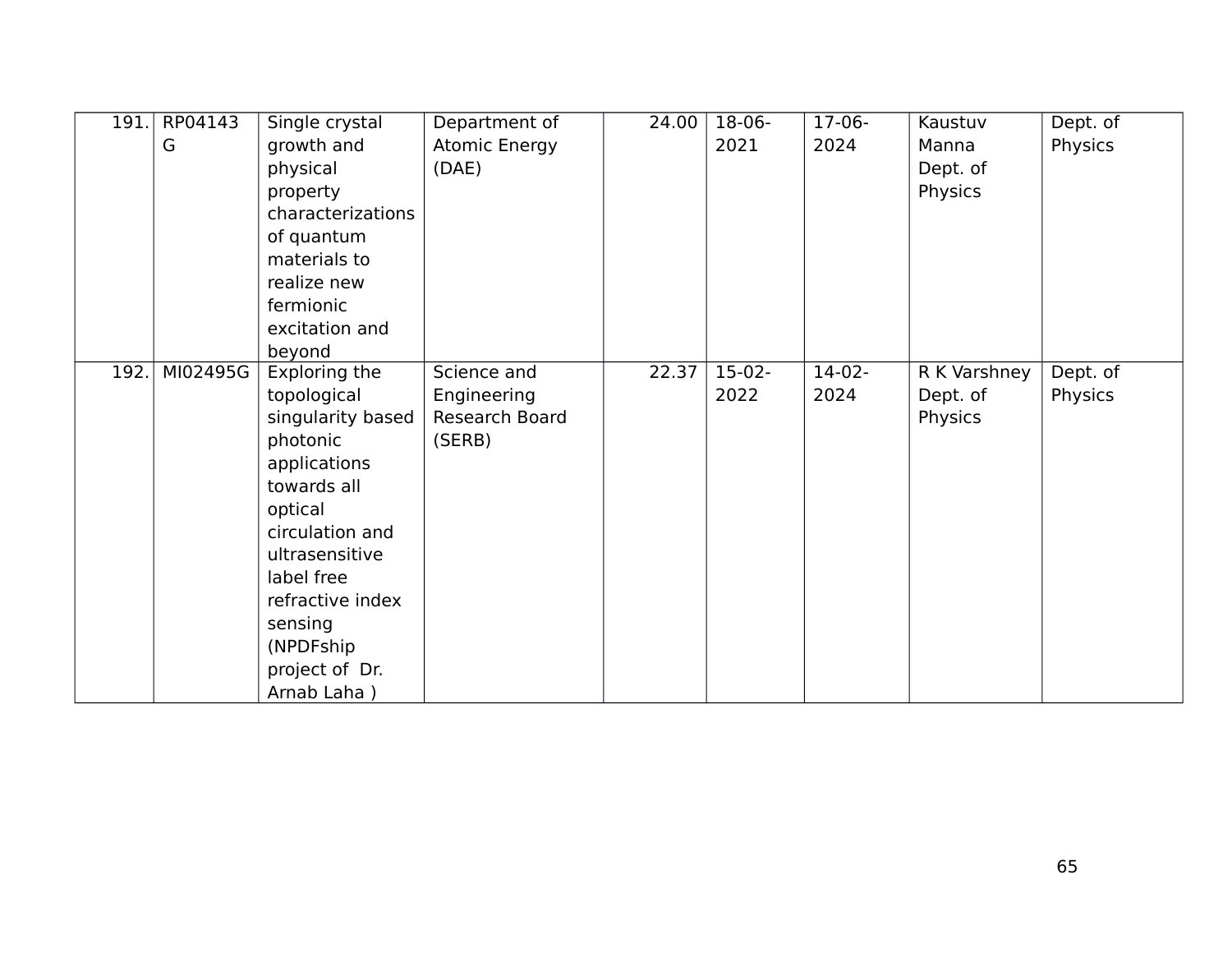| 191. | RP04143G | Single crystal growth and physical property characterizations of quantum materials to realize new fermionic excitation and beyond | Department of Atomic Energy (DAE) | 24.00 | 18-06-2021 | 17-06-2024 | Kaustuv Manna Dept. of Physics | Dept. of Physics |
|---|---|---|---|---|---|---|---|---|
| 192. | MI02495G | Exploring the topological singularity based photonic applications towards all optical circulation and ultrasensitive label free refractive index sensing (NPDFship project of Dr. Arnab Laha ) | Science and Engineering Research Board (SERB) | 22.37 | 15-02-2022 | 14-02-2024 | R K Varshney Dept. of Physics | Dept. of Physics |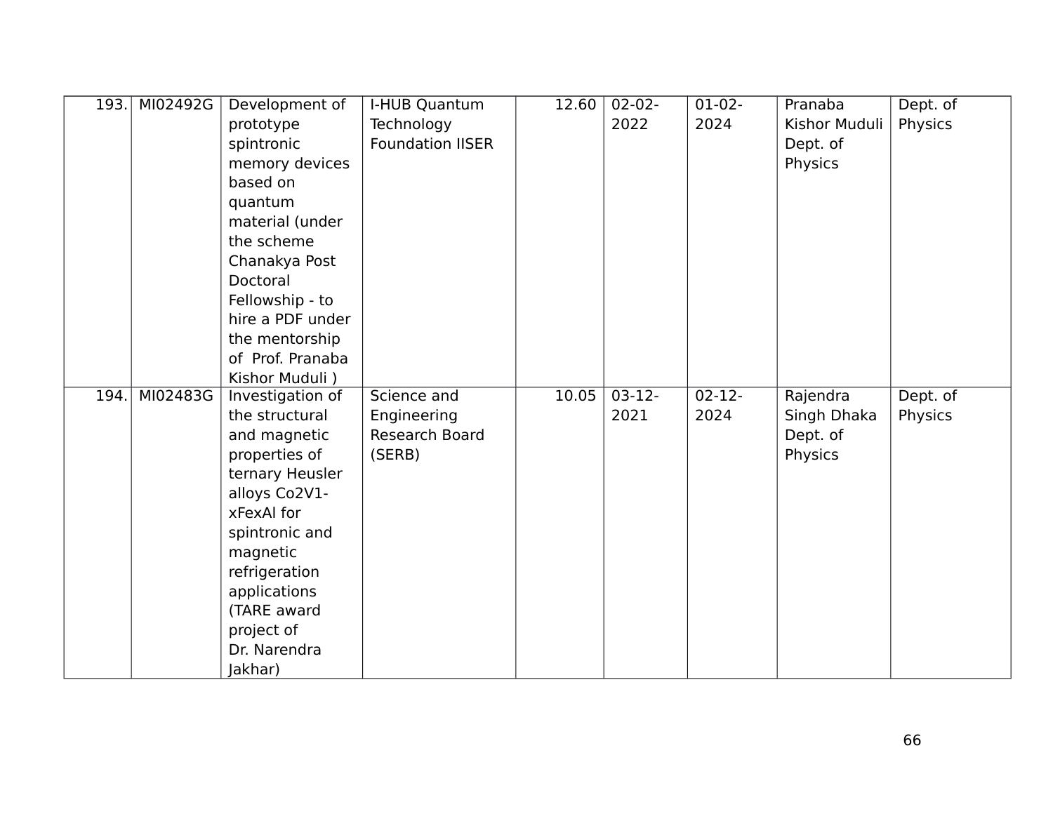| 193. | MI02492G | Development of prototype spintronic memory devices based on quantum material (under the scheme Chanakya Post Doctoral Fellowship - to hire a PDF under the mentorship of Prof. Pranaba Kishor Muduli ) | I-HUB Quantum Technology Foundation IISER | 12.60 | 02-02-2022 | 01-02-2024 | Pranaba Kishor Muduli Dept. of Physics | Dept. of Physics |
|---|---|---|---|---|---|---|---|---|
| 194. | MI02483G | Investigation of the structural and magnetic properties of ternary Heusler alloys $Co_2V_{1-x}Fe_xAl$ for spintronic and magnetic refrigeration applications (TARE award project of Dr. Narendra Jakhar) | Science and Engineering Research Board (SERB) | 10.05 | 03-12-2021 | 02-12-2024 | Rajendra Singh Dhaka Dept. of Physics | Dept. of Physics |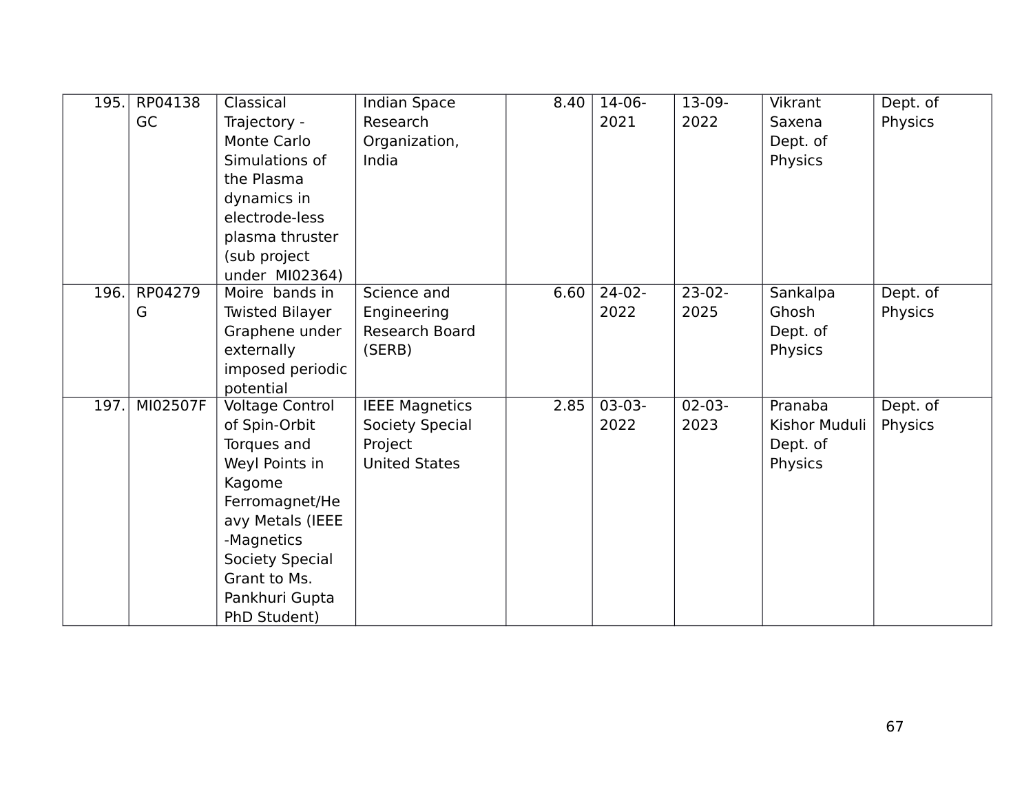| 195. | RP04138GC | Classical Trajectory - Monte Carlo Simulations of the Plasma dynamics in electrode-less plasma thruster (sub project under MI02364) | Indian Space Research Organization, India | 8.40 | 14-06-2021 | 13-09-2022 | Vikrant Saxena Dept. of Physics | Dept. of Physics |
|---|---|---|---|---|---|---|---|---|
| 196. | RP04279G | Moire bands in Twisted Bilayer Graphene under externally imposed periodic potential | Science and Engineering Research Board (SERB) | 6.60 | 24-02-2022 | 23-02-2025 | Sankalpa Ghosh Dept. of Physics | Dept. of Physics |
| 197. | MI02507F | Voltage Control of Spin-Orbit Torques and Weyl Points in Kagome Ferromagnet/Heavy Metals (IEEE -Magnetics Society Special Grant to Ms. Pankhuri Gupta PhD Student) | IEEE Magnetics Society Special Project United States | 2.85 | 03-03-2022 | 02-03-2023 | Pranaba Kishor Muduli Dept. of Physics | Dept. of Physics |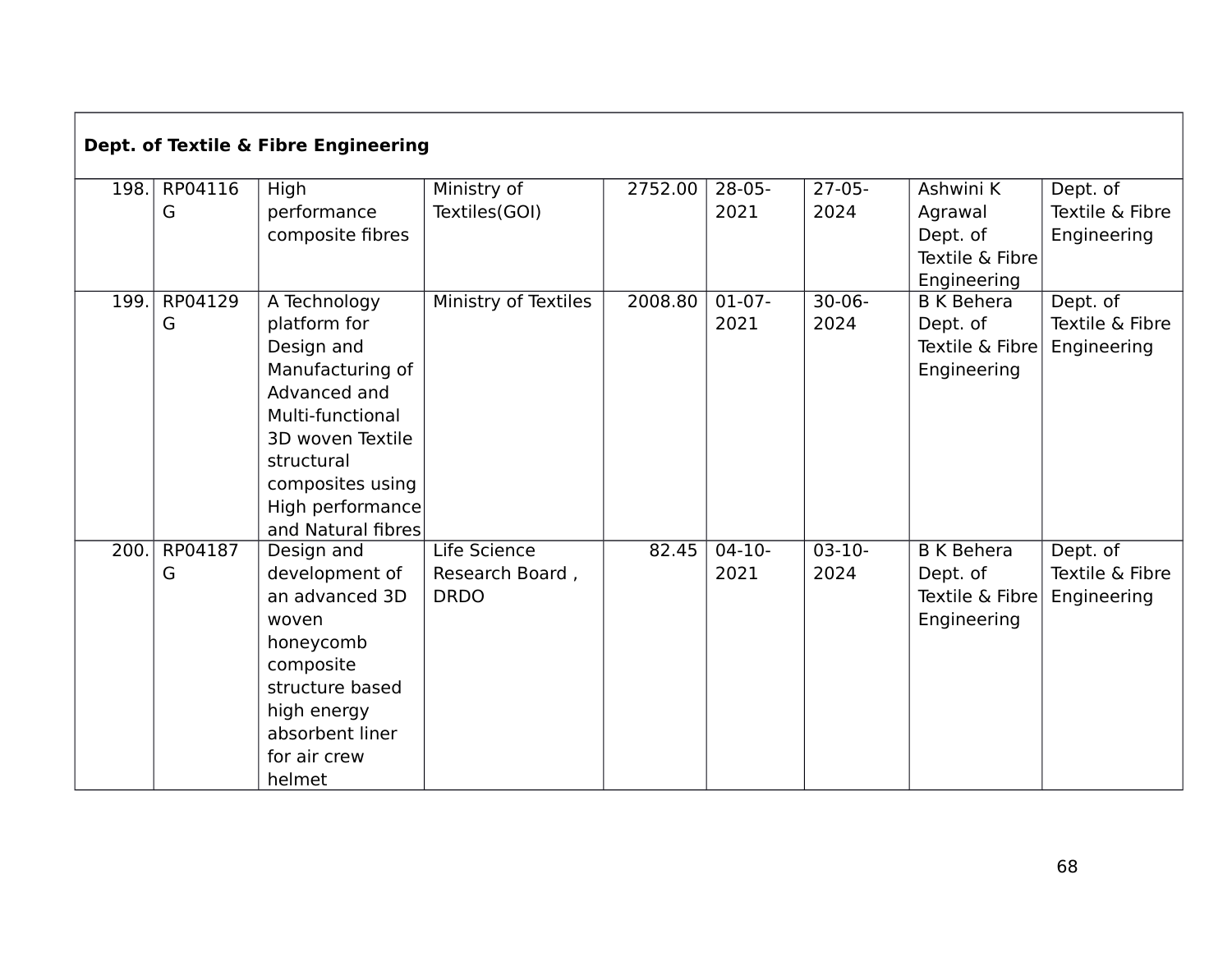| Dept. of Textile & Fibre Engineering | | | | | | | | |
|---|---|---|---|---|---|---|---|---|
| 198. | RP04116G | High performance composite fibres | Ministry of Textiles(GOI) | 2752.00 | 28-05-2021 | 27-05-2024 | Ashwini K Agrawal Dept. of Textile & Fibre Engineering | Dept. of Textile & Fibre Engineering |
| 199. | RP04129G | A Technology platform for Design and Manufacturing of Advanced and Multi-functional 3D woven Textile structural composites using High performance and Natural fibres | Ministry of Textiles | 2008.80 | 01-07-2021 | 30-06-2024 | B K Behera Dept. of Textile & Fibre Engineering | Dept. of Textile & Fibre Engineering |
| 200. | RP04187G | Design and development of an advanced 3D woven honeycomb composite structure based high energy absorbent liner for air crew helmet | Life Science Research Board , DRDO | 82.45 | 04-10-2021 | 03-10-2024 | B K Behera Dept. of Textile & Fibre Engineering | Dept. of Textile & Fibre Engineering |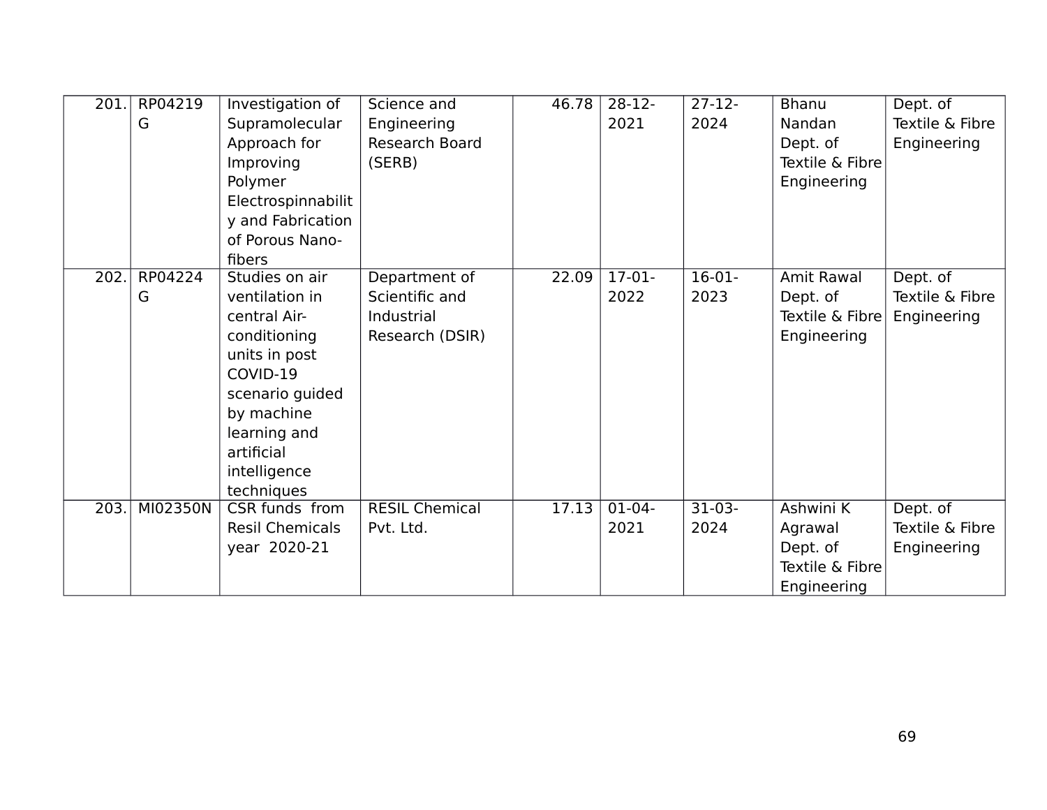| 201. | RP04219G | Investigation of Supramolecular Approach for Improving Polymer Electrospinnability and Fabrication of Porous Nano-fibers | Science and Engineering Research Board (SERB) | 46.78 | 28-12-2021 | 27-12-2024 | Bhanu Nandan Dept. of Textile & Fibre Engineering | Dept. of Textile & Fibre Engineering |
|---|---|---|---|---|---|---|---|---|
| 202. | RP04224G | Studies on air ventilation in central Air-conditioning units in post COVID-19 scenario guided by machine learning and artificial intelligence techniques | Department of Scientific and Industrial Research (DSIR) | 22.09 | 17-01-2022 | 16-01-2023 | Amit Rawal Dept. of Textile & Fibre Engineering | Dept. of Textile & Fibre Engineering |
| 203. | MI02350N | CSR funds from Resil Chemicals year 2020-21 | RESIL Chemical Pvt. Ltd. | 17.13 | 01-04-2021 | 31-03-2024 | Ashwini K Agrawal Dept. of Textile & Fibre Engineering | Dept. of Textile & Fibre Engineering |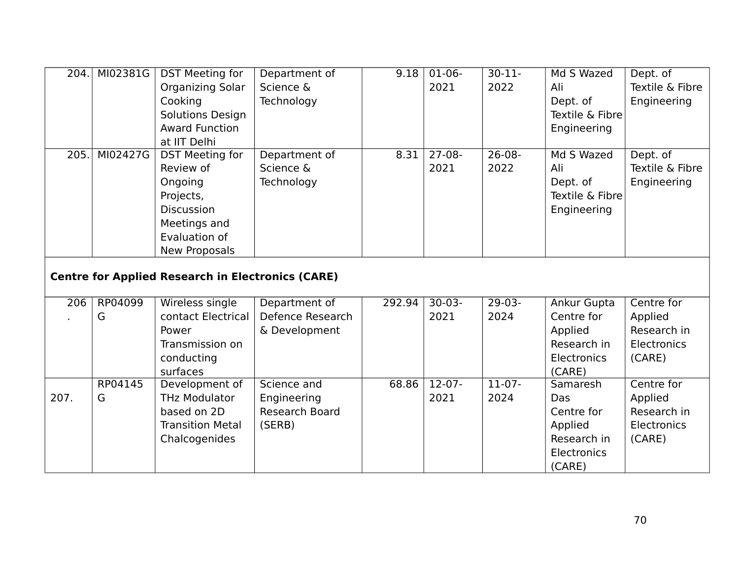| 204. | MI02381G | DST Meeting for Organizing Solar Cooking Solutions Design Award Function at IIT Delhi | Department of Science & Technology | 9.18 | 01-06-2021 | 30-11-2022 | Md S Wazed Ali Dept. of Textile & Fibre Engineering | Dept. of Textile & Fibre Engineering |
|---|---|---|---|---|---|---|---|---|
| 205. | MI02427G | DST Meeting for Review of Ongoing Projects, Discussion Meetings and Evaluation of New Proposals | Department of Science & Technology | 8.31 | 27-08-2021 | 26-08-2022 | Md S Wazed Ali Dept. of Textile & Fibre Engineering | Dept. of Textile & Fibre Engineering |
| **Centre for Applied Research in Electronics (CARE)** | | | | | | | | |
| 206. | RP04099G | Wireless single contact Electrical Power Transmission on conducting surfaces | Department of Defence Research & Development | 292.94 | 30-03-2021 | 29-03-2024 | Ankur Gupta Centre for Applied Research in Electronics (CARE) | Centre for Applied Research in Electronics (CARE) |
| 207. | RP04145G | Development of THz Modulator based on 2D Transition Metal Chalcogenides | Science and Engineering Research Board (SERB) | 68.86 | 12-07-2021 | 11-07-2024 | Samaresh Das Centre for Applied Research in Electronics (CARE) | Centre for Applied Research in Electronics (CARE) |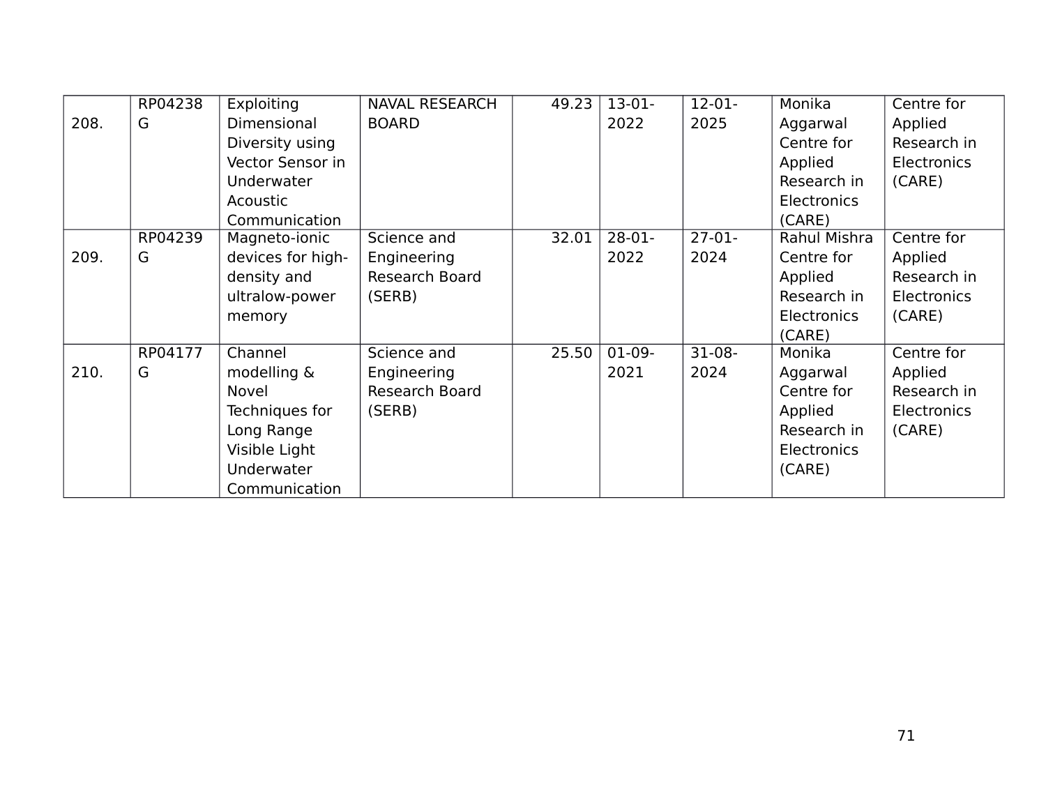| 208. | RP04238G | Exploiting Dimensional Diversity using Vector Sensor in Underwater Acoustic Communication | NAVAL RESEARCH BOARD | 49.23 | 13-01-2022 | 12-01-2025 | Monika Aggarwal Centre for Applied Research in Electronics (CARE) | Centre for Applied Research in Electronics (CARE) |
|---|---|---|---|---|---|---|---|---|
| 209. | RP04239G | Magneto-ionic devices for high-density and ultralow-power memory | Science and Engineering Research Board (SERB) | 32.01 | 28-01-2022 | 27-01-2024 | Rahul Mishra Centre for Applied Research in Electronics (CARE) | Centre for Applied Research in Electronics (CARE) |
| 210. | RP04177G | Channel modelling & Novel Techniques for Long Range Visible Light Underwater Communication | Science and Engineering Research Board (SERB) | 25.50 | 01-09-2021 | 31-08-2024 | Monika Aggarwal Centre for Applied Research in Electronics (CARE) | Centre for Applied Research in Electronics (CARE) |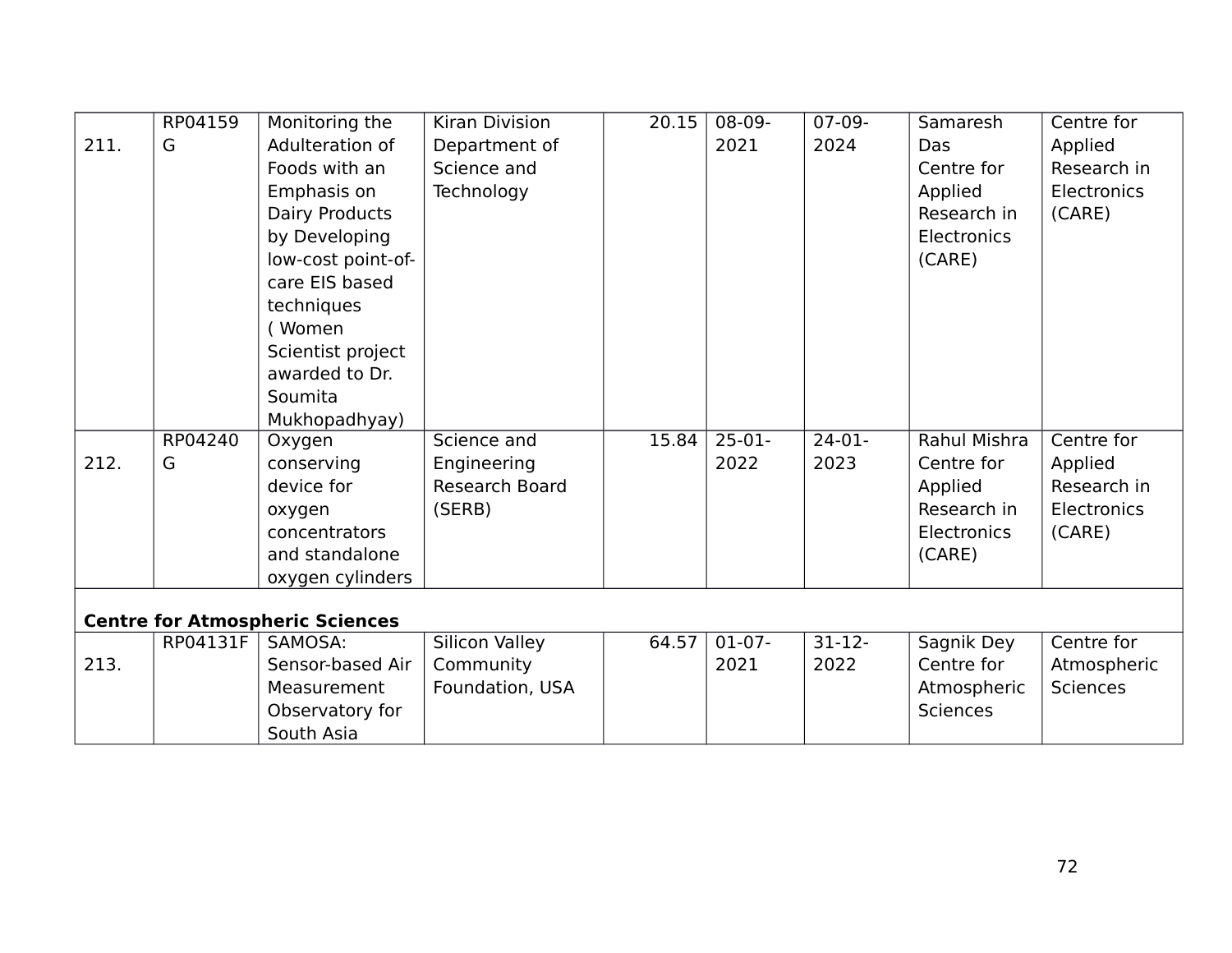| | | | | | | | | |
|---|---|---|---|---|---|---|---|---|
| 211. | RP04159G | Monitoring the Adulteration of Foods with an Emphasis on Dairy Products by Developing low-cost point-of-care EIS based techniques ( Women Scientist project awarded to Dr. Soumita Mukhopadhyay) | Kiran Division Department of Science and Technology | 20.15 | 08-09-2021 | 07-09-2024 | Samaresh Das Centre for Applied Research in Electronics (CARE) | Centre for Applied Research in Electronics (CARE) |
| 212. | RP04240G | Oxygen conserving device for oxygen concentrators and standalone oxygen cylinders | Science and Engineering Research Board (SERB) | 15.84 | 25-01-2022 | 24-01-2023 | Rahul Mishra Centre for Applied Research in Electronics (CARE) | Centre for Applied Research in Electronics (CARE) |
| **Centre for Atmospheric Sciences** | | | | | | | | |
| 213. | RP04131F | SAMOSA: Sensor-based Air Measurement Observatory for South Asia | Silicon Valley Community Foundation, USA | 64.57 | 01-07-2021 | 31-12-2022 | Sagnik Dey Centre for Atmospheric Sciences | Centre for Atmospheric Sciences |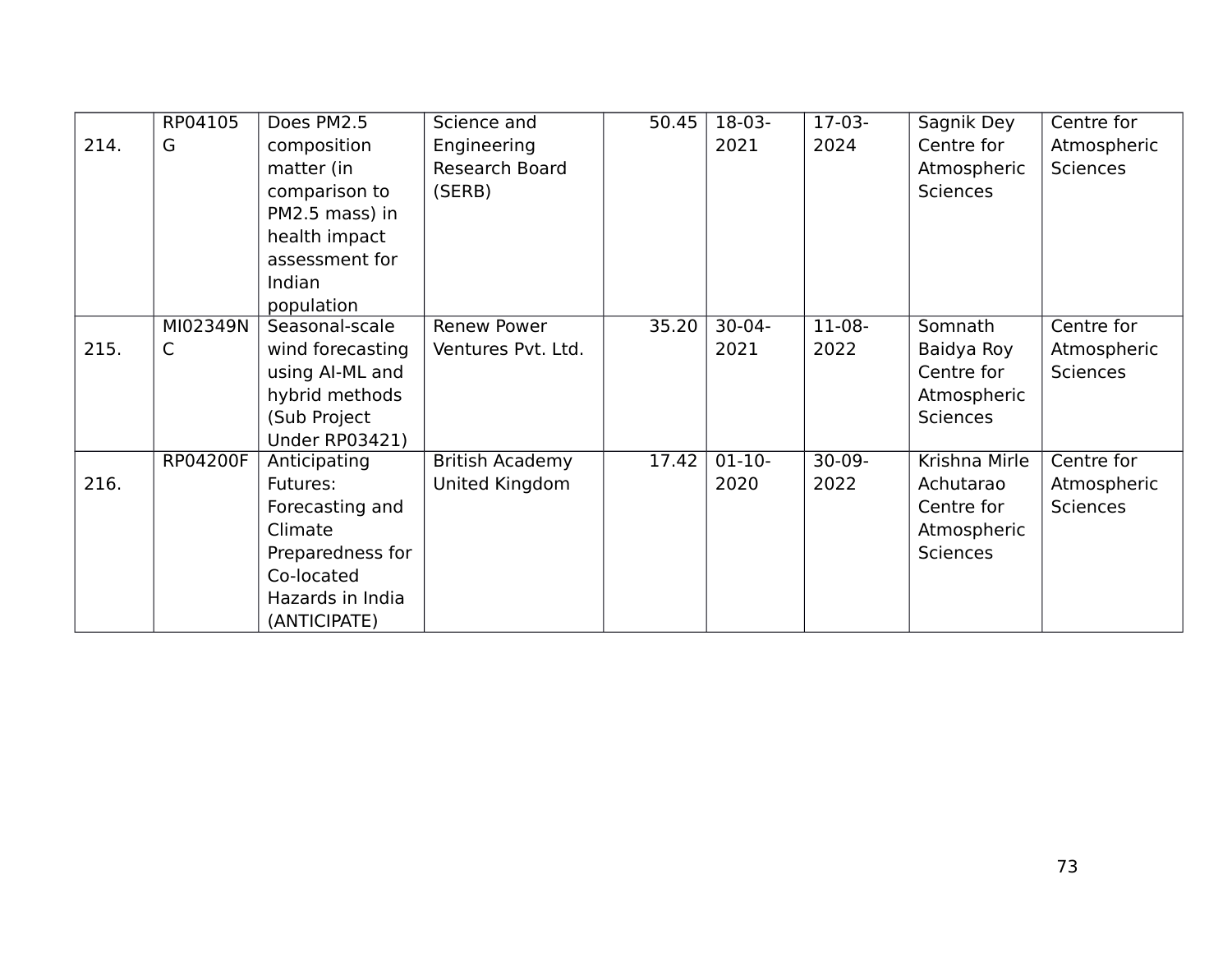| 214. | RP04105G | Does PM2.5 composition matter (in comparison to PM2.5 mass) in health impact assessment for Indian population | Science and Engineering Research Board (SERB) | 50.45 | 18-03-2021 | 17-03-2024 | Sagnik Dey Centre for Atmospheric Sciences | Centre for Atmospheric Sciences |
|---|---|---|---|---|---|---|---|---|
| 215. | MI02349NC | Seasonal-scale wind forecasting using AI-ML and hybrid methods (Sub Project Under RP03421) | Renew Power Ventures Pvt. Ltd. | 35.20 | 30-04-2021 | 11-08-2022 | Somnath Baidya Roy Centre for Atmospheric Sciences | Centre for Atmospheric Sciences |
| 216. | RP04200F | Anticipating Futures: Forecasting and Climate Preparedness for Co-located Hazards in India (ANTICIPATE) | British Academy United Kingdom | 17.42 | 01-10-2020 | 30-09-2022 | Krishna Mirle Achutarao Centre for Atmospheric Sciences | Centre for Atmospheric Sciences |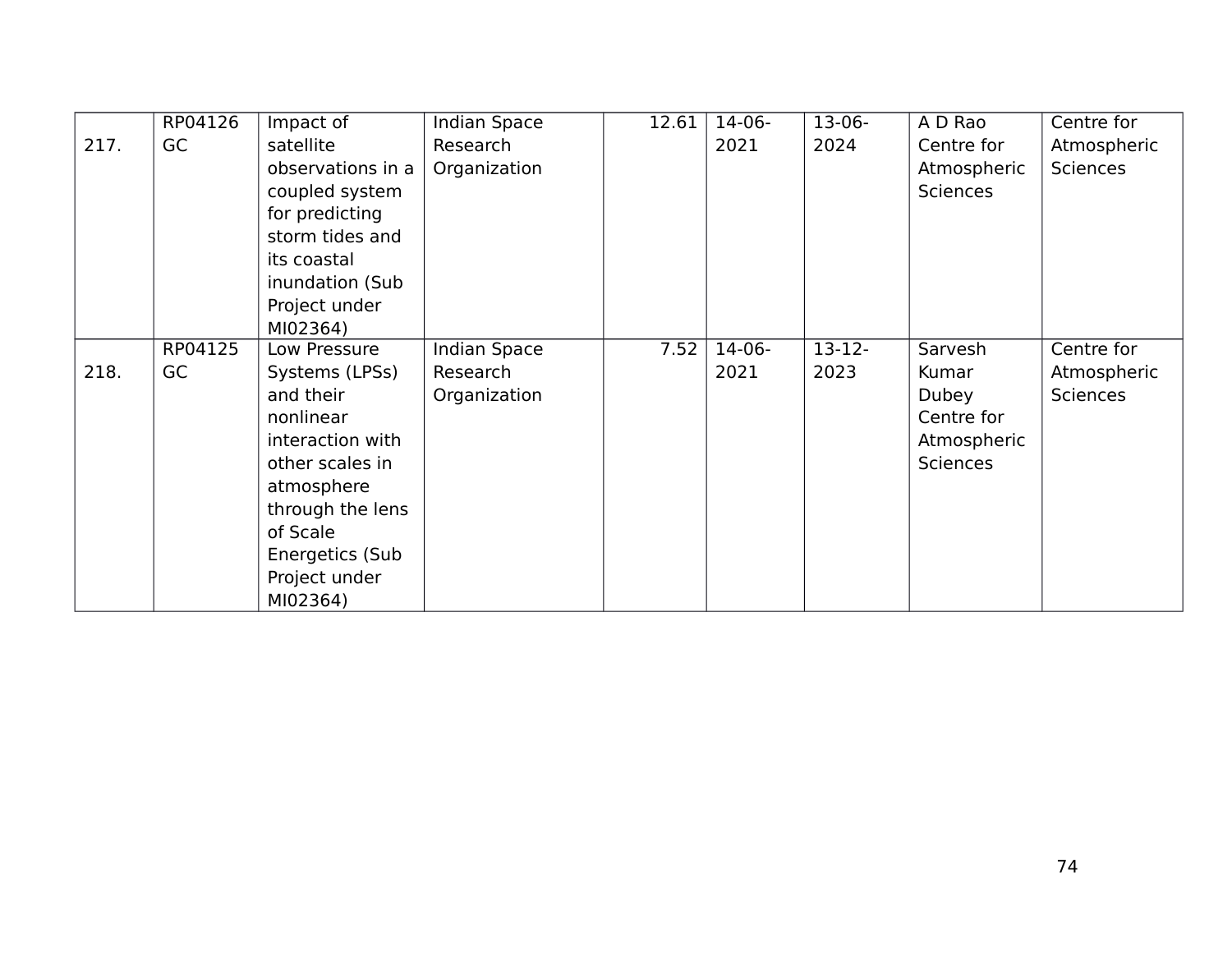| 217. | RP04126 GC | Impact of satellite observations in a coupled system for predicting storm tides and its coastal inundation (Sub Project under MI02364) | Indian Space Research Organization | 12.61 | 14-06-2021 | 13-06-2024 | A D Rao Centre for Atmospheric Sciences | Centre for Atmospheric Sciences |
|---|---|---|---|---|---|---|---|---|
| 218. | RP04125 GC | Low Pressure Systems (LPSs) and their nonlinear interaction with other scales in atmosphere through the lens of Scale Energetics (Sub Project under MI02364) | Indian Space Research Organization | 7.52 | 14-06-2021 | 13-12-2023 | Sarvesh Kumar Dubey Centre for Atmospheric Sciences | Centre for Atmospheric Sciences |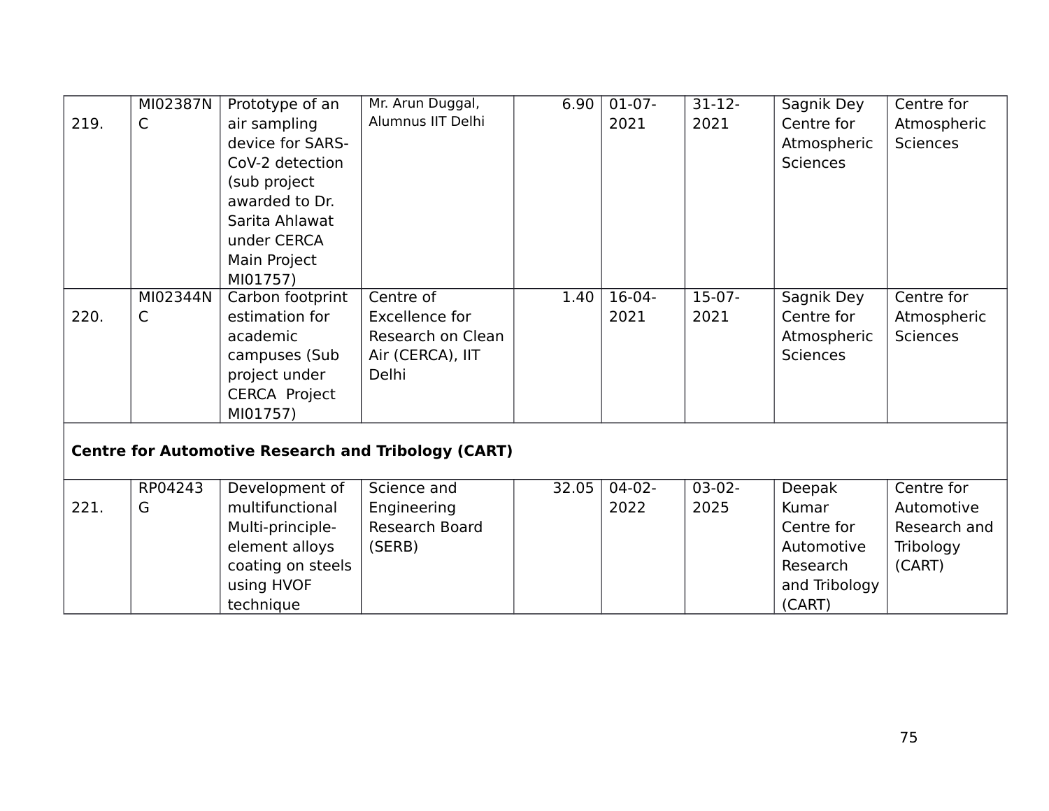| 219. | MI02387NC | Prototype of an air sampling device for SARS-CoV-2 detection (sub project awarded to Dr. Sarita Ahlawat under CERCA Main Project MI01757) | Mr. Arun Duggal, Alumnus IIT Delhi | 6.90 | 01-07-2021 | 31-12-2021 | Sagnik Dey Centre for Atmospheric Sciences | Centre for Atmospheric Sciences |
|---|---|---|---|---|---|---|---|---|
| 220. | MI02344NC | Carbon footprint estimation for academic campuses (Sub project under CERCA Project MI01757) | Centre of Excellence for Research on Clean Air (CERCA), IIT Delhi | 1.40 | 16-04-2021 | 15-07-2021 | Sagnik Dey Centre for Atmospheric Sciences | Centre for Atmospheric Sciences |
| **Centre for Automotive Research and Tribology (CART)** | | | | | | | | |
| 221. | RP04243G | Development of multifunctional Multi-principle-element alloys coating on steels using HVOF technique | Science and Engineering Research Board (SERB) | 32.05 | 04-02-2022 | 03-02-2025 | Deepak Kumar Centre for Automotive Research and Tribology (CART) | Centre for Automotive Research and Tribology (CART) |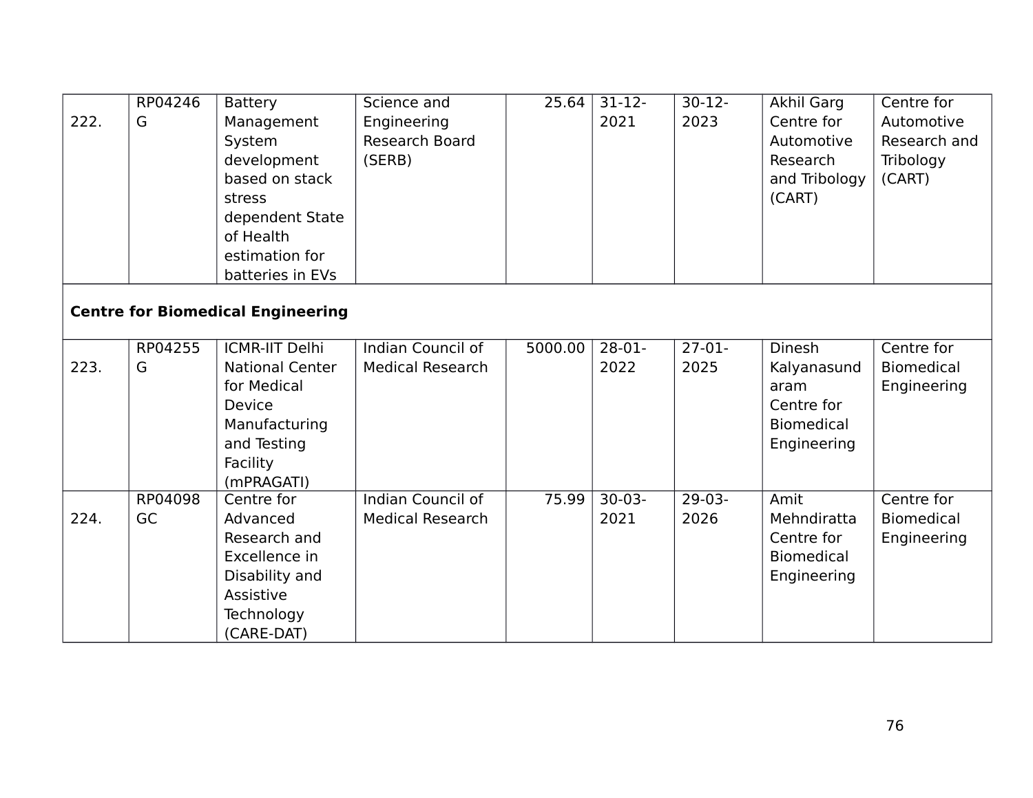| | | | | | | | | |
|---|---|---|---|---|---|---|---|---|
| 222. | RP04246G | Battery Management System development based on stack stress dependent State of Health estimation for batteries in EVs | Science and Engineering Research Board (SERB) | 25.64 | 31-12-2021 | 30-12-2023 | Akhil Garg Centre for Automotive Research and Tribology (CART) | Centre for Automotive Research and Tribology (CART) |
| **Centre for Biomedical Engineering** | | | | | | | | |
| 223. | RP04255G | ICMR-IIT Delhi National Center for Medical Device Manufacturing and Testing Facility (mPRAGATI) | Indian Council of Medical Research | 5000.00 | 28-01-2022 | 27-01-2025 | Dinesh Kalyanasundaram Centre for Biomedical Engineering | Centre for Biomedical Engineering |
| 224. | RP04098GC | Centre for Advanced Research and Excellence in Disability and Assistive Technology (CARE-DAT) | Indian Council of Medical Research | 75.99 | 30-03-2021 | 29-03-2026 | Amit Mehndiratta Centre for Biomedical Engineering | Centre for Biomedical Engineering |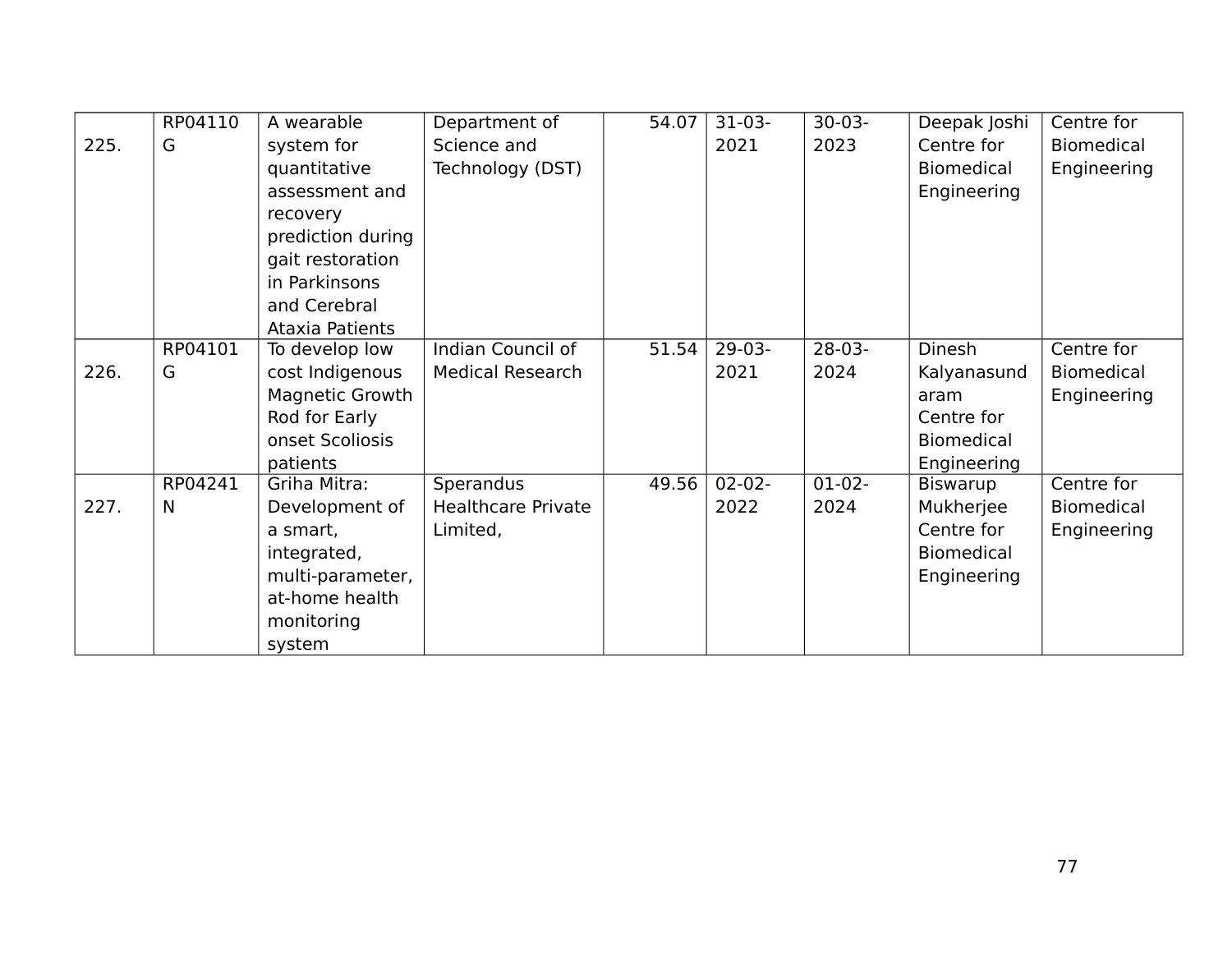| 225. | RP04110G | A wearable system for quantitative assessment and recovery prediction during gait restoration in Parkinsons and Cerebral Ataxia Patients | Department of Science and Technology (DST) | 54.07 | 31-03-2021 | 30-03-2023 | Deepak Joshi Centre for Biomedical Engineering | Centre for Biomedical Engineering |
|---|---|---|---|---|---|---|---|---|
| 226. | RP04101G | To develop low cost Indigenous Magnetic Growth Rod for Early onset Scoliosis patients | Indian Council of Medical Research | 51.54 | 29-03-2021 | 28-03-2024 | Dinesh Kalyanasundaram Centre for Biomedical Engineering | Centre for Biomedical Engineering |
| 227. | RP04241N | Griha Mitra: Development of a smart, integrated, multi-parameter, at-home health monitoring system | Sperandus Healthcare Private Limited, | 49.56 | 02-02-2022 | 01-02-2024 | Biswarup Mukherjee Centre for Biomedical Engineering | Centre for Biomedical Engineering |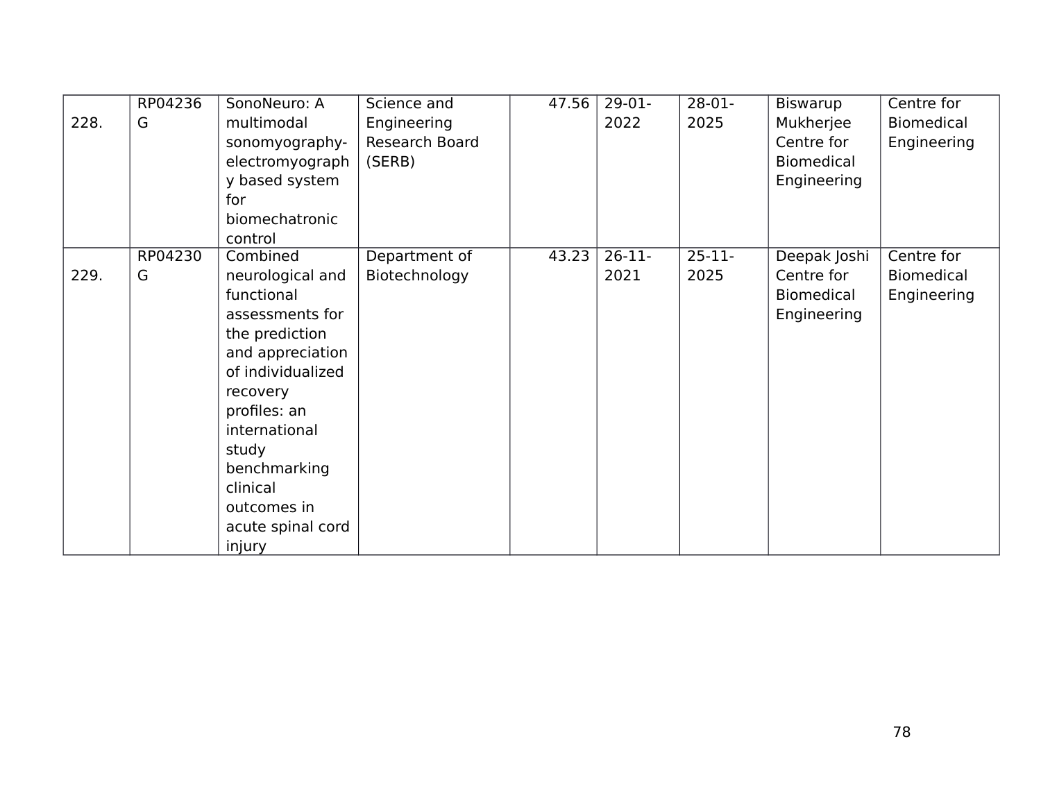| 228. | RP04236G | SonoNeuro: A multimodal sonomyography-electromyography based system for biomechatronic control | Science and Engineering Research Board (SERB) | 47.56 | 29-01-2022 | 28-01-2025 | Biswarup Mukherjee Centre for Biomedical Engineering | Centre for Biomedical Engineering |
|---|---|---|---|---|---|---|---|---|
| 229. | RP04230G | Combined neurological and functional assessments for the prediction and appreciation of individualized recovery profiles: an international study benchmarking clinical outcomes in acute spinal cord injury | Department of Biotechnology | 43.23 | 26-11-2021 | 25-11-2025 | Deepak Joshi Centre for Biomedical Engineering | Centre for Biomedical Engineering |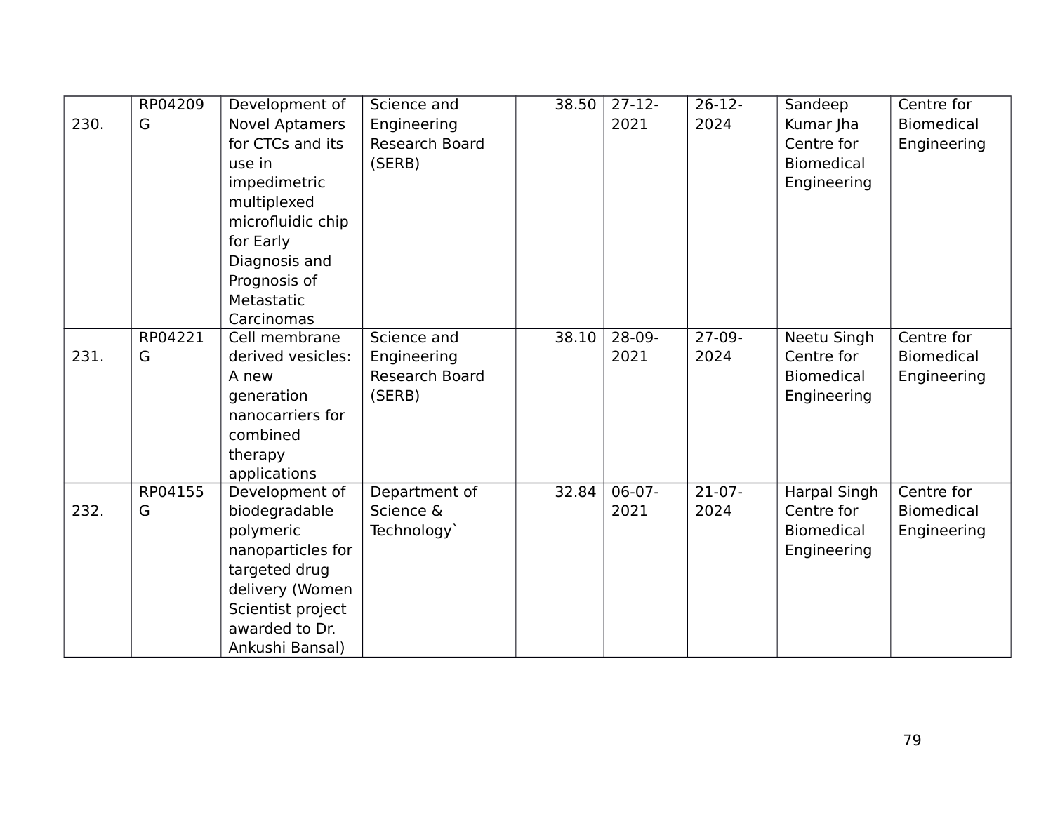| 230. | RP04209G | Development of Novel Aptamers for CTCs and its use in impedimetric multiplexed microfluidic chip for Early Diagnosis and Prognosis of Metastatic Carcinomas | Science and Engineering Research Board (SERB) | 38.50 | 27-12-2021 | 26-12-2024 | Sandeep Kumar Jha Centre for Biomedical Engineering | Centre for Biomedical Engineering |
|---|---|---|---|---|---|---|---|---|
| 231. | RP04221G | Cell membrane derived vesicles: A new generation nanocarriers for combined therapy applications | Science and Engineering Research Board (SERB) | 38.10 | 28-09-2021 | 27-09-2024 | Neetu Singh Centre for Biomedical Engineering | Centre for Biomedical Engineering |
| 232. | RP04155G | Development of biodegradable polymeric nanoparticles for targeted drug delivery (Women Scientist project awarded to Dr. Ankushi Bansal) | Department of Science & Technology` | 32.84 | 06-07-2021 | 21-07-2024 | Harpal Singh Centre for Biomedical Engineering | Centre for Biomedical Engineering |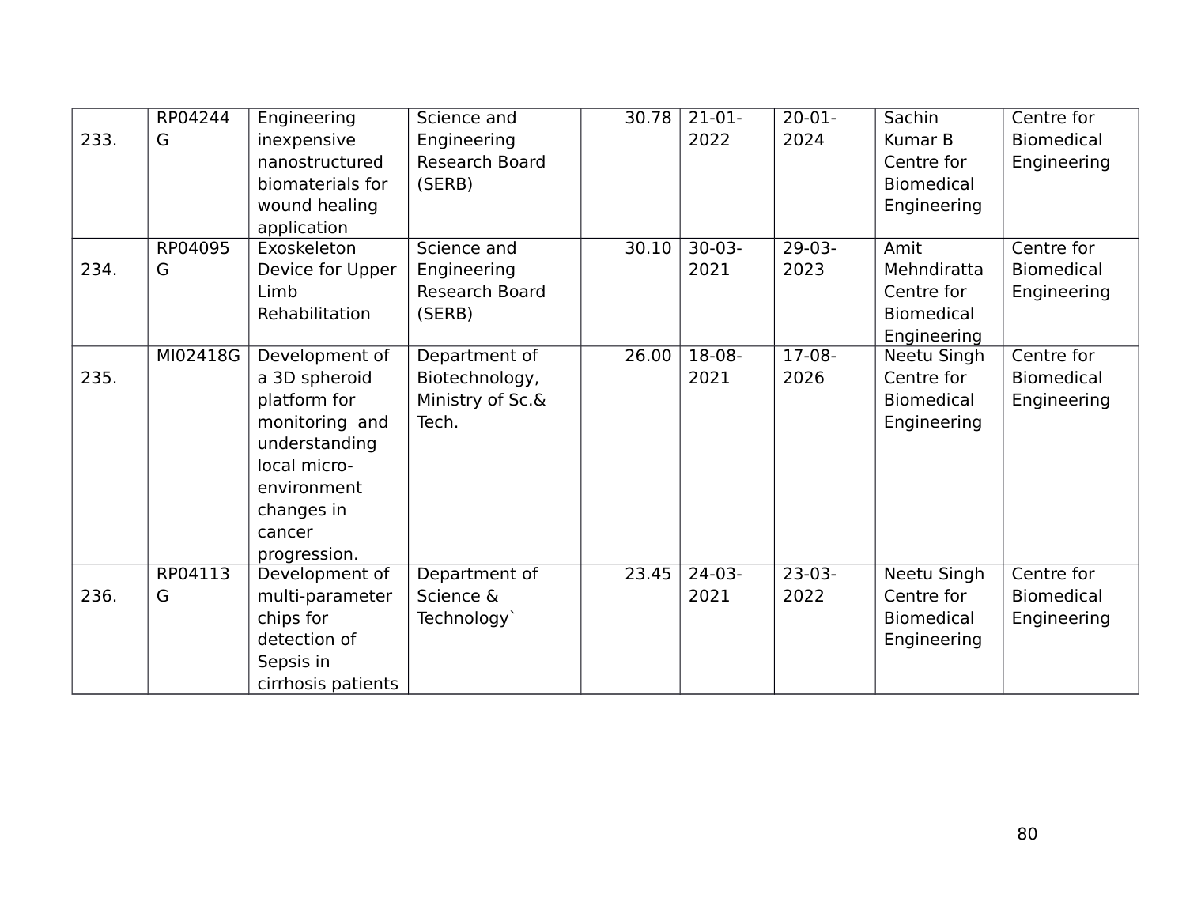| 233. | RP04244G | Engineering inexpensive nanostructured biomaterials for wound healing application | Science and Engineering Research Board (SERB) | 30.78 | 21-01-2022 | 20-01-2024 | Sachin Kumar B Centre for Biomedical Engineering | Centre for Biomedical Engineering |
|---|---|---|---|---|---|---|---|---|
| 234. | RP04095G | Exoskeleton Device for Upper Limb Rehabilitation | Science and Engineering Research Board (SERB) | 30.10 | 30-03-2021 | 29-03-2023 | Amit Mehndiratta Centre for Biomedical Engineering | Centre for Biomedical Engineering |
| 235. | MI02418G | Development of a 3D spheroid platform for monitoring and understanding local micro-environment changes in cancer progression. | Department of Biotechnology, Ministry of Sc.& Tech. | 26.00 | 18-08-2021 | 17-08-2026 | Neetu Singh Centre for Biomedical Engineering | Centre for Biomedical Engineering |
| 236. | RP04113G | Development of multi-parameter chips for detection of Sepsis in cirrhosis patients | Department of Science & Technology` | 23.45 | 24-03-2021 | 23-03-2022 | Neetu Singh Centre for Biomedical Engineering | Centre for Biomedical Engineering |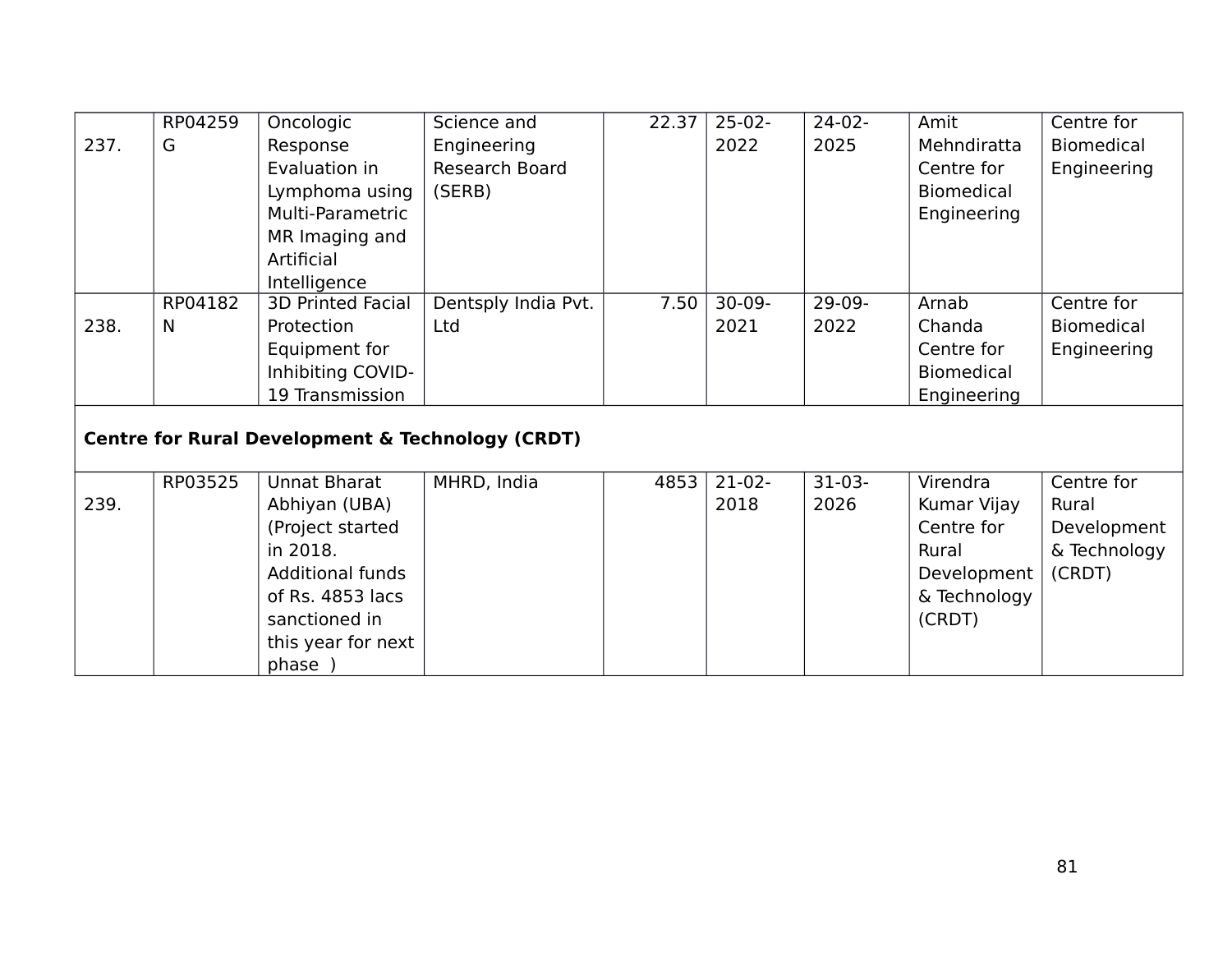| | | | | | | | | |
|---|---|---|---|---|---|---|---|---|
| 237. | RP04259G | Oncologic Response Evaluation in Lymphoma using Multi-Parametric MR Imaging and Artificial Intelligence | Science and Engineering Research Board (SERB) | 22.37 | 25-02-2022 | 24-02-2025 | Amit Mehndiratta Centre for Biomedical Engineering | Centre for Biomedical Engineering |
| 238. | RP04182N | 3D Printed Facial Protection Equipment for Inhibiting COVID-19 Transmission | Dentsply India Pvt. Ltd | 7.50 | 30-09-2021 | 29-09-2022 | Arnab Chanda Centre for Biomedical Engineering | Centre for Biomedical Engineering |
| **Centre for Rural Development & Technology (CRDT)** | | | | | | | | |
| 239. | RP03525 | Unnat Bharat Abhiyan (UBA) (Project started in 2018. Additional funds of Rs. 4853 lacs sanctioned in this year for next phase ) | MHRD, India | 4853 | 21-02-2018 | 31-03-2026 | Virendra Kumar Vijay Centre for Rural Development & Technology (CRDT) | Centre for Rural Development & Technology (CRDT) |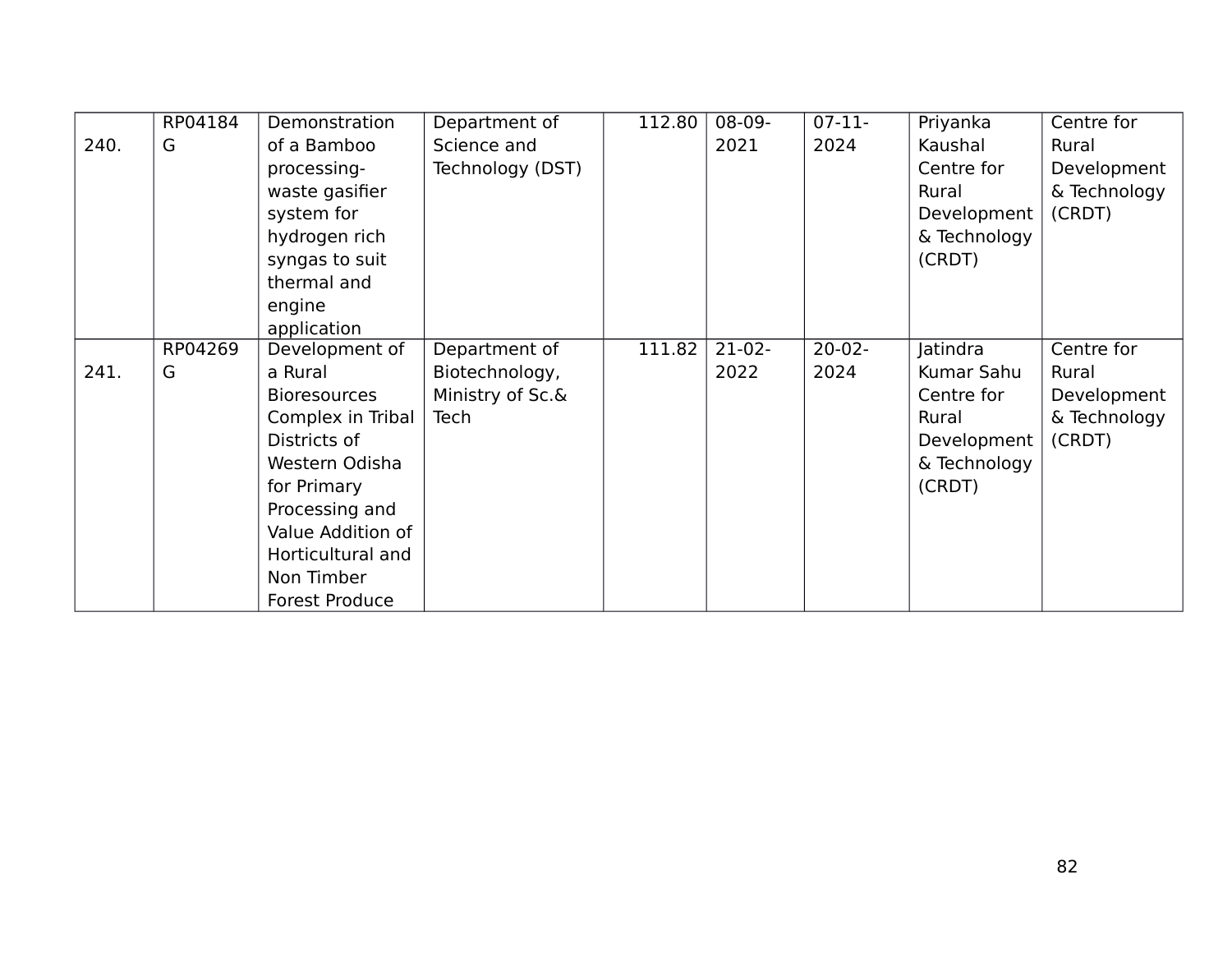| 240. | RP04184G | Demonstration of a Bamboo processing-waste gasifier system for hydrogen rich syngas to suit thermal and engine application | Department of Science and Technology (DST) | 112.80 | 08-09-2021 | 07-11-2024 | Priyanka Kaushal Centre for Rural Development & Technology (CRDT) | Centre for Rural Development & Technology (CRDT) |
|---|---|---|---|---|---|---|---|---|
| 241. | RP04269G | Development of a Rural Bioresources Complex in Tribal Districts of Western Odisha for Primary Processing and Value Addition of Horticultural and Non Timber Forest Produce | Department of Biotechnology, Ministry of Sc.& Tech | 111.82 | 21-02-2022 | 20-02-2024 | Jatindra Kumar Sahu Centre for Rural Development & Technology (CRDT) | Centre for Rural Development & Technology (CRDT) |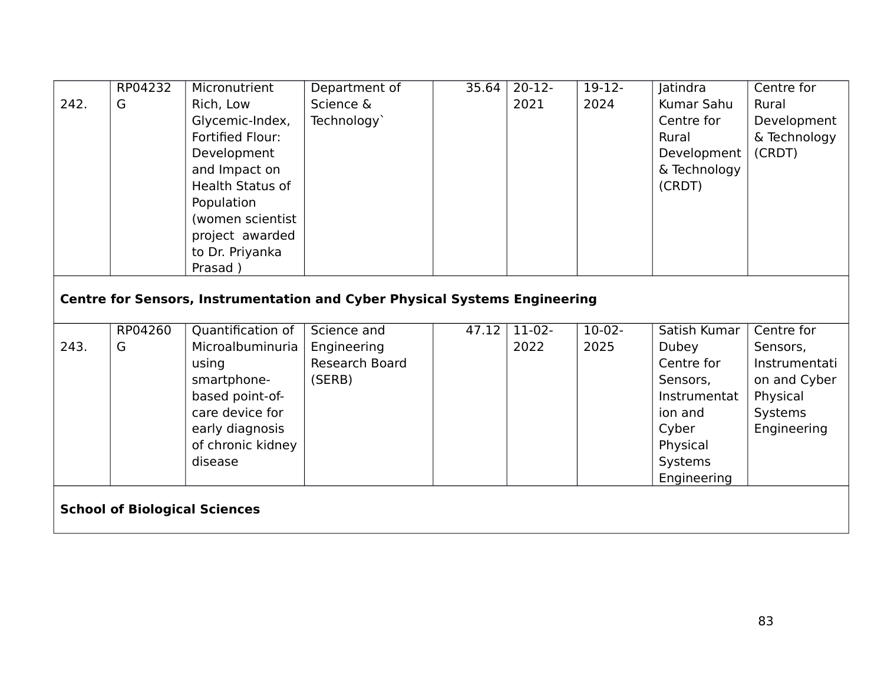| | | | | | | | | |
|---|---|---|---|---|---|---|---|---|
| 242. | RP04232G | Micronutrient Rich, Low Glycemic-Index, Fortified Flour: Development and Impact on Health Status of Population (women scientist project awarded to Dr. Priyanka Prasad ) | Department of Science & Technology` | 35.64 | 20-12-2021 | 19-12-2024 | Jatindra Kumar Sahu Centre for Rural Development & Technology (CRDT) | Centre for Rural Development & Technology (CRDT) |
| **Centre for Sensors, Instrumentation and Cyber Physical Systems Engineering** | | | | | | | | |
| 243. | RP04260G | Quantification of Microalbuminuria using smartphone-based point-of-care device for early diagnosis of chronic kidney disease | Science and Engineering Research Board (SERB) | 47.12 | 11-02-2022 | 10-02-2025 | Satish Kumar Dubey Centre for Sensors, Instrumentation and Cyber Physical Systems Engineering | Centre for Sensors, Instrumentation and Cyber Physical Systems Engineering |
| **School of Biological Sciences** | | | | | | | | |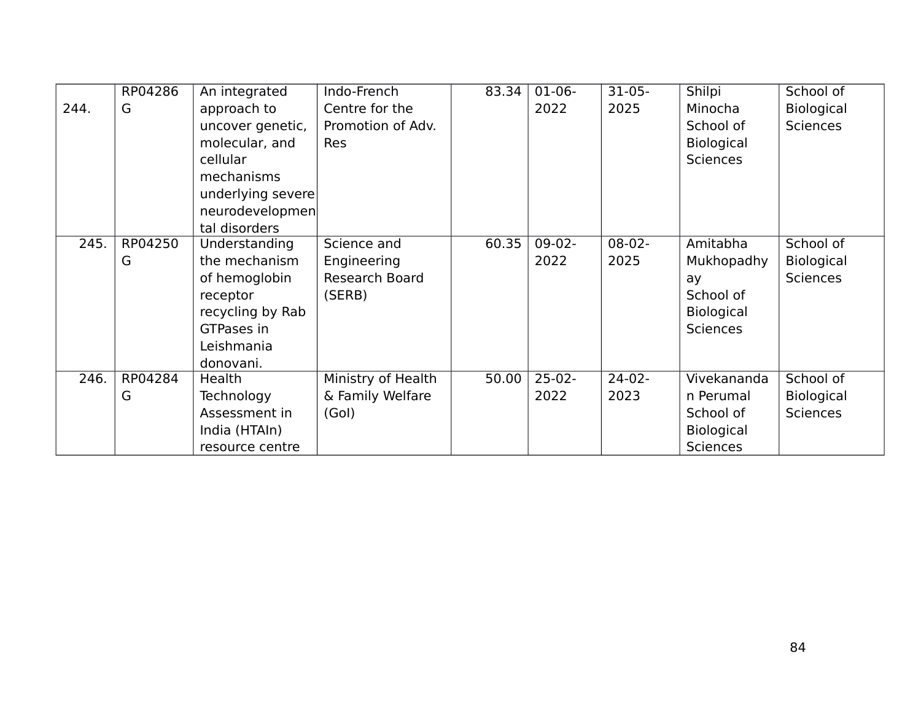| 244. | RP04286G | An integrated approach to uncover genetic, molecular, and cellular mechanisms underlying severe neurodevelopmental disorders | Indo-French Centre for the Promotion of Adv. Res | 83.34 | 01-06-2022 | 31-05-2025 | Shilpi Minocha School of Biological Sciences | School of Biological Sciences |
|---|---|---|---|---|---|---|---|---|
| 245. | RP04250G | Understanding the mechanism of hemoglobin receptor recycling by Rab GTPases in Leishmania donovani. | Science and Engineering Research Board (SERB) | 60.35 | 09-02-2022 | 08-02-2025 | Amitabha Mukhopadhyay School of Biological Sciences | School of Biological Sciences |
| 246. | RP04284G | Health Technology Assessment in India (HTAIn) resource centre | Ministry of Health & Family Welfare (GoI) | 50.00 | 25-02-2022 | 24-02-2023 | Vivekanandan Perumal School of Biological Sciences | School of Biological Sciences |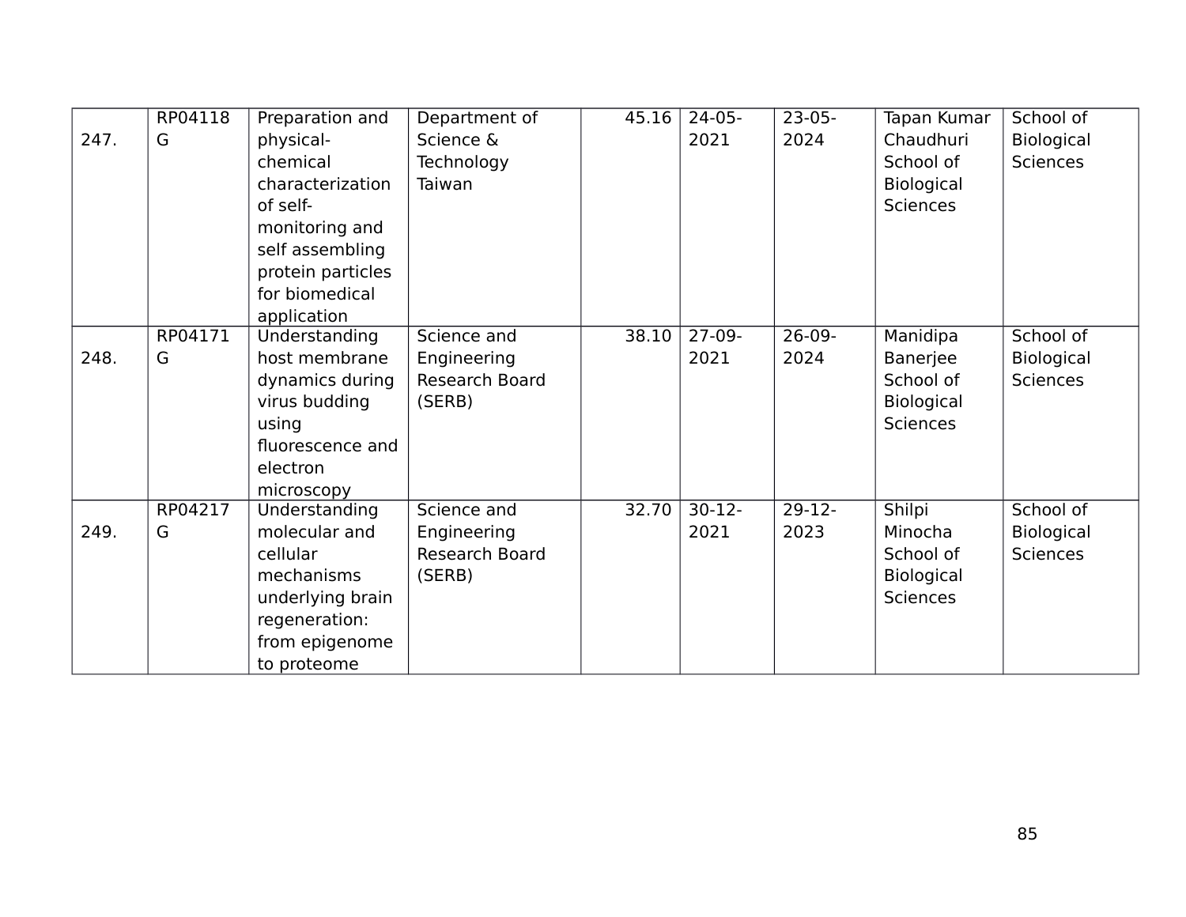| 247. | RP04118G | Preparation and physical-chemical characterization of self-monitoring and self assembling protein particles for biomedical application | Department of Science & Technology Taiwan | 45.16 | 24-05-2021 | 23-05-2024 | Tapan Kumar Chaudhuri School of Biological Sciences | School of Biological Sciences |
|---|---|---|---|---|---|---|---|---|
| 248. | RP04171G | Understanding host membrane dynamics during virus budding using fluorescence and electron microscopy | Science and Engineering Research Board (SERB) | 38.10 | 27-09-2021 | 26-09-2024 | Manidipa Banerjee School of Biological Sciences | School of Biological Sciences |
| 249. | RP04217G | Understanding molecular and cellular mechanisms underlying brain regeneration: from epigenome to proteome | Science and Engineering Research Board (SERB) | 32.70 | 30-12-2021 | 29-12-2023 | Shilpi Minocha School of Biological Sciences | School of Biological Sciences |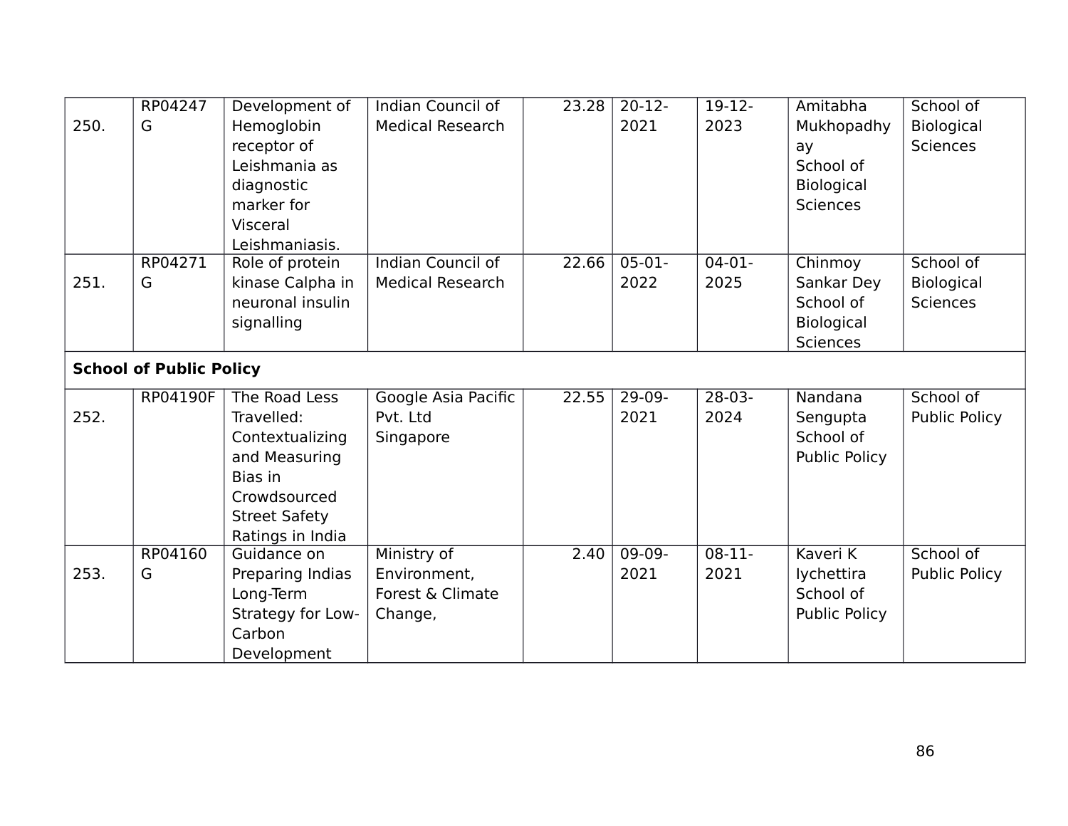| 250. | RP04247G | Development of Hemoglobin receptor of Leishmania as diagnostic marker for Visceral Leishmaniasis. | Indian Council of Medical Research | 23.28 | 20-12-2021 | 19-12-2023 | Amitabha Mukhopadhyay School of Biological Sciences | School of Biological Sciences |
|---|---|---|---|---|---|---|---|---|
| 251. | RP04271G | Role of protein kinase Calpha in neuronal insulin signalling | Indian Council of Medical Research | 22.66 | 05-01-2022 | 04-01-2025 | Chinmoy Sankar Dey School of Biological Sciences | School of Biological Sciences |
| **School of Public Policy** | | | | | | | | |
| 252. | RP04190F | The Road Less Travelled: Contextualizing and Measuring Bias in Crowdsourced Street Safety Ratings in India | Google Asia Pacific Pvt. Ltd Singapore | 22.55 | 29-09-2021 | 28-03-2024 | Nandana Sengupta School of Public Policy | School of Public Policy |
| 253. | RP04160G | Guidance on Preparing Indias Long-Term Strategy for Low-Carbon Development | Ministry of Environment, Forest & Climate Change, | 2.40 | 09-09-2021 | 08-11-2021 | Kaveri K Iychettira School of Public Policy | School of Public Policy |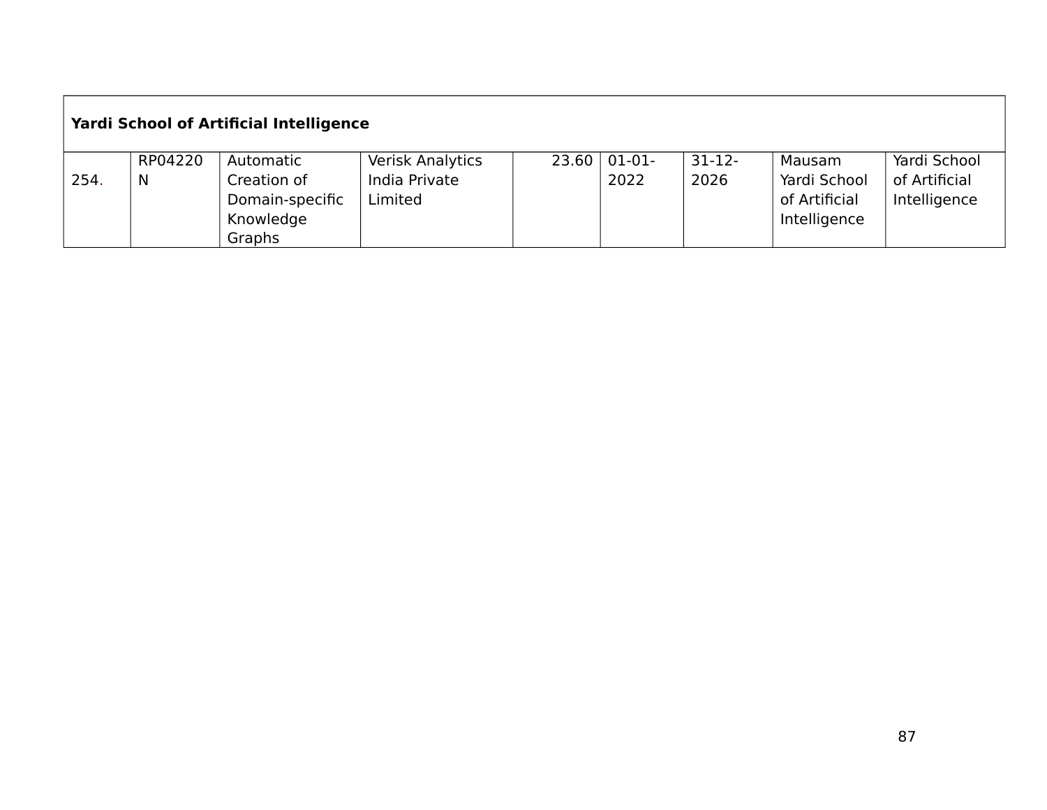| | | | | | | | | |
|---|---|---|---|---|---|---|---|---|
| **Yardi School of Artificial Intelligence** | | | | | | | | |
| 254. | RP04220N | Automatic Creation of Domain-specific Knowledge Graphs | Verisk Analytics India Private Limited | 23.60 | 01-01-2022 | 31-12-2026 | Mausam Yardi School of Artificial Intelligence | Yardi School of Artificial Intelligence |